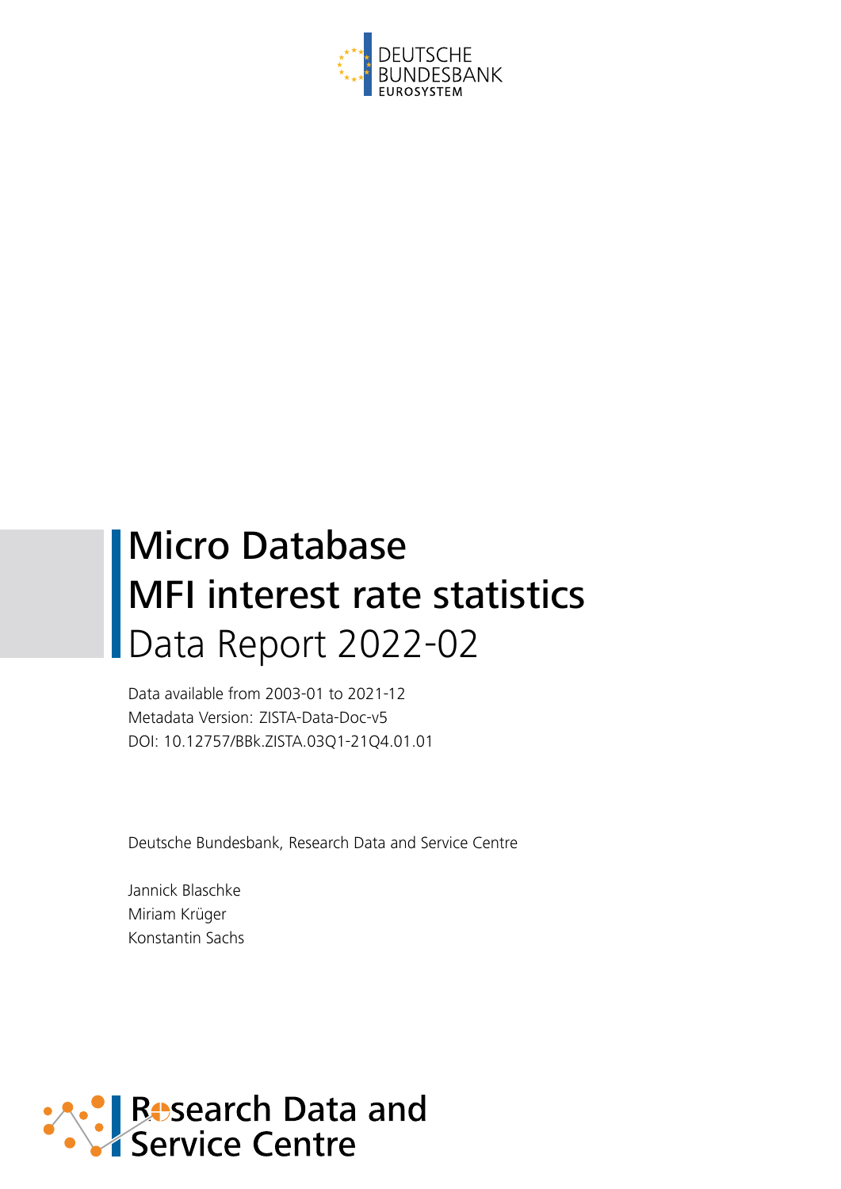DEUTSCHE BUNDESBANK
EUROSYSTEM

# Micro Database MFI interest rate statistics

## Data Report 2022-02

Data available from 2003-01 to 2021-12
Metadata Version: ZISTA-Data-Doc-v5
DOI: 10.12757/BBk.ZISTA.03Q1-21Q4.01.01

Deutsche Bundesbank, Research Data and Service Centre

Jannick Blaschke
Miriam Krüger
Konstantin Sachs

Research Data and Service Centre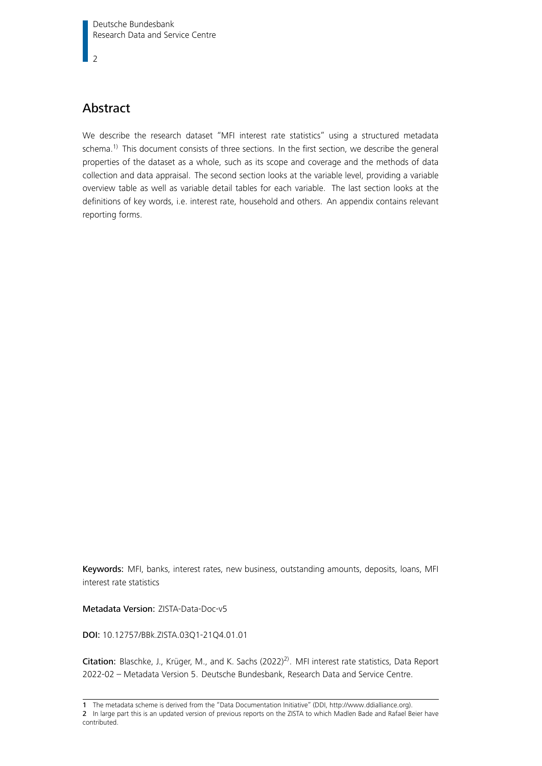# Abstract

We describe the research dataset "MFI interest rate statistics" using a structured metadata schema.[1] This document consists of three sections. In the first section, we describe the general properties of the dataset as a whole, such as its scope and coverage and the methods of data collection and data appraisal. The second section looks at the variable level, providing a variable overview table as well as variable detail tables for each variable. The last section looks at the definitions of key words, i.e. interest rate, household and others. An appendix contains relevant reporting forms.

**Keywords:** MFI, banks, interest rates, new business, outstanding amounts, deposits, loans, MFI interest rate statistics

**Metadata Version:** ZISTA-Data-Doc-v5

**DOI:** 10.12757/BBk.ZISTA.03Q1-21Q4.01.01

**Citation:** Blaschke, J., Krüger, M., and K. Sachs (2022)[2]. MFI interest rate statistics, Data Report 2022-02 – Metadata Version 5. Deutsche Bundesbank, Research Data and Service Centre.

---

**1** The metadata scheme is derived from the "Data Documentation Initiative" (DDI, http://www.ddialliance.org).

**2** In large part this is an updated version of previous reports on the ZISTA to which Madlen Bade and Rafael Beier have contributed.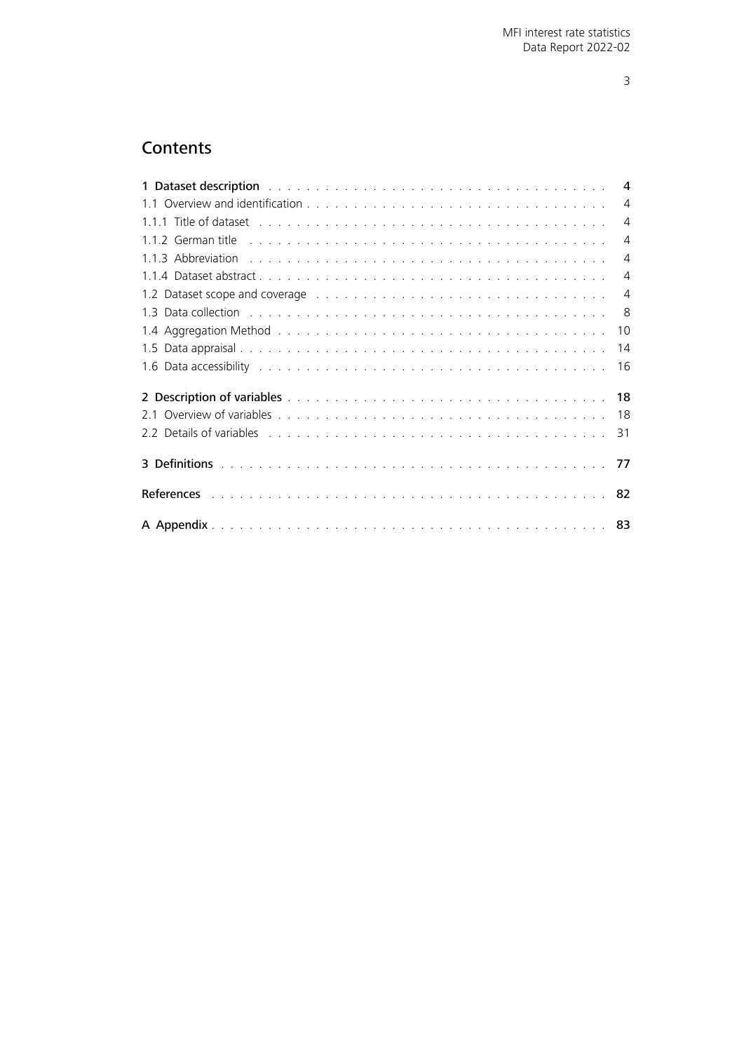# Contents

- **1 Dataset description** — **4**
  - 1.1 Overview and identification — 4
    - 1.1.1 Title of dataset — 4
    - 1.1.2 German title — 4
    - 1.1.3 Abbreviation — 4
    - 1.1.4 Dataset abstract — 4
  - 1.2 Dataset scope and coverage — 4
  - 1.3 Data collection — 8
  - 1.4 Aggregation Method — 10
  - 1.5 Data appraisal — 14
  - 1.6 Data accessibility — 16
- **2 Description of variables** — **18**
  - 2.1 Overview of variables — 18
  - 2.2 Details of variables — 31
- **3 Definitions** — **77**
- **References** — **82**
- **A Appendix** — **83**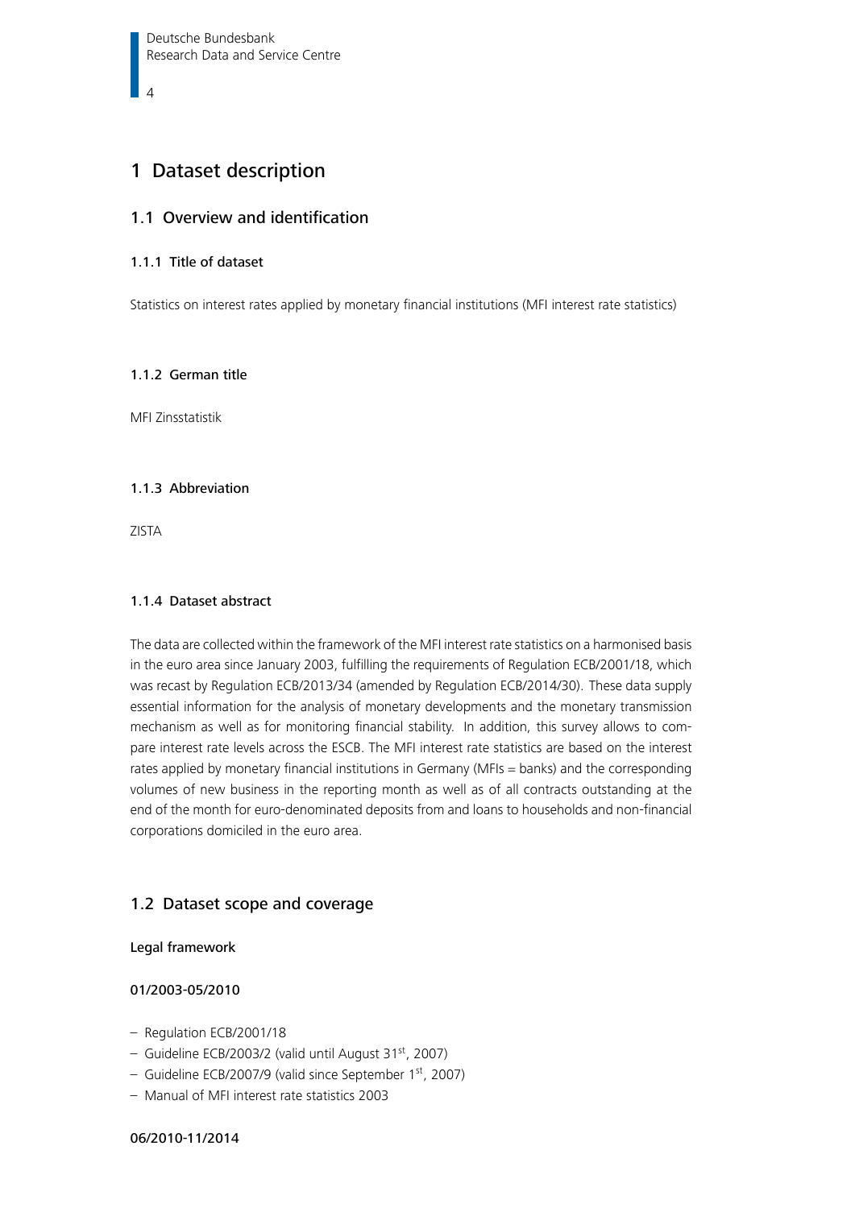# 1 Dataset description

## 1.1 Overview and identification

### 1.1.1 Title of dataset

Statistics on interest rates applied by monetary financial institutions (MFI interest rate statistics)

### 1.1.2 German title

MFI Zinsstatistik

### 1.1.3 Abbreviation

ZISTA

### 1.1.4 Dataset abstract

The data are collected within the framework of the MFI interest rate statistics on a harmonised basis in the euro area since January 2003, fulfilling the requirements of Regulation ECB/2001/18, which was recast by Regulation ECB/2013/34 (amended by Regulation ECB/2014/30). These data supply essential information for the analysis of monetary developments and the monetary transmission mechanism as well as for monitoring financial stability. In addition, this survey allows to compare interest rate levels across the ESCB. The MFI interest rate statistics are based on the interest rates applied by monetary financial institutions in Germany (MFIs = banks) and the corresponding volumes of new business in the reporting month as well as of all contracts outstanding at the end of the month for euro-denominated deposits from and loans to households and non-financial corporations domiciled in the euro area.

## 1.2 Dataset scope and coverage

**Legal framework**

**01/2003-05/2010**

- Regulation ECB/2001/18
- Guideline ECB/2003/2 (valid until August 31st, 2007)
- Guideline ECB/2007/9 (valid since September 1st, 2007)
- Manual of MFI interest rate statistics 2003

**06/2010-11/2014**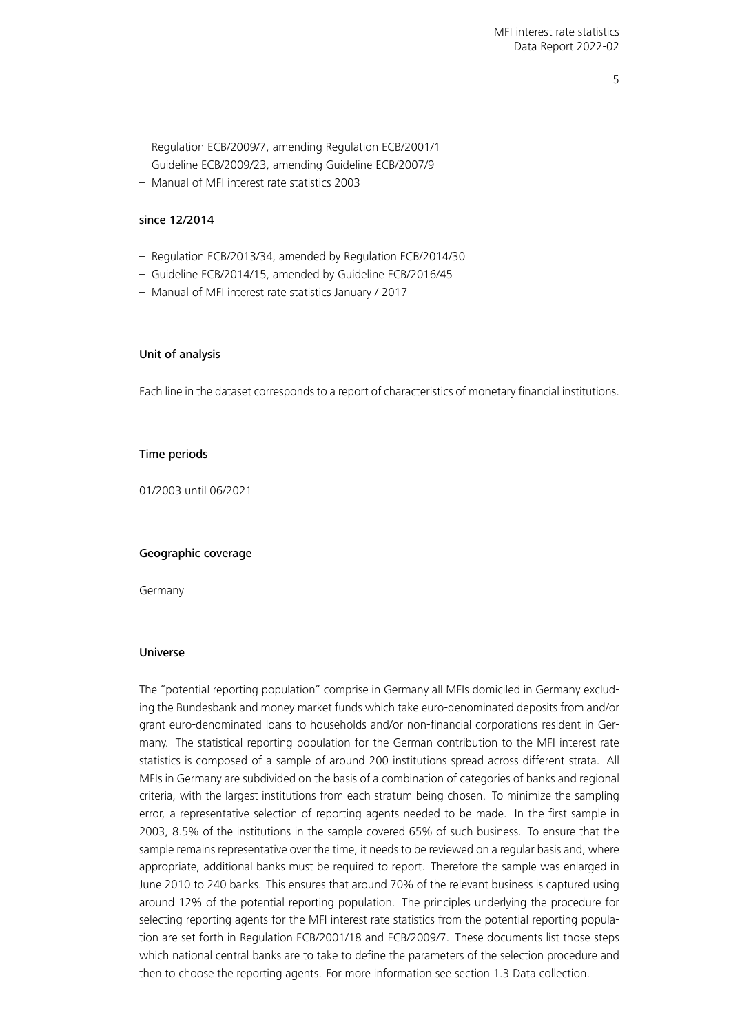- Regulation ECB/2009/7, amending Regulation ECB/2001/1
- Guideline ECB/2009/23, amending Guideline ECB/2007/9
- Manual of MFI interest rate statistics 2003

#### since 12/2014

- Regulation ECB/2013/34, amended by Regulation ECB/2014/30
- Guideline ECB/2014/15, amended by Guideline ECB/2016/45
- Manual of MFI interest rate statistics January / 2017

### Unit of analysis

Each line in the dataset corresponds to a report of characteristics of monetary financial institutions.

### Time periods

01/2003 until 06/2021

### Geographic coverage

Germany

### Universe

The "potential reporting population" comprise in Germany all MFIs domiciled in Germany excluding the Bundesbank and money market funds which take euro-denominated deposits from and/or grant euro-denominated loans to households and/or non-financial corporations resident in Germany. The statistical reporting population for the German contribution to the MFI interest rate statistics is composed of a sample of around 200 institutions spread across different strata. All MFIs in Germany are subdivided on the basis of a combination of categories of banks and regional criteria, with the largest institutions from each stratum being chosen. To minimize the sampling error, a representative selection of reporting agents needed to be made. In the first sample in 2003, 8.5% of the institutions in the sample covered 65% of such business. To ensure that the sample remains representative over the time, it needs to be reviewed on a regular basis and, where appropriate, additional banks must be required to report. Therefore the sample was enlarged in June 2010 to 240 banks. This ensures that around 70% of the relevant business is captured using around 12% of the potential reporting population. The principles underlying the procedure for selecting reporting agents for the MFI interest rate statistics from the potential reporting population are set forth in Regulation ECB/2001/18 and ECB/2009/7. These documents list those steps which national central banks are to take to define the parameters of the selection procedure and then to choose the reporting agents. For more information see section 1.3 Data collection.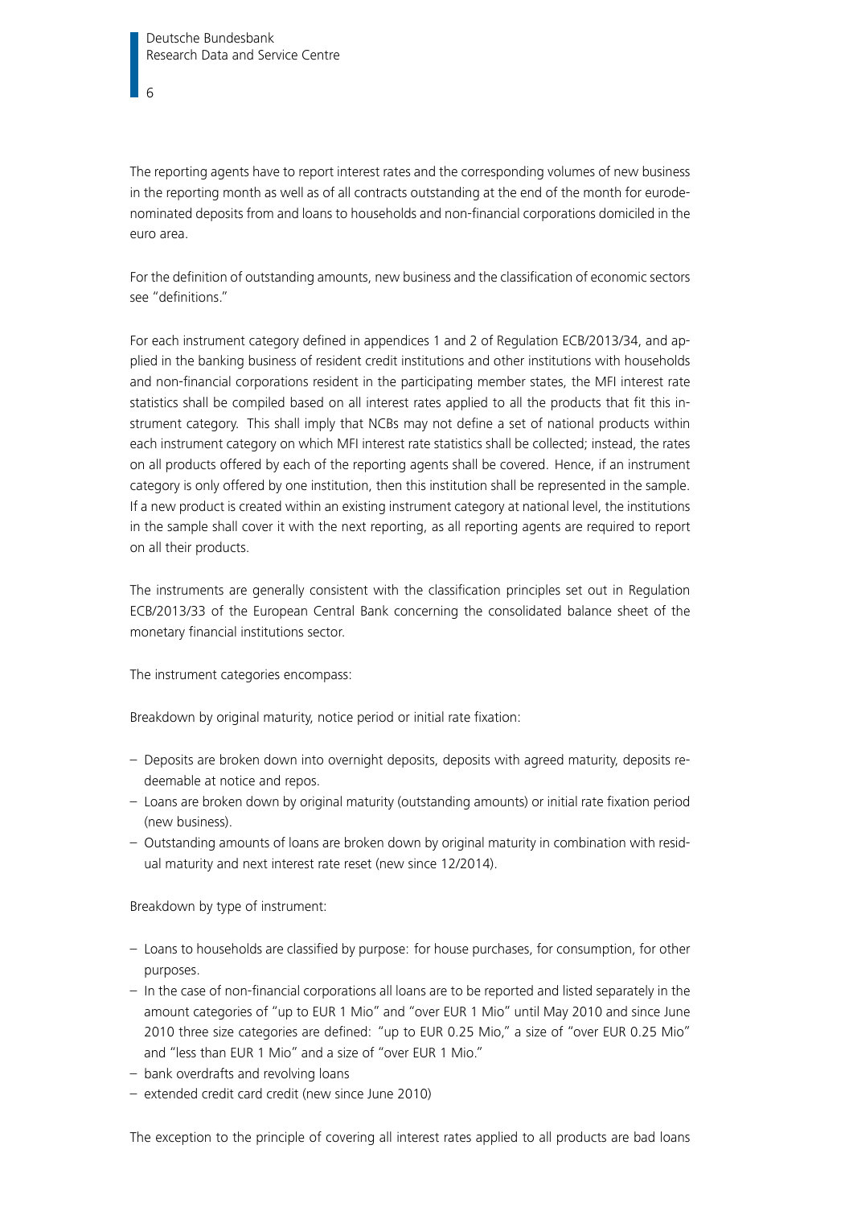The reporting agents have to report interest rates and the corresponding volumes of new business in the reporting month as well as of all contracts outstanding at the end of the month for euro-denominated deposits from and loans to households and non-financial corporations domiciled in the euro area.

For the definition of outstanding amounts, new business and the classification of economic sectors see "definitions."

For each instrument category defined in appendices 1 and 2 of Regulation ECB/2013/34, and applied in the banking business of resident credit institutions and other institutions with households and non-financial corporations resident in the participating member states, the MFI interest rate statistics shall be compiled based on all interest rates applied to all the products that fit this instrument category. This shall imply that NCBs may not define a set of national products within each instrument category on which MFI interest rate statistics shall be collected; instead, the rates on all products offered by each of the reporting agents shall be covered. Hence, if an instrument category is only offered by one institution, then this institution shall be represented in the sample. If a new product is created within an existing instrument category at national level, the institutions in the sample shall cover it with the next reporting, as all reporting agents are required to report on all their products.

The instruments are generally consistent with the classification principles set out in Regulation ECB/2013/33 of the European Central Bank concerning the consolidated balance sheet of the monetary financial institutions sector.

The instrument categories encompass:

Breakdown by original maturity, notice period or initial rate fixation:

- Deposits are broken down into overnight deposits, deposits with agreed maturity, deposits redeemable at notice and repos.
- Loans are broken down by original maturity (outstanding amounts) or initial rate fixation period (new business).
- Outstanding amounts of loans are broken down by original maturity in combination with residual maturity and next interest rate reset (new since 12/2014).

Breakdown by type of instrument:

- Loans to households are classified by purpose: for house purchases, for consumption, for other purposes.
- In the case of non-financial corporations all loans are to be reported and listed separately in the amount categories of "up to EUR 1 Mio" and "over EUR 1 Mio" until May 2010 and since June 2010 three size categories are defined: "up to EUR 0.25 Mio," a size of "over EUR 0.25 Mio" and "less than EUR 1 Mio" and a size of "over EUR 1 Mio."
- bank overdrafts and revolving loans
- extended credit card credit (new since June 2010)

The exception to the principle of covering all interest rates applied to all products are bad loans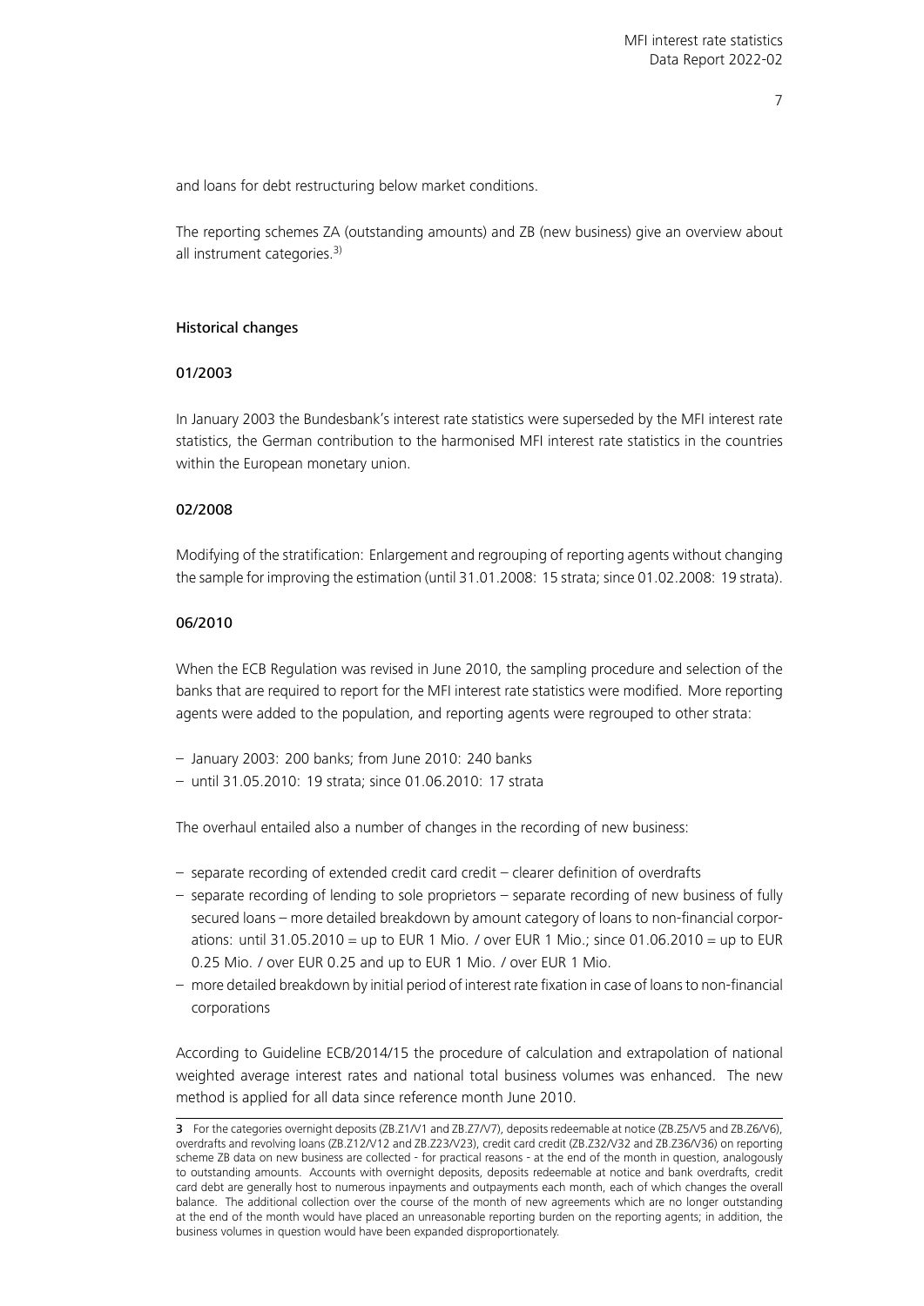and loans for debt restructuring below market conditions.

The reporting schemes ZA (outstanding amounts) and ZB (new business) give an overview about all instrument categories.[3)]

### Historical changes

#### 01/2003

In January 2003 the Bundesbank's interest rate statistics were superseded by the MFI interest rate statistics, the German contribution to the harmonised MFI interest rate statistics in the countries within the European monetary union.

#### 02/2008

Modifying of the stratification: Enlargement and regrouping of reporting agents without changing the sample for improving the estimation (until 31.01.2008: 15 strata; since 01.02.2008: 19 strata).

#### 06/2010

When the ECB Regulation was revised in June 2010, the sampling procedure and selection of the banks that are required to report for the MFI interest rate statistics were modified. More reporting agents were added to the population, and reporting agents were regrouped to other strata:

– January 2003: 200 banks; from June 2010: 240 banks
– until 31.05.2010: 19 strata; since 01.06.2010: 17 strata

The overhaul entailed also a number of changes in the recording of new business:

– separate recording of extended credit card credit – clearer definition of overdrafts
– separate recording of lending to sole proprietors – separate recording of new business of fully secured loans – more detailed breakdown by amount category of loans to non-financial corporations: until 31.05.2010 = up to EUR 1 Mio. / over EUR 1 Mio.; since 01.06.2010 = up to EUR 0.25 Mio. / over EUR 0.25 and up to EUR 1 Mio. / over EUR 1 Mio.
– more detailed breakdown by initial period of interest rate fixation in case of loans to non-financial corporations

According to Guideline ECB/2014/15 the procedure of calculation and extrapolation of national weighted average interest rates and national total business volumes was enhanced. The new method is applied for all data since reference month June 2010.

---

3 For the categories overnight deposits (ZB.Z1/V1 and ZB.Z7/V7), deposits redeemable at notice (ZB.Z5/V5 and ZB.Z6/V6), overdrafts and revolving loans (ZB.Z12/V12 and ZB.Z23/V23), credit card credit (ZB.Z32/V32 and ZB.Z36/V36) on reporting scheme ZB data on new business are collected - for practical reasons - at the end of the month in question, analogously to outstanding amounts. Accounts with overnight deposits, deposits redeemable at notice and bank overdrafts, credit card debt are generally host to numerous inpayments and outpayments each month, each of which changes the overall balance. The additional collection over the course of the month of new agreements which are no longer outstanding at the end of the month would have placed an unreasonable reporting burden on the reporting agents; in addition, the business volumes in question would have been expanded disproportionately.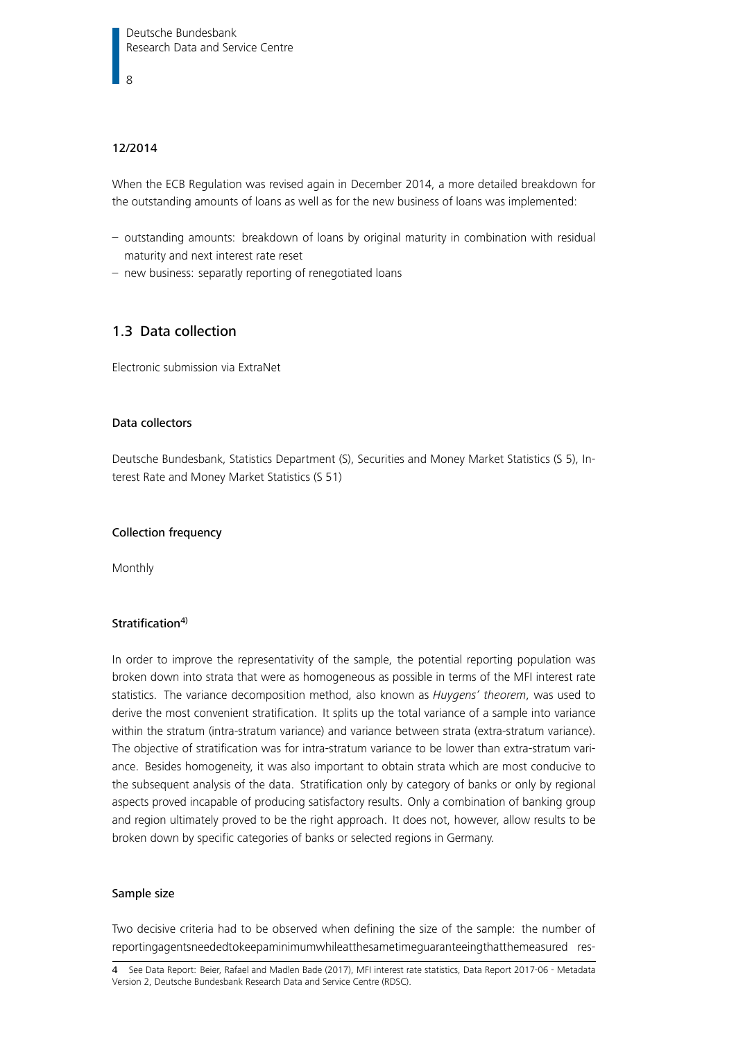#### 12/2014

When the ECB Regulation was revised again in December 2014, a more detailed breakdown for the outstanding amounts of loans as well as for the new business of loans was implemented:

- outstanding amounts: breakdown of loans by original maturity in combination with residual maturity and next interest rate reset
- new business: separatly reporting of renegotiated loans

## 1.3 Data collection

Electronic submission via ExtraNet

#### Data collectors

Deutsche Bundesbank, Statistics Department (S), Securities and Money Market Statistics (S 5), Interest Rate and Money Market Statistics (S 51)

#### Collection frequency

Monthly

#### Stratification[4)]

In order to improve the representativity of the sample, the potential reporting population was broken down into strata that were as homogeneous as possible in terms of the MFI interest rate statistics. The variance decomposition method, also known as *Huygens' theorem*, was used to derive the most convenient stratification. It splits up the total variance of a sample into variance within the stratum (intra-stratum variance) and variance between strata (extra-stratum variance). The objective of stratification was for intra-stratum variance to be lower than extra-stratum variance. Besides homogeneity, it was also important to obtain strata which are most conducive to the subsequent analysis of the data. Stratification only by category of banks or only by regional aspects proved incapable of producing satisfactory results. Only a combination of banking group and region ultimately proved to be the right approach. It does not, however, allow results to be broken down by specific categories of banks or selected regions in Germany.

#### Sample size

Two decisive criteria had to be observed when defining the size of the sample: the number of reportingagentsneededtokeepaminimumwhileatthesametimeguaranteeingthatthemeasured res-

4 See Data Report: Beier, Rafael and Madlen Bade (2017), MFI interest rate statistics, Data Report 2017-06 - Metadata Version 2, Deutsche Bundesbank Research Data and Service Centre (RDSC).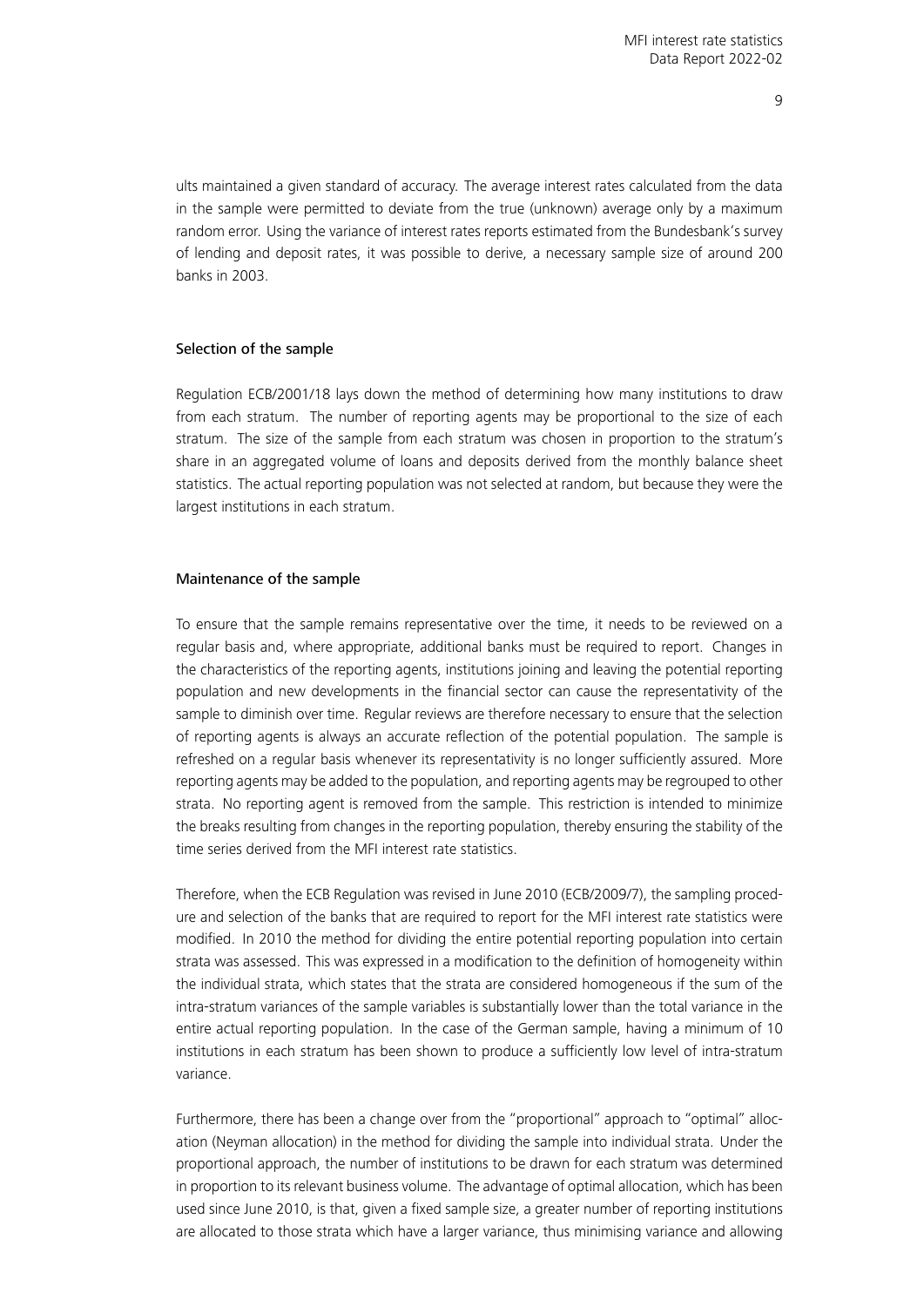ults maintained a given standard of accuracy. The average interest rates calculated from the data in the sample were permitted to deviate from the true (unknown) average only by a maximum random error. Using the variance of interest rates reports estimated from the Bundesbank's survey of lending and deposit rates, it was possible to derive, a necessary sample size of around 200 banks in 2003.

### Selection of the sample

Regulation ECB/2001/18 lays down the method of determining how many institutions to draw from each stratum. The number of reporting agents may be proportional to the size of each stratum. The size of the sample from each stratum was chosen in proportion to the stratum's share in an aggregated volume of loans and deposits derived from the monthly balance sheet statistics. The actual reporting population was not selected at random, but because they were the largest institutions in each stratum.

### Maintenance of the sample

To ensure that the sample remains representative over the time, it needs to be reviewed on a regular basis and, where appropriate, additional banks must be required to report. Changes in the characteristics of the reporting agents, institutions joining and leaving the potential reporting population and new developments in the financial sector can cause the representativity of the sample to diminish over time. Regular reviews are therefore necessary to ensure that the selection of reporting agents is always an accurate reflection of the potential population. The sample is refreshed on a regular basis whenever its representativity is no longer sufficiently assured. More reporting agents may be added to the population, and reporting agents may be regrouped to other strata. No reporting agent is removed from the sample. This restriction is intended to minimize the breaks resulting from changes in the reporting population, thereby ensuring the stability of the time series derived from the MFI interest rate statistics.

Therefore, when the ECB Regulation was revised in June 2010 (ECB/2009/7), the sampling procedure and selection of the banks that are required to report for the MFI interest rate statistics were modified. In 2010 the method for dividing the entire potential reporting population into certain strata was assessed. This was expressed in a modification to the definition of homogeneity within the individual strata, which states that the strata are considered homogeneous if the sum of the intra-stratum variances of the sample variables is substantially lower than the total variance in the entire actual reporting population. In the case of the German sample, having a minimum of 10 institutions in each stratum has been shown to produce a sufficiently low level of intra-stratum variance.

Furthermore, there has been a change over from the "proportional" approach to "optimal" allocation (Neyman allocation) in the method for dividing the sample into individual strata. Under the proportional approach, the number of institutions to be drawn for each stratum was determined in proportion to its relevant business volume. The advantage of optimal allocation, which has been used since June 2010, is that, given a fixed sample size, a greater number of reporting institutions are allocated to those strata which have a larger variance, thus minimising variance and allowing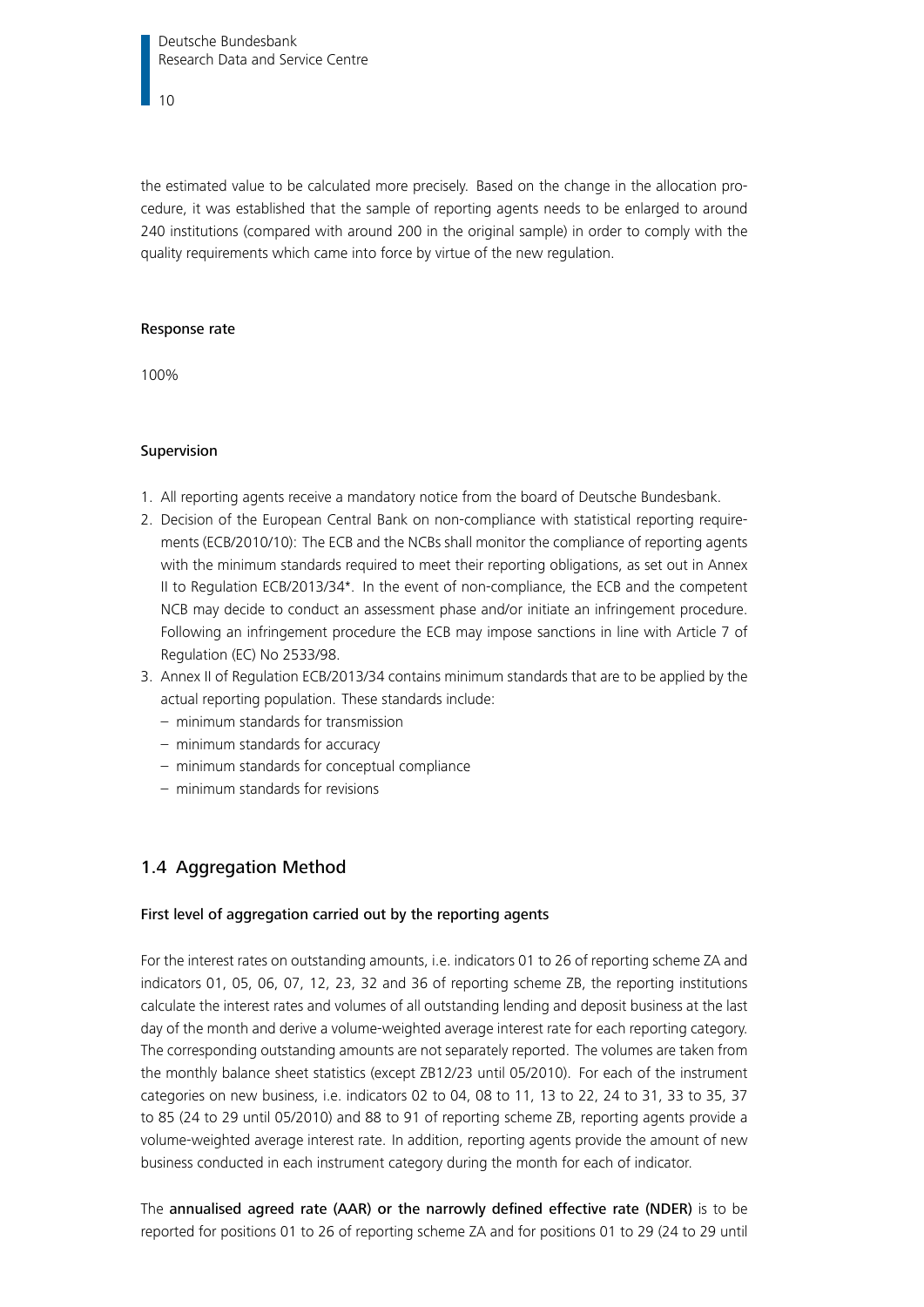the estimated value to be calculated more precisely. Based on the change in the allocation procedure, it was established that the sample of reporting agents needs to be enlarged to around 240 institutions (compared with around 200 in the original sample) in order to comply with the quality requirements which came into force by virtue of the new regulation.

#### Response rate

100%

#### Supervision

1. All reporting agents receive a mandatory notice from the board of Deutsche Bundesbank.
2. Decision of the European Central Bank on non-compliance with statistical reporting requirements (ECB/2010/10): The ECB and the NCBs shall monitor the compliance of reporting agents with the minimum standards required to meet their reporting obligations, as set out in Annex II to Regulation ECB/2013/34*. In the event of non-compliance, the ECB and the competent NCB may decide to conduct an assessment phase and/or initiate an infringement procedure. Following an infringement procedure the ECB may impose sanctions in line with Article 7 of Regulation (EC) No 2533/98.
3. Annex II of Regulation ECB/2013/34 contains minimum standards that are to be applied by the actual reporting population. These standards include:
   - minimum standards for transmission
   - minimum standards for accuracy
   - minimum standards for conceptual compliance
   - minimum standards for revisions

## 1.4 Aggregation Method

#### First level of aggregation carried out by the reporting agents

For the interest rates on outstanding amounts, i.e. indicators 01 to 26 of reporting scheme ZA and indicators 01, 05, 06, 07, 12, 23, 32 and 36 of reporting scheme ZB, the reporting institutions calculate the interest rates and volumes of all outstanding lending and deposit business at the last day of the month and derive a volume-weighted average interest rate for each reporting category. The corresponding outstanding amounts are not separately reported. The volumes are taken from the monthly balance sheet statistics (except ZB12/23 until 05/2010). For each of the instrument categories on new business, i.e. indicators 02 to 04, 08 to 11, 13 to 22, 24 to 31, 33 to 35, 37 to 85 (24 to 29 until 05/2010) and 88 to 91 of reporting scheme ZB, reporting agents provide a volume-weighted average interest rate. In addition, reporting agents provide the amount of new business conducted in each instrument category during the month for each of indicator.

The **annualised agreed rate (AAR) or the narrowly defined effective rate (NDER)** is to be reported for positions 01 to 26 of reporting scheme ZA and for positions 01 to 29 (24 to 29 until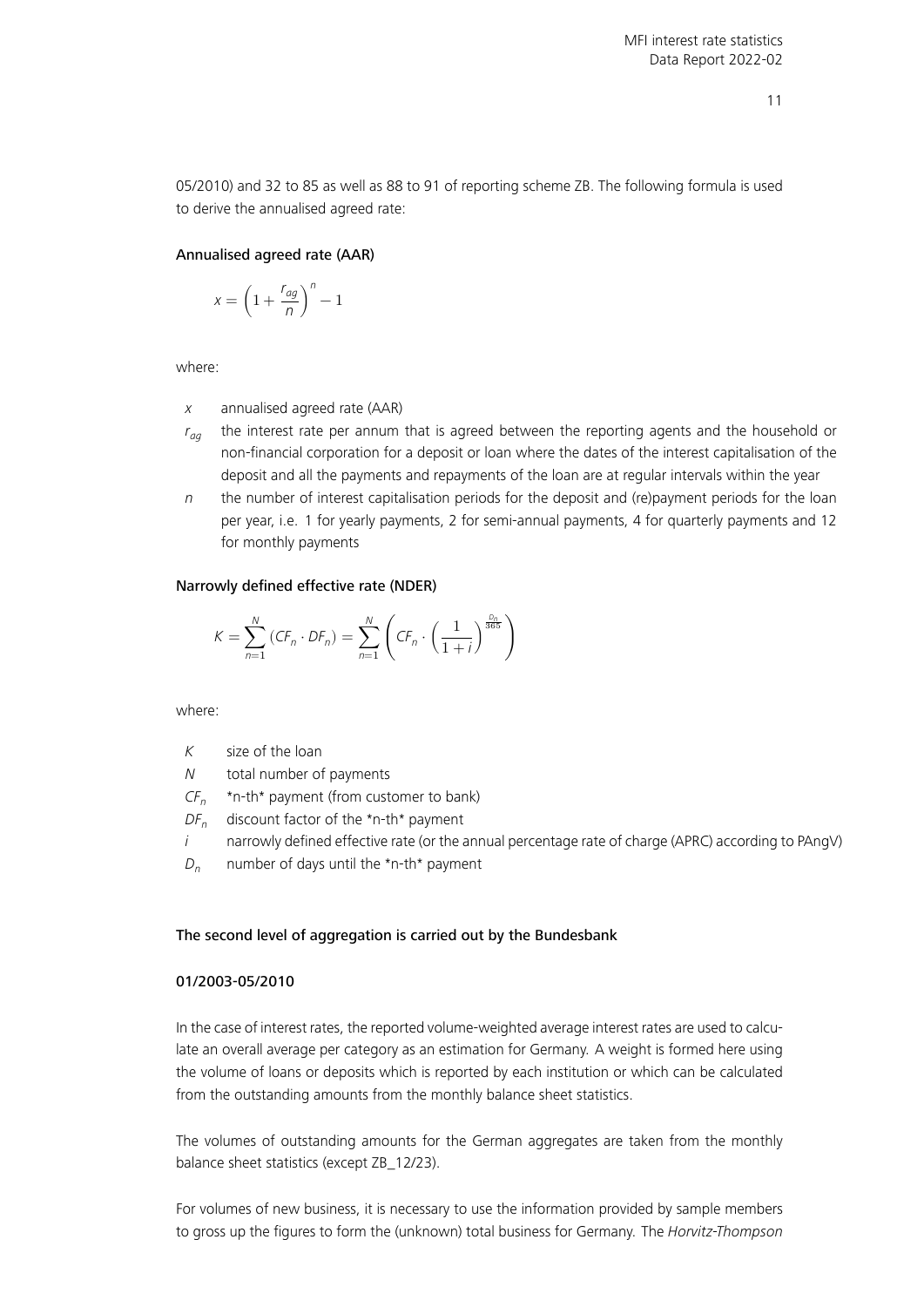05/2010) and 32 to 85 as well as 88 to 91 of reporting scheme ZB. The following formula is used to derive the annualised agreed rate:

#### Annualised agreed rate (AAR)

$$x = \left(1 + \frac{r_{ag}}{n}\right)^{n} - 1$$

where:

- $x$ annualised agreed rate (AAR)
- $r_{ag}$ the interest rate per annum that is agreed between the reporting agents and the household or non-financial corporation for a deposit or loan where the dates of the interest capitalisation of the deposit and all the payments and repayments of the loan are at regular intervals within the year
- $n$ the number of interest capitalisation periods for the deposit and (re)payment periods for the loan per year, i.e. 1 for yearly payments, 2 for semi-annual payments, 4 for quarterly payments and 12 for monthly payments

#### Narrowly defined effective rate (NDER)

$$K = \sum_{n=1}^{N} (CF_n \cdot DF_n) = \sum_{n=1}^{N} \left( CF_n \cdot \left(\frac{1}{1+i}\right)^{\frac{D_n}{365}} \right)$$

where:

- $K$ size of the loan
- $N$ total number of payments
- $CF_n$ *n-th* payment (from customer to bank)
- $DF_n$ discount factor of the *n-th* payment
- $i$ narrowly defined effective rate (or the annual percentage rate of charge (APRC) according to PAngV)
- $D_n$ number of days until the *n-th* payment

#### The second level of aggregation is carried out by the Bundesbank

#### 01/2003-05/2010

In the case of interest rates, the reported volume-weighted average interest rates are used to calculate an overall average per category as an estimation for Germany. A weight is formed here using the volume of loans or deposits which is reported by each institution or which can be calculated from the outstanding amounts from the monthly balance sheet statistics.

The volumes of outstanding amounts for the German aggregates are taken from the monthly balance sheet statistics (except ZB_12/23).

For volumes of new business, it is necessary to use the information provided by sample members to gross up the figures to form the (unknown) total business for Germany. The *Horvitz-Thompson*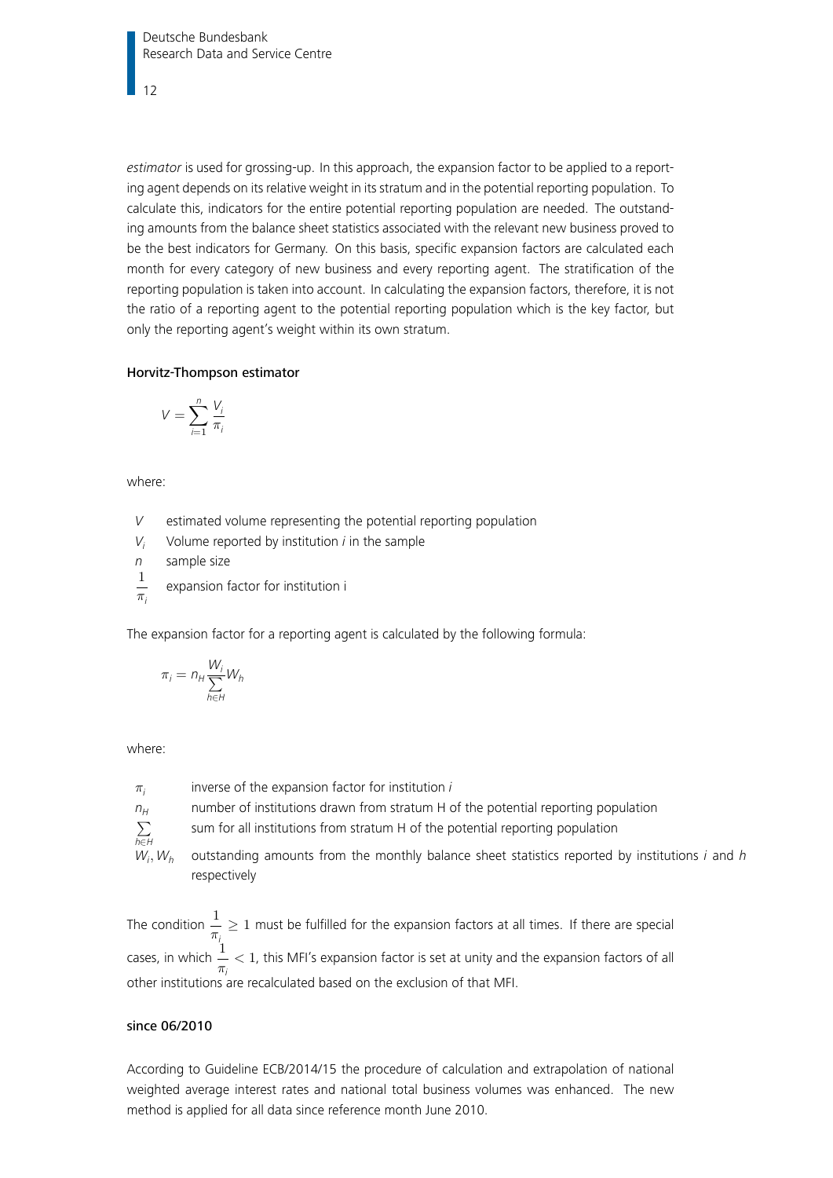*estimator* is used for grossing-up. In this approach, the expansion factor to be applied to a reporting agent depends on its relative weight in its stratum and in the potential reporting population. To calculate this, indicators for the entire potential reporting population are needed. The outstanding amounts from the balance sheet statistics associated with the relevant new business proved to be the best indicators for Germany. On this basis, specific expansion factors are calculated each month for every category of new business and every reporting agent. The stratification of the reporting population is taken into account. In calculating the expansion factors, therefore, it is not the ratio of a reporting agent to the potential reporting population which is the key factor, but only the reporting agent's weight within its own stratum.

#### Horvitz-Thompson estimator

$$V = \sum_{i=1}^{n} \frac{V_i}{\pi_i}$$

where:

- $V$ estimated volume representing the potential reporting population
- $V_i$ Volume reported by institution $i$ in the sample
- $n$ sample size
- $\frac{1}{\pi_i}$ expansion factor for institution i

The expansion factor for a reporting agent is calculated by the following formula:

$$\pi_i = n_H \frac{W_i}{\sum_{h \in H} W_h}$$

where:

- $\pi_i$ inverse of the expansion factor for institution $i$
- $n_H$ number of institutions drawn from stratum H of the potential reporting population
- $\sum_{h \in H}$ sum for all institutions from stratum H of the potential reporting population
- $W_i, W_h$ outstanding amounts from the monthly balance sheet statistics reported by institutions $i$ and $h$ respectively

The condition $\frac{1}{\pi_i} \geq 1$ must be fulfilled for the expansion factors at all times. If there are special cases, in which $\frac{1}{\pi_i} < 1$, this MFI's expansion factor is set at unity and the expansion factors of all other institutions are recalculated based on the exclusion of that MFI.

#### since 06/2010

According to Guideline ECB/2014/15 the procedure of calculation and extrapolation of national weighted average interest rates and national total business volumes was enhanced. The new method is applied for all data since reference month June 2010.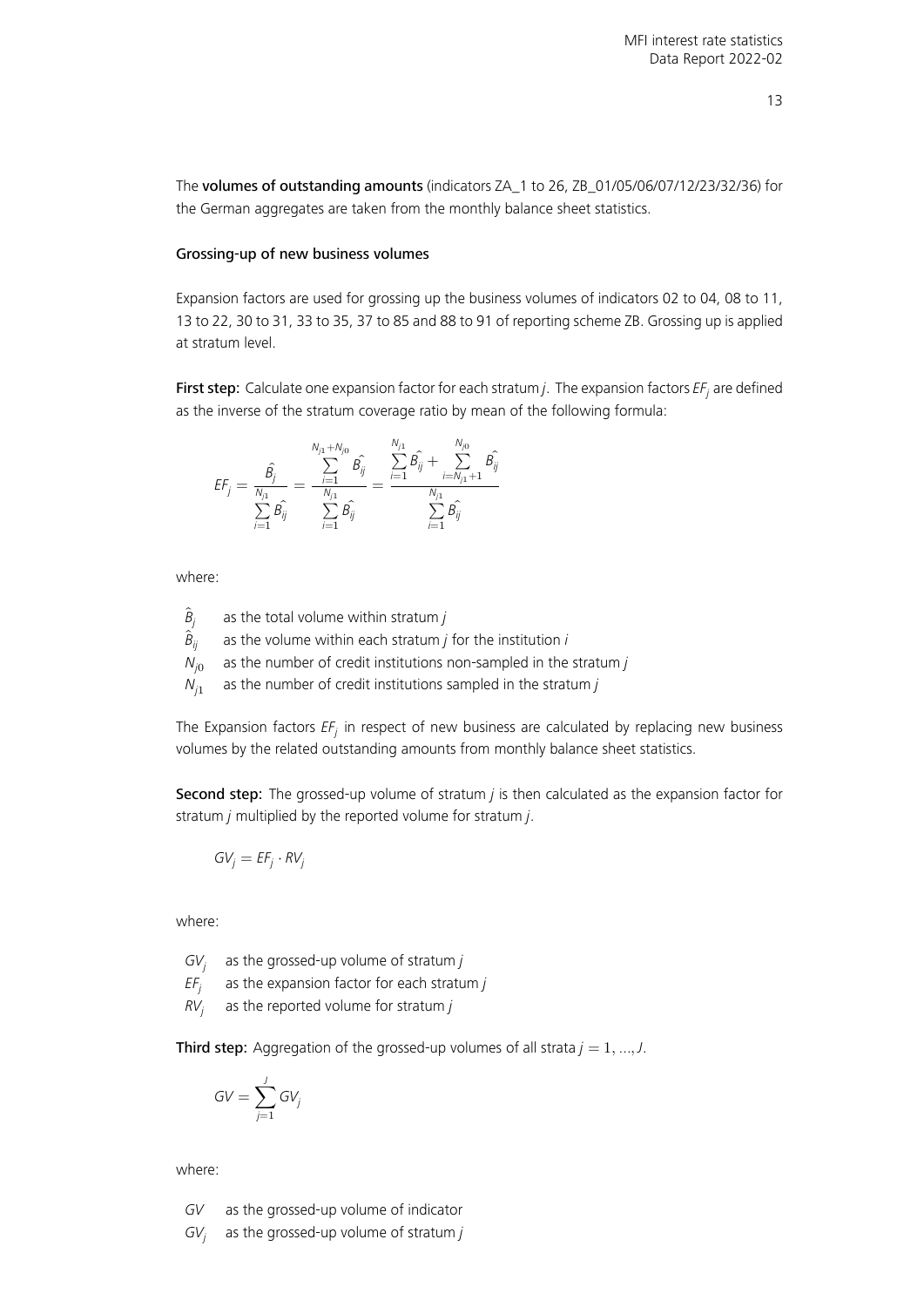The **volumes of outstanding amounts** (indicators ZA_1 to 26, ZB_01/05/06/07/12/23/32/36) for the German aggregates are taken from the monthly balance sheet statistics.

### Grossing-up of new business volumes

Expansion factors are used for grossing up the business volumes of indicators 02 to 04, 08 to 11, 13 to 22, 30 to 31, 33 to 35, 37 to 85 and 88 to 91 of reporting scheme ZB. Grossing up is applied at stratum level.

**First step:** Calculate one expansion factor for each stratum $j$. The expansion factors $EF_j$ are defined as the inverse of the stratum coverage ratio by mean of the following formula:

$$EF_j = \frac{\hat{B_j}}{\sum_{i=1}^{N_{j1}} \hat{B_{ij}}} = \frac{\sum_{i=1}^{N_{j1}+N_{j0}} \hat{B_{ij}}}{\sum_{i=1}^{N_{j1}} \hat{B_{ij}}} = \frac{\sum_{i=1}^{N_{j1}} \hat{B_{ij}} + \sum_{i=N_{j1}+1}^{N_{j0}} \hat{B_{ij}}}{\sum_{i=1}^{N_{j1}} \hat{B_{ij}}}$$

where:

- $\hat{B_j}$ as the total volume within stratum $j$
- $\hat{B_{ij}}$ as the volume within each stratum $j$ for the institution $i$
- $N_{j0}$ as the number of credit institutions non-sampled in the stratum $j$
- $N_{j1}$ as the number of credit institutions sampled in the stratum $j$

The Expansion factors $EF_j$ in respect of new business are calculated by replacing new business volumes by the related outstanding amounts from monthly balance sheet statistics.

**Second step:** The grossed-up volume of stratum $j$ is then calculated as the expansion factor for stratum $j$ multiplied by the reported volume for stratum $j$.

$$GV_j = EF_j \cdot RV_j$$

where:

- $GV_j$ as the grossed-up volume of stratum $j$
- $EF_j$ as the expansion factor for each stratum $j$
- $RV_j$ as the reported volume for stratum $j$

**Third step:** Aggregation of the grossed-up volumes of all strata $j = 1, ..., J$.

$$GV = \sum_{j=1}^{J} GV_j$$

where:

- $GV$ as the grossed-up volume of indicator
- $GV_j$ as the grossed-up volume of stratum $j$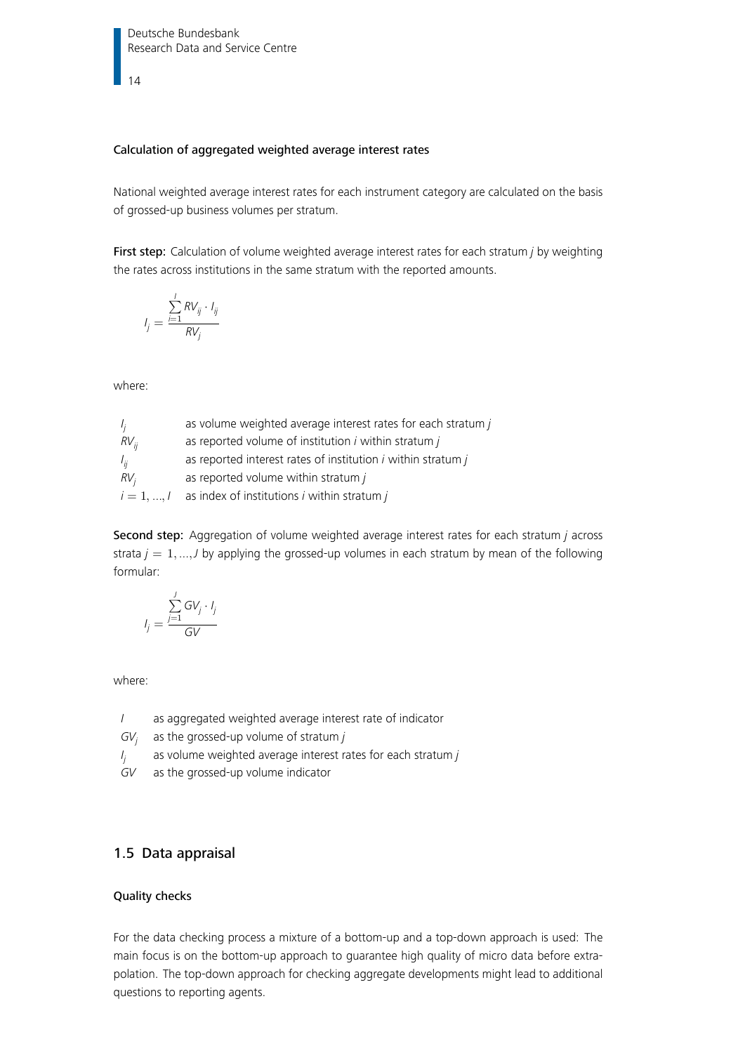#### Calculation of aggregated weighted average interest rates

National weighted average interest rates for each instrument category are calculated on the basis of grossed-up business volumes per stratum.

**First step:** Calculation of volume weighted average interest rates for each stratum *j* by weighting the rates across institutions in the same stratum with the reported amounts.

$$I_j = \frac{\sum_{i=1}^{I} RV_{ij} \cdot I_{ij}}{RV_j}$$

where:

| | |
|---|---|
| $I_j$ | as volume weighted average interest rates for each stratum *j* |
| $RV_{ij}$ | as reported volume of institution *i* within stratum *j* |
| $I_{ij}$ | as reported interest rates of institution *i* within stratum *j* |
| $RV_j$ | as reported volume within stratum *j* |
| $i = 1, \dots, I$ | as index of institutions *i* within stratum *j* |

**Second step:** Aggregation of volume weighted average interest rates for each stratum *j* across strata $j = 1, \dots, J$ by applying the grossed-up volumes in each stratum by mean of the following formular:

$$I_j = \frac{\sum_{j=1}^{J} GV_j \cdot I_j}{GV}$$

where:

| | |
|---|---|
| $I$ | as aggregated weighted average interest rate of indicator |
| $GV_j$ | as the grossed-up volume of stratum *j* |
| $I_j$ | as volume weighted average interest rates for each stratum *j* |
| $GV$ | as the grossed-up volume indicator |

## 1.5 Data appraisal

#### Quality checks

For the data checking process a mixture of a bottom-up and a top-down approach is used: The main focus is on the bottom-up approach to guarantee high quality of micro data before extrapolation. The top-down approach for checking aggregate developments might lead to additional questions to reporting agents.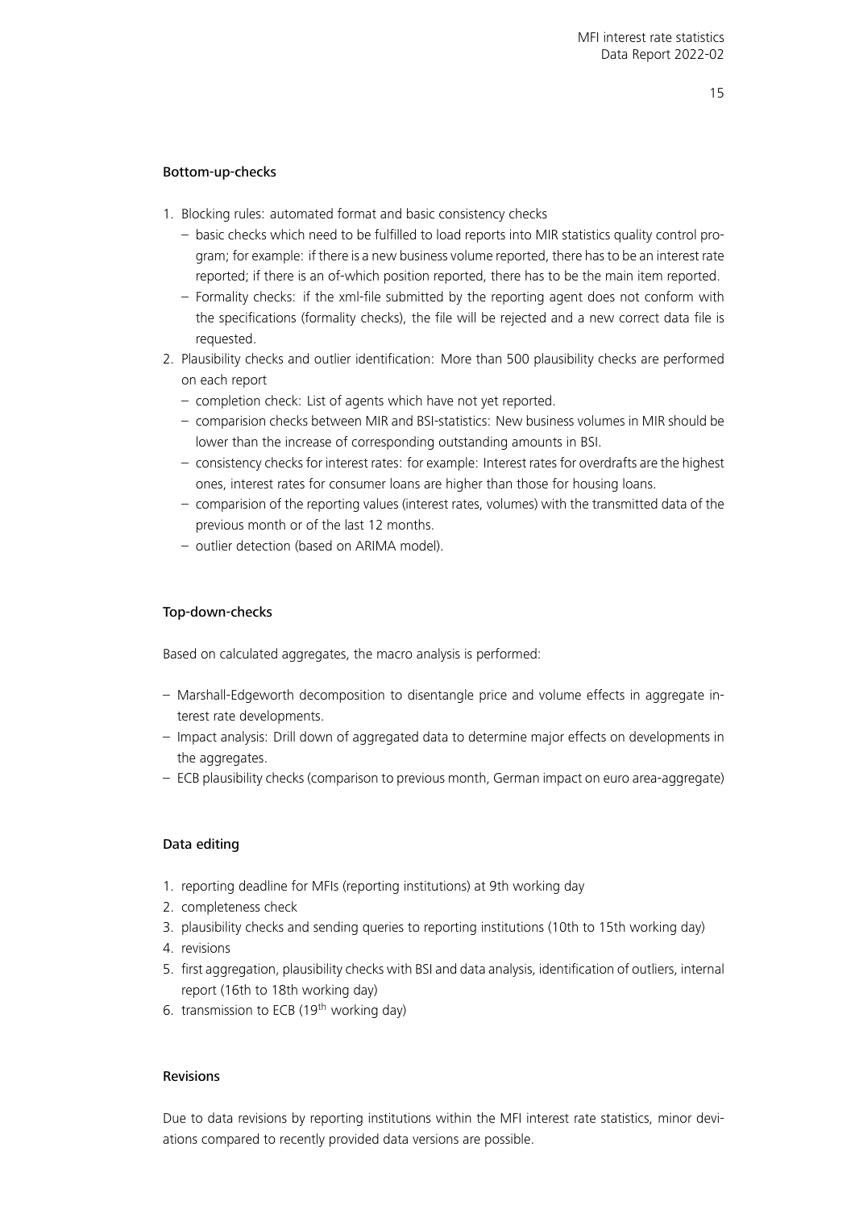### Bottom-up-checks

1. Blocking rules: automated format and basic consistency checks
   - basic checks which need to be fulfilled to load reports into MIR statistics quality control program; for example: if there is a new business volume reported, there has to be an interest rate reported; if there is an of-which position reported, there has to be the main item reported.
   - Formality checks: if the xml-file submitted by the reporting agent does not conform with the specifications (formality checks), the file will be rejected and a new correct data file is requested.
2. Plausibility checks and outlier identification: More than 500 plausibility checks are performed on each report
   - completion check: List of agents which have not yet reported.
   - comparision checks between MIR and BSI-statistics: New business volumes in MIR should be lower than the increase of corresponding outstanding amounts in BSI.
   - consistency checks for interest rates: for example: Interest rates for overdrafts are the highest ones, interest rates for consumer loans are higher than those for housing loans.
   - comparision of the reporting values (interest rates, volumes) with the transmitted data of the previous month or of the last 12 months.
   - outlier detection (based on ARIMA model).

### Top-down-checks

Based on calculated aggregates, the macro analysis is performed:

- Marshall-Edgeworth decomposition to disentangle price and volume effects in aggregate interest rate developments.
- Impact analysis: Drill down of aggregated data to determine major effects on developments in the aggregates.
- ECB plausibility checks (comparison to previous month, German impact on euro area-aggregate)

### Data editing

1. reporting deadline for MFIs (reporting institutions) at 9th working day
2. completeness check
3. plausibility checks and sending queries to reporting institutions (10th to 15th working day)
4. revisions
5. first aggregation, plausibility checks with BSI and data analysis, identification of outliers, internal report (16th to 18th working day)
6. transmission to ECB (19th working day)

### Revisions

Due to data revisions by reporting institutions within the MFI interest rate statistics, minor deviations compared to recently provided data versions are possible.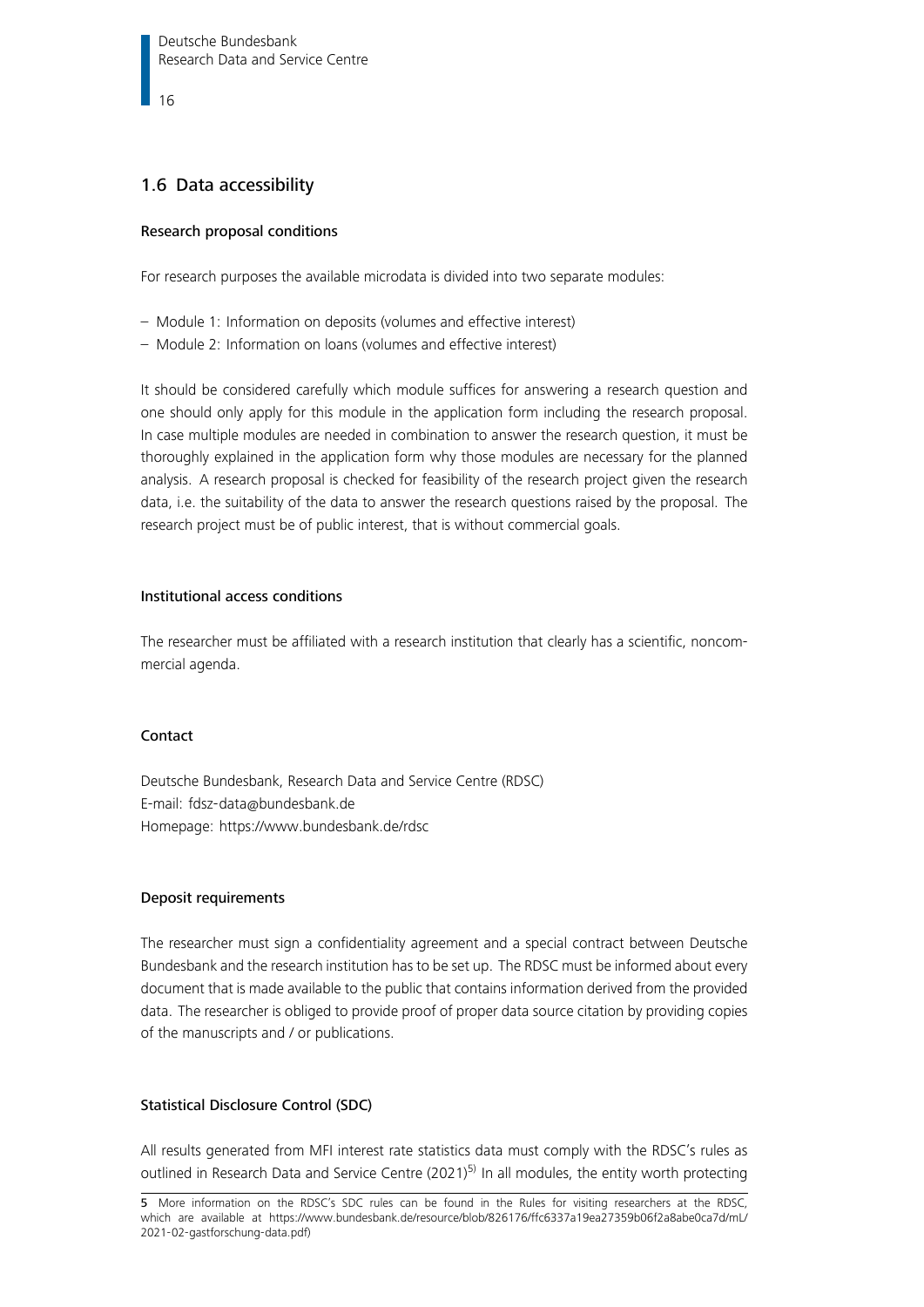## 1.6 Data accessibility

### Research proposal conditions

For research purposes the available microdata is divided into two separate modules:

- Module 1: Information on deposits (volumes and effective interest)
- Module 2: Information on loans (volumes and effective interest)

It should be considered carefully which module suffices for answering a research question and one should only apply for this module in the application form including the research proposal. In case multiple modules are needed in combination to answer the research question, it must be thoroughly explained in the application form why those modules are necessary for the planned analysis. A research proposal is checked for feasibility of the research project given the research data, i.e. the suitability of the data to answer the research questions raised by the proposal. The research project must be of public interest, that is without commercial goals.

### Institutional access conditions

The researcher must be affiliated with a research institution that clearly has a scientific, noncommercial agenda.

### Contact

Deutsche Bundesbank, Research Data and Service Centre (RDSC)
E-mail: fdsz-data@bundesbank.de
Homepage: https://www.bundesbank.de/rdsc

### Deposit requirements

The researcher must sign a confidentiality agreement and a special contract between Deutsche Bundesbank and the research institution has to be set up. The RDSC must be informed about every document that is made available to the public that contains information derived from the provided data. The researcher is obliged to provide proof of proper data source citation by providing copies of the manuscripts and / or publications.

### Statistical Disclosure Control (SDC)

All results generated from MFI interest rate statistics data must comply with the RDSC's rules as outlined in Research Data and Service Centre (2021)[5] In all modules, the entity worth protecting

---

5 More information on the RDSC's SDC rules can be found in the Rules for visiting researchers at the RDSC, which are available at https://www.bundesbank.de/resource/blob/826176/ffc6337a19ea27359b06f2a8abe0ca7d/mL/2021-02-gastforschung-data.pdf)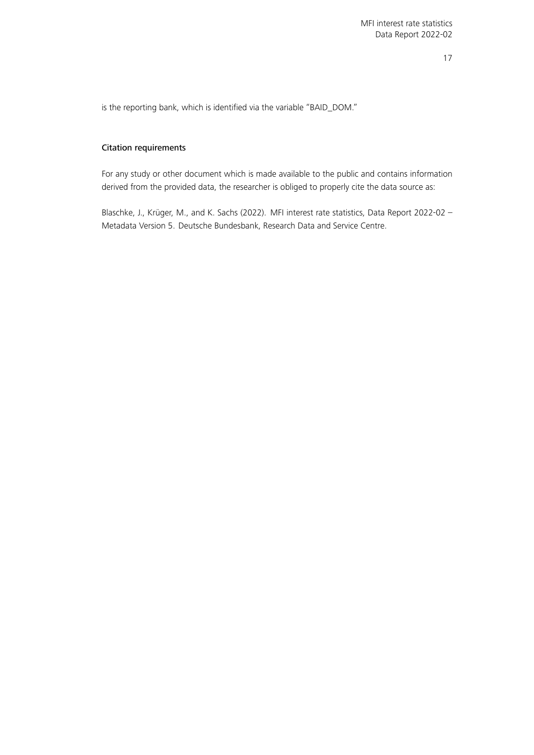is the reporting bank, which is identified via the variable "BAID_DOM."

## Citation requirements

For any study or other document which is made available to the public and contains information derived from the provided data, the researcher is obliged to properly cite the data source as:

Blaschke, J., Krüger, M., and K. Sachs (2022). MFI interest rate statistics, Data Report 2022-02 – Metadata Version 5. Deutsche Bundesbank, Research Data and Service Centre.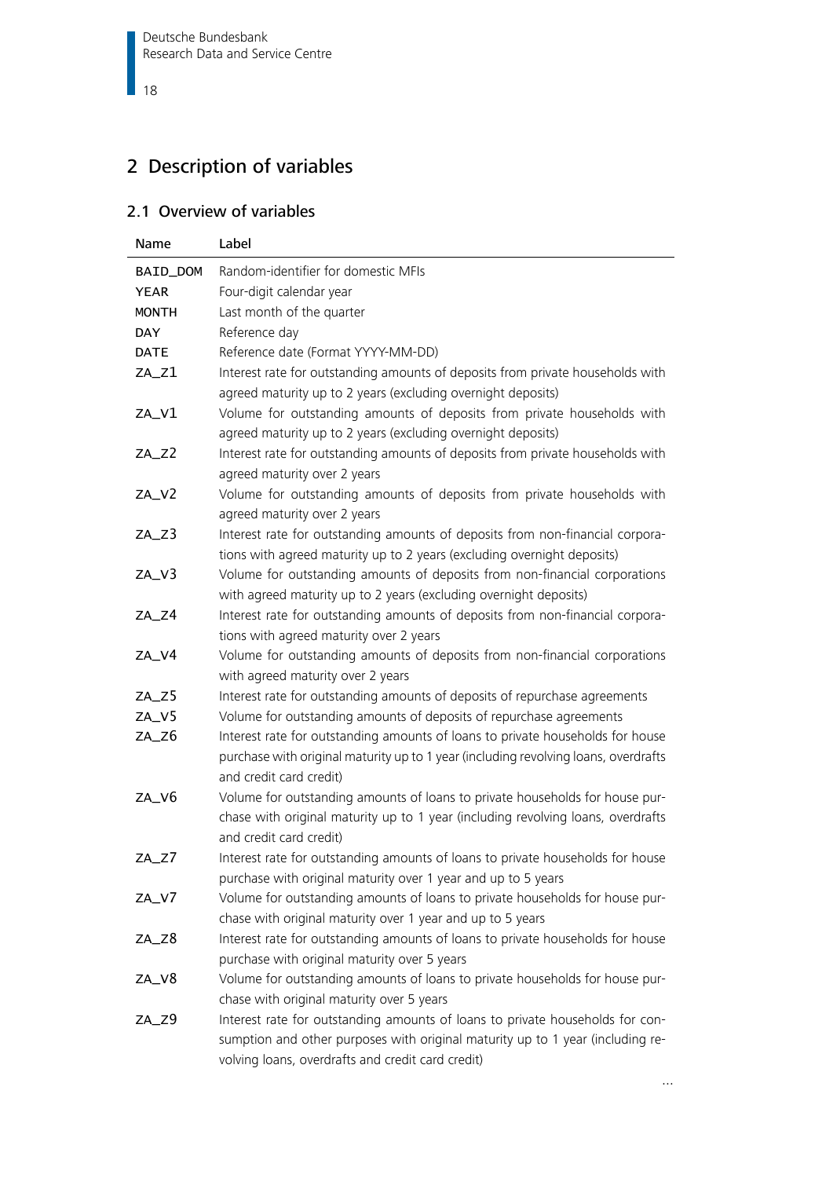# 2 Description of variables

## 2.1 Overview of variables

| Name | Label |
|---|---|
| BAID_DOM | Random-identifier for domestic MFIs |
| YEAR | Four-digit calendar year |
| MONTH | Last month of the quarter |
| DAY | Reference day |
| DATE | Reference date (Format YYYY-MM-DD) |
| ZA_Z1 | Interest rate for outstanding amounts of deposits from private households with agreed maturity up to 2 years (excluding overnight deposits) |
| ZA_V1 | Volume for outstanding amounts of deposits from private households with agreed maturity up to 2 years (excluding overnight deposits) |
| ZA_Z2 | Interest rate for outstanding amounts of deposits from private households with agreed maturity over 2 years |
| ZA_V2 | Volume for outstanding amounts of deposits from private households with agreed maturity over 2 years |
| ZA_Z3 | Interest rate for outstanding amounts of deposits from non-financial corporations with agreed maturity up to 2 years (excluding overnight deposits) |
| ZA_V3 | Volume for outstanding amounts of deposits from non-financial corporations with agreed maturity up to 2 years (excluding overnight deposits) |
| ZA_Z4 | Interest rate for outstanding amounts of deposits from non-financial corporations with agreed maturity over 2 years |
| ZA_V4 | Volume for outstanding amounts of deposits from non-financial corporations with agreed maturity over 2 years |
| ZA_Z5 | Interest rate for outstanding amounts of deposits of repurchase agreements |
| ZA_V5 | Volume for outstanding amounts of deposits of repurchase agreements |
| ZA_Z6 | Interest rate for outstanding amounts of loans to private households for house purchase with original maturity up to 1 year (including revolving loans, overdrafts and credit card credit) |
| ZA_V6 | Volume for outstanding amounts of loans to private households for house purchase with original maturity up to 1 year (including revolving loans, overdrafts and credit card credit) |
| ZA_Z7 | Interest rate for outstanding amounts of loans to private households for house purchase with original maturity over 1 year and up to 5 years |
| ZA_V7 | Volume for outstanding amounts of loans to private households for house purchase with original maturity over 1 year and up to 5 years |
| ZA_Z8 | Interest rate for outstanding amounts of loans to private households for house purchase with original maturity over 5 years |
| ZA_V8 | Volume for outstanding amounts of loans to private households for house purchase with original maturity over 5 years |
| ZA_Z9 | Interest rate for outstanding amounts of loans to private households for consumption and other purposes with original maturity up to 1 year (including revolving loans, overdrafts and credit card credit) |

...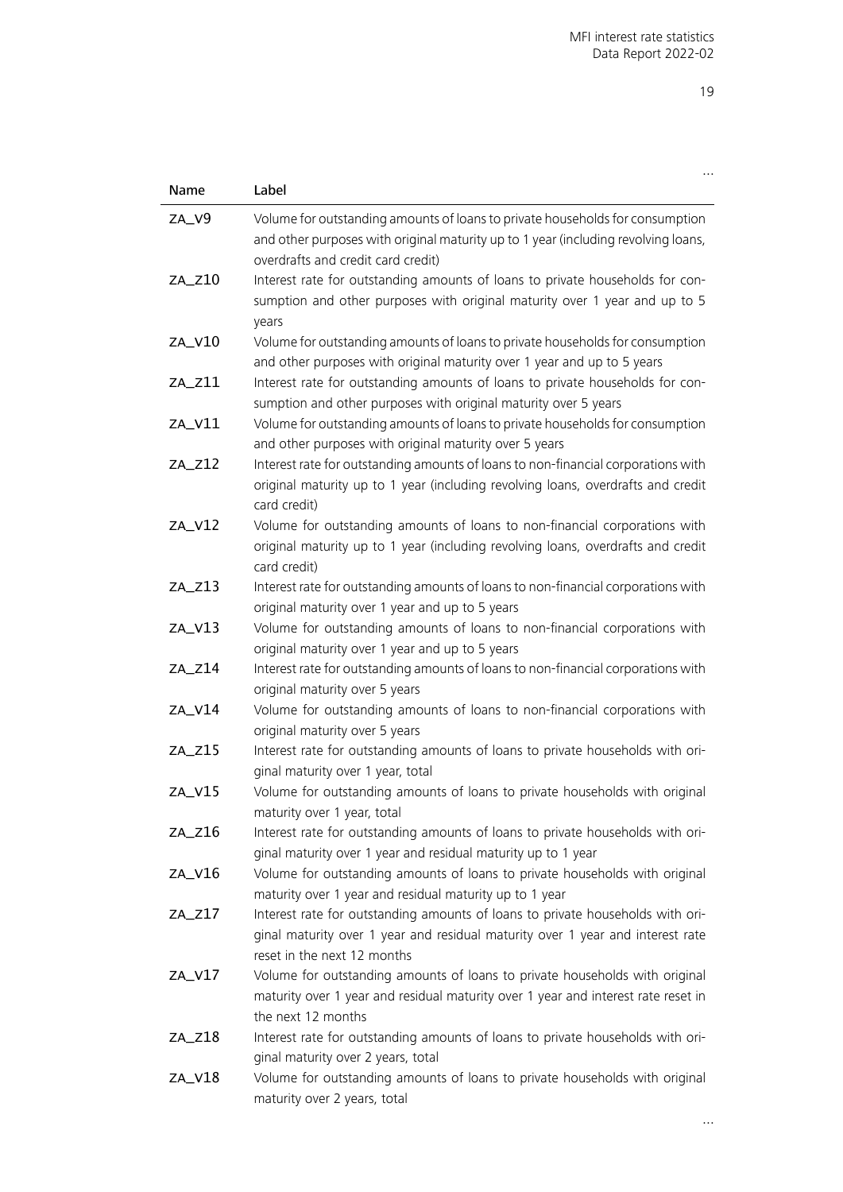…

| Name | Label |
|---|---|
| ZA_V9 | Volume for outstanding amounts of loans to private households for consumption and other purposes with original maturity up to 1 year (including revolving loans, overdrafts and credit card credit) |
| ZA_Z10 | Interest rate for outstanding amounts of loans to private households for consumption and other purposes with original maturity over 1 year and up to 5 years |
| ZA_V10 | Volume for outstanding amounts of loans to private households for consumption and other purposes with original maturity over 1 year and up to 5 years |
| ZA_Z11 | Interest rate for outstanding amounts of loans to private households for consumption and other purposes with original maturity over 5 years |
| ZA_V11 | Volume for outstanding amounts of loans to private households for consumption and other purposes with original maturity over 5 years |
| ZA_Z12 | Interest rate for outstanding amounts of loans to non-financial corporations with original maturity up to 1 year (including revolving loans, overdrafts and credit card credit) |
| ZA_V12 | Volume for outstanding amounts of loans to non-financial corporations with original maturity up to 1 year (including revolving loans, overdrafts and credit card credit) |
| ZA_Z13 | Interest rate for outstanding amounts of loans to non-financial corporations with original maturity over 1 year and up to 5 years |
| ZA_V13 | Volume for outstanding amounts of loans to non-financial corporations with original maturity over 1 year and up to 5 years |
| ZA_Z14 | Interest rate for outstanding amounts of loans to non-financial corporations with original maturity over 5 years |
| ZA_V14 | Volume for outstanding amounts of loans to non-financial corporations with original maturity over 5 years |
| ZA_Z15 | Interest rate for outstanding amounts of loans to private households with original maturity over 1 year, total |
| ZA_V15 | Volume for outstanding amounts of loans to private households with original maturity over 1 year, total |
| ZA_Z16 | Interest rate for outstanding amounts of loans to private households with original maturity over 1 year and residual maturity up to 1 year |
| ZA_V16 | Volume for outstanding amounts of loans to private households with original maturity over 1 year and residual maturity up to 1 year |
| ZA_Z17 | Interest rate for outstanding amounts of loans to private households with original maturity over 1 year and residual maturity over 1 year and interest rate reset in the next 12 months |
| ZA_V17 | Volume for outstanding amounts of loans to private households with original maturity over 1 year and residual maturity over 1 year and interest rate reset in the next 12 months |
| ZA_Z18 | Interest rate for outstanding amounts of loans to private households with original maturity over 2 years, total |
| ZA_V18 | Volume for outstanding amounts of loans to private households with original maturity over 2 years, total |

…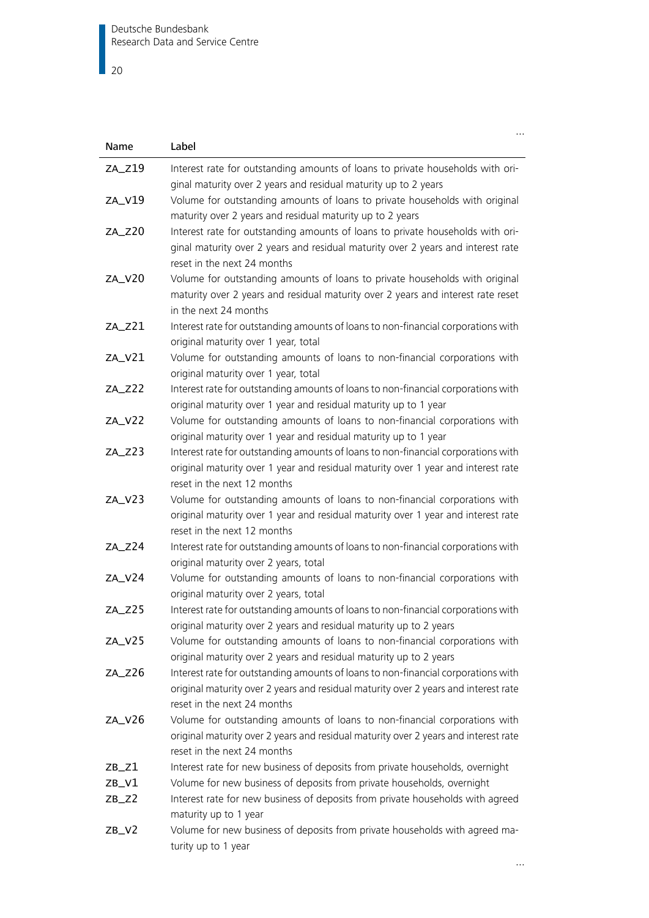...

| Name | Label |
|---|---|
| ZA_Z19 | Interest rate for outstanding amounts of loans to private households with original maturity over 2 years and residual maturity up to 2 years |
| ZA_V19 | Volume for outstanding amounts of loans to private households with original maturity over 2 years and residual maturity up to 2 years |
| ZA_Z20 | Interest rate for outstanding amounts of loans to private households with original maturity over 2 years and residual maturity over 2 years and interest rate reset in the next 24 months |
| ZA_V20 | Volume for outstanding amounts of loans to private households with original maturity over 2 years and residual maturity over 2 years and interest rate reset in the next 24 months |
| ZA_Z21 | Interest rate for outstanding amounts of loans to non-financial corporations with original maturity over 1 year, total |
| ZA_V21 | Volume for outstanding amounts of loans to non-financial corporations with original maturity over 1 year, total |
| ZA_Z22 | Interest rate for outstanding amounts of loans to non-financial corporations with original maturity over 1 year and residual maturity up to 1 year |
| ZA_V22 | Volume for outstanding amounts of loans to non-financial corporations with original maturity over 1 year and residual maturity up to 1 year |
| ZA_Z23 | Interest rate for outstanding amounts of loans to non-financial corporations with original maturity over 1 year and residual maturity over 1 year and interest rate reset in the next 12 months |
| ZA_V23 | Volume for outstanding amounts of loans to non-financial corporations with original maturity over 1 year and residual maturity over 1 year and interest rate reset in the next 12 months |
| ZA_Z24 | Interest rate for outstanding amounts of loans to non-financial corporations with original maturity over 2 years, total |
| ZA_V24 | Volume for outstanding amounts of loans to non-financial corporations with original maturity over 2 years, total |
| ZA_Z25 | Interest rate for outstanding amounts of loans to non-financial corporations with original maturity over 2 years and residual maturity up to 2 years |
| ZA_V25 | Volume for outstanding amounts of loans to non-financial corporations with original maturity over 2 years and residual maturity up to 2 years |
| ZA_Z26 | Interest rate for outstanding amounts of loans to non-financial corporations with original maturity over 2 years and residual maturity over 2 years and interest rate reset in the next 24 months |
| ZA_V26 | Volume for outstanding amounts of loans to non-financial corporations with original maturity over 2 years and residual maturity over 2 years and interest rate reset in the next 24 months |
| ZB_Z1 | Interest rate for new business of deposits from private households, overnight |
| ZB_V1 | Volume for new business of deposits from private households, overnight |
| ZB_Z2 | Interest rate for new business of deposits from private households with agreed maturity up to 1 year |
| ZB_V2 | Volume for new business of deposits from private households with agreed maturity up to 1 year |

...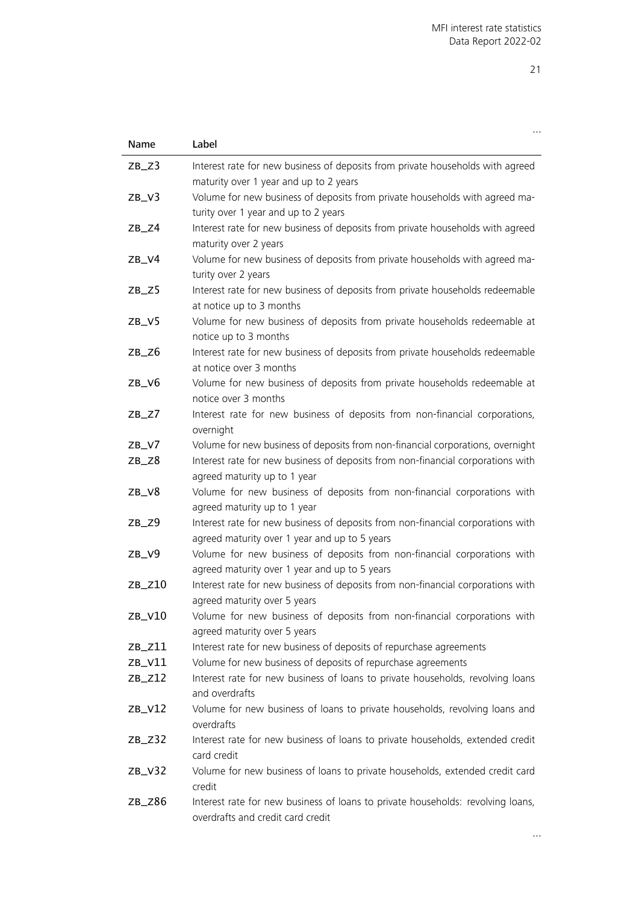…

| Name | Label |
|---|---|
| ZB_Z3 | Interest rate for new business of deposits from private households with agreed maturity over 1 year and up to 2 years |
| ZB_V3 | Volume for new business of deposits from private households with agreed maturity over 1 year and up to 2 years |
| ZB_Z4 | Interest rate for new business of deposits from private households with agreed maturity over 2 years |
| ZB_V4 | Volume for new business of deposits from private households with agreed maturity over 2 years |
| ZB_Z5 | Interest rate for new business of deposits from private households redeemable at notice up to 3 months |
| ZB_V5 | Volume for new business of deposits from private households redeemable at notice up to 3 months |
| ZB_Z6 | Interest rate for new business of deposits from private households redeemable at notice over 3 months |
| ZB_V6 | Volume for new business of deposits from private households redeemable at notice over 3 months |
| ZB_Z7 | Interest rate for new business of deposits from non-financial corporations, overnight |
| ZB_V7 | Volume for new business of deposits from non-financial corporations, overnight |
| ZB_Z8 | Interest rate for new business of deposits from non-financial corporations with agreed maturity up to 1 year |
| ZB_V8 | Volume for new business of deposits from non-financial corporations with agreed maturity up to 1 year |
| ZB_Z9 | Interest rate for new business of deposits from non-financial corporations with agreed maturity over 1 year and up to 5 years |
| ZB_V9 | Volume for new business of deposits from non-financial corporations with agreed maturity over 1 year and up to 5 years |
| ZB_Z10 | Interest rate for new business of deposits from non-financial corporations with agreed maturity over 5 years |
| ZB_V10 | Volume for new business of deposits from non-financial corporations with agreed maturity over 5 years |
| ZB_Z11 | Interest rate for new business of deposits of repurchase agreements |
| ZB_V11 | Volume for new business of deposits of repurchase agreements |
| ZB_Z12 | Interest rate for new business of loans to private households, revolving loans and overdrafts |
| ZB_V12 | Volume for new business of loans to private households, revolving loans and overdrafts |
| ZB_Z32 | Interest rate for new business of loans to private households, extended credit card credit |
| ZB_V32 | Volume for new business of loans to private households, extended credit card credit |
| ZB_Z86 | Interest rate for new business of loans to private households: revolving loans, overdrafts and credit card credit |

…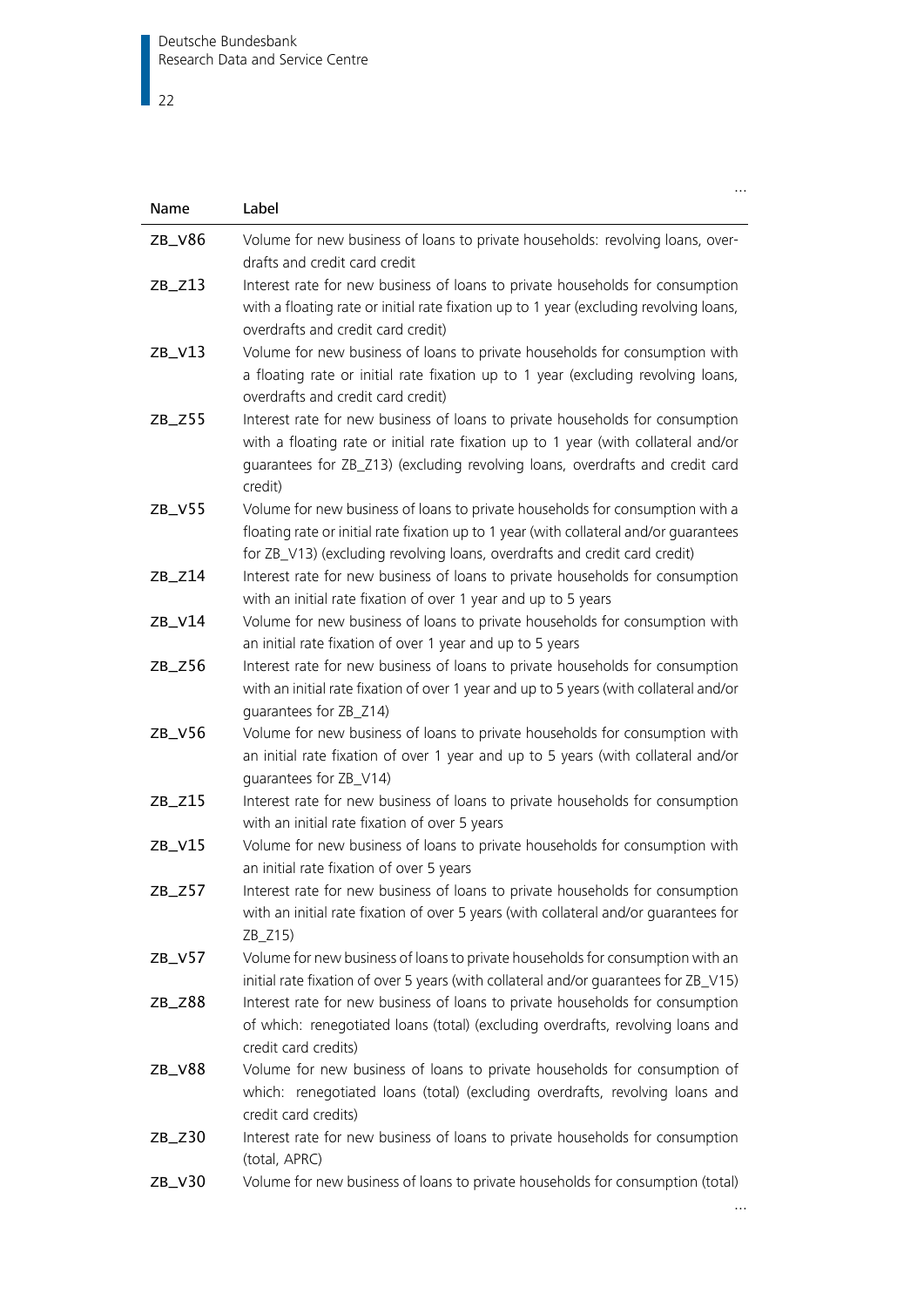…

| Name | Label |
| --- | --- |
| ZB_V86 | Volume for new business of loans to private households: revolving loans, overdrafts and credit card credit |
| ZB_Z13 | Interest rate for new business of loans to private households for consumption with a floating rate or initial rate fixation up to 1 year (excluding revolving loans, overdrafts and credit card credit) |
| ZB_V13 | Volume for new business of loans to private households for consumption with a floating rate or initial rate fixation up to 1 year (excluding revolving loans, overdrafts and credit card credit) |
| ZB_Z55 | Interest rate for new business of loans to private households for consumption with a floating rate or initial rate fixation up to 1 year (with collateral and/or guarantees for ZB_Z13) (excluding revolving loans, overdrafts and credit card credit) |
| ZB_V55 | Volume for new business of loans to private households for consumption with a floating rate or initial rate fixation up to 1 year (with collateral and/or guarantees for ZB_V13) (excluding revolving loans, overdrafts and credit card credit) |
| ZB_Z14 | Interest rate for new business of loans to private households for consumption with an initial rate fixation of over 1 year and up to 5 years |
| ZB_V14 | Volume for new business of loans to private households for consumption with an initial rate fixation of over 1 year and up to 5 years |
| ZB_Z56 | Interest rate for new business of loans to private households for consumption with an initial rate fixation of over 1 year and up to 5 years (with collateral and/or guarantees for ZB_Z14) |
| ZB_V56 | Volume for new business of loans to private households for consumption with an initial rate fixation of over 1 year and up to 5 years (with collateral and/or guarantees for ZB_V14) |
| ZB_Z15 | Interest rate for new business of loans to private households for consumption with an initial rate fixation of over 5 years |
| ZB_V15 | Volume for new business of loans to private households for consumption with an initial rate fixation of over 5 years |
| ZB_Z57 | Interest rate for new business of loans to private households for consumption with an initial rate fixation of over 5 years (with collateral and/or guarantees for ZB_Z15) |
| ZB_V57 | Volume for new business of loans to private households for consumption with an initial rate fixation of over 5 years (with collateral and/or guarantees for ZB_V15) |
| ZB_Z88 | Interest rate for new business of loans to private households for consumption of which: renegotiated loans (total) (excluding overdrafts, revolving loans and credit card credits) |
| ZB_V88 | Volume for new business of loans to private households for consumption of which: renegotiated loans (total) (excluding overdrafts, revolving loans and credit card credits) |
| ZB_Z30 | Interest rate for new business of loans to private households for consumption (total, APRC) |
| ZB_V30 | Volume for new business of loans to private households for consumption (total) |

…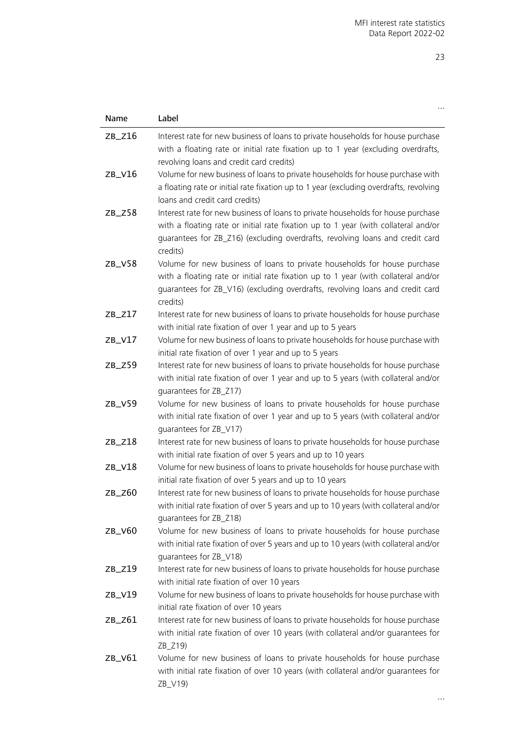…

| Name | Label |
|---|---|
| ZB_Z16 | Interest rate for new business of loans to private households for house purchase with a floating rate or initial rate fixation up to 1 year (excluding overdrafts, revolving loans and credit card credits) |
| ZB_V16 | Volume for new business of loans to private households for house purchase with a floating rate or initial rate fixation up to 1 year (excluding overdrafts, revolving loans and credit card credits) |
| ZB_Z58 | Interest rate for new business of loans to private households for house purchase with a floating rate or initial rate fixation up to 1 year (with collateral and/or guarantees for ZB_Z16) (excluding overdrafts, revolving loans and credit card credits) |
| ZB_V58 | Volume for new business of loans to private households for house purchase with a floating rate or initial rate fixation up to 1 year (with collateral and/or guarantees for ZB_V16) (excluding overdrafts, revolving loans and credit card credits) |
| ZB_Z17 | Interest rate for new business of loans to private households for house purchase with initial rate fixation of over 1 year and up to 5 years |
| ZB_V17 | Volume for new business of loans to private households for house purchase with initial rate fixation of over 1 year and up to 5 years |
| ZB_Z59 | Interest rate for new business of loans to private households for house purchase with initial rate fixation of over 1 year and up to 5 years (with collateral and/or guarantees for ZB_Z17) |
| ZB_V59 | Volume for new business of loans to private households for house purchase with initial rate fixation of over 1 year and up to 5 years (with collateral and/or guarantees for ZB_V17) |
| ZB_Z18 | Interest rate for new business of loans to private households for house purchase with initial rate fixation of over 5 years and up to 10 years |
| ZB_V18 | Volume for new business of loans to private households for house purchase with initial rate fixation of over 5 years and up to 10 years |
| ZB_Z60 | Interest rate for new business of loans to private households for house purchase with initial rate fixation of over 5 years and up to 10 years (with collateral and/or guarantees for ZB_Z18) |
| ZB_V60 | Volume for new business of loans to private households for house purchase with initial rate fixation of over 5 years and up to 10 years (with collateral and/or guarantees for ZB_V18) |
| ZB_Z19 | Interest rate for new business of loans to private households for house purchase with initial rate fixation of over 10 years |
| ZB_V19 | Volume for new business of loans to private households for house purchase with initial rate fixation of over 10 years |
| ZB_Z61 | Interest rate for new business of loans to private households for house purchase with initial rate fixation of over 10 years (with collateral and/or guarantees for ZB_Z19) |
| ZB_V61 | Volume for new business of loans to private households for house purchase with initial rate fixation of over 10 years (with collateral and/or guarantees for ZB_V19) |

…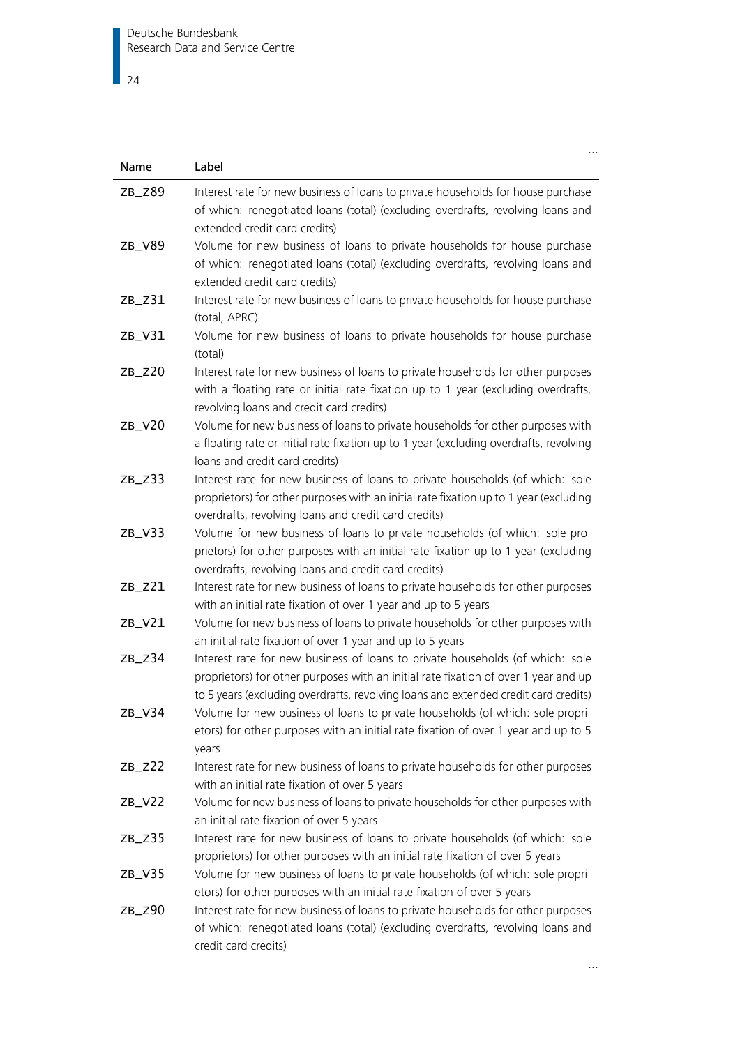| Name | Label |
|---|---|
| ZB_Z89 | Interest rate for new business of loans to private households for house purchase of which: renegotiated loans (total) (excluding overdrafts, revolving loans and extended credit card credits) |
| ZB_V89 | Volume for new business of loans to private households for house purchase of which: renegotiated loans (total) (excluding overdrafts, revolving loans and extended credit card credits) |
| ZB_Z31 | Interest rate for new business of loans to private households for house purchase (total, APRC) |
| ZB_V31 | Volume for new business of loans to private households for house purchase (total) |
| ZB_Z20 | Interest rate for new business of loans to private households for other purposes with a floating rate or initial rate fixation up to 1 year (excluding overdrafts, revolving loans and credit card credits) |
| ZB_V20 | Volume for new business of loans to private households for other purposes with a floating rate or initial rate fixation up to 1 year (excluding overdrafts, revolving loans and credit card credits) |
| ZB_Z33 | Interest rate for new business of loans to private households (of which: sole proprietors) for other purposes with an initial rate fixation up to 1 year (excluding overdrafts, revolving loans and credit card credits) |
| ZB_V33 | Volume for new business of loans to private households (of which: sole proprietors) for other purposes with an initial rate fixation up to 1 year (excluding overdrafts, revolving loans and credit card credits) |
| ZB_Z21 | Interest rate for new business of loans to private households for other purposes with an initial rate fixation of over 1 year and up to 5 years |
| ZB_V21 | Volume for new business of loans to private households for other purposes with an initial rate fixation of over 1 year and up to 5 years |
| ZB_Z34 | Interest rate for new business of loans to private households (of which: sole proprietors) for other purposes with an initial rate fixation of over 1 year and up to 5 years (excluding overdrafts, revolving loans and extended credit card credits) |
| ZB_V34 | Volume for new business of loans to private households (of which: sole proprietors) for other purposes with an initial rate fixation of over 1 year and up to 5 years |
| ZB_Z22 | Interest rate for new business of loans to private households for other purposes with an initial rate fixation of over 5 years |
| ZB_V22 | Volume for new business of loans to private households for other purposes with an initial rate fixation of over 5 years |
| ZB_Z35 | Interest rate for new business of loans to private households (of which: sole proprietors) for other purposes with an initial rate fixation of over 5 years |
| ZB_V35 | Volume for new business of loans to private households (of which: sole proprietors) for other purposes with an initial rate fixation of over 5 years |
| ZB_Z90 | Interest rate for new business of loans to private households for other purposes of which: renegotiated loans (total) (excluding overdrafts, revolving loans and credit card credits) |

...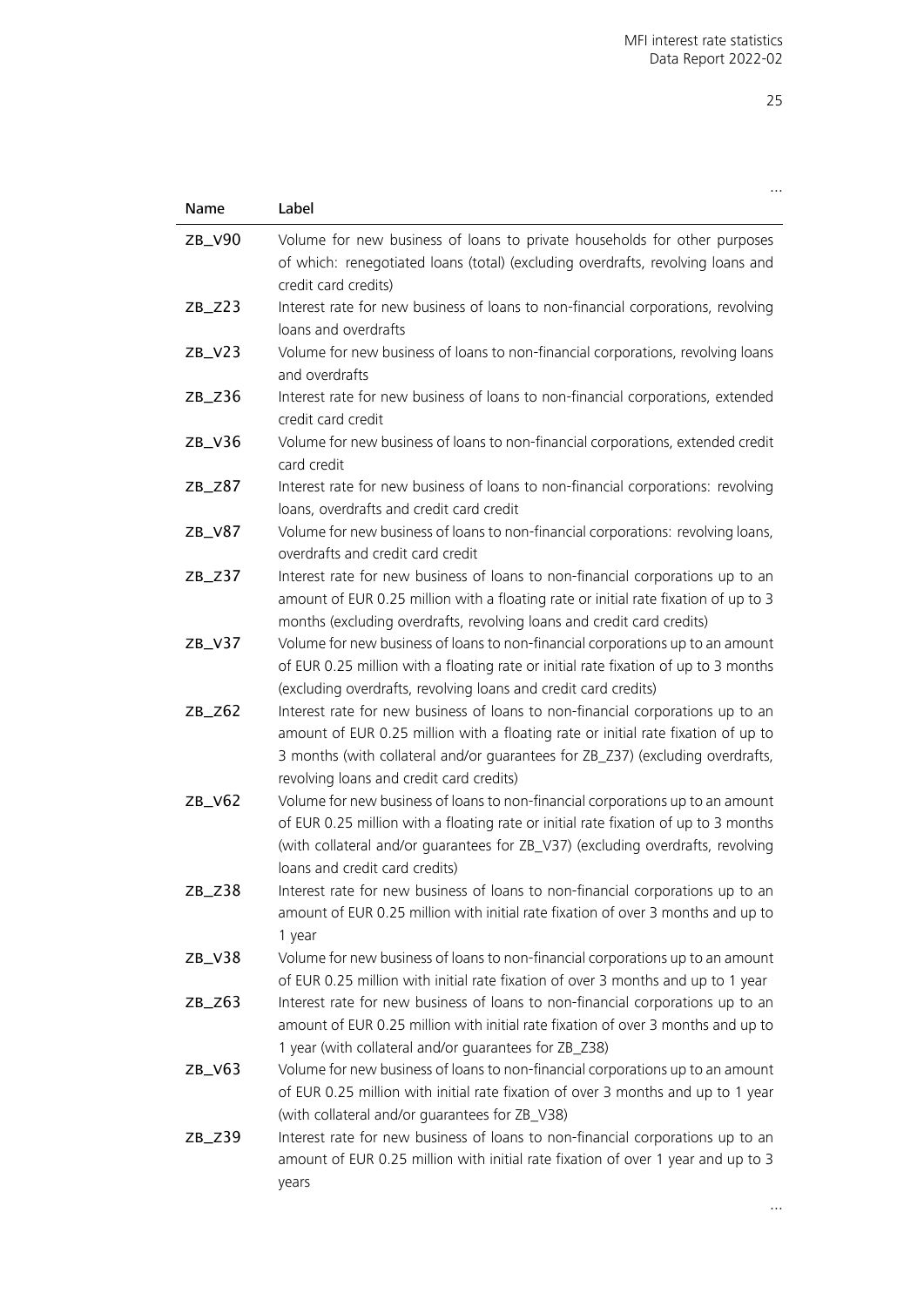…

| Name | Label |
| --- | --- |
| ZB_V90 | Volume for new business of loans to private households for other purposes of which: renegotiated loans (total) (excluding overdrafts, revolving loans and credit card credits) |
| ZB_Z23 | Interest rate for new business of loans to non-financial corporations, revolving loans and overdrafts |
| ZB_V23 | Volume for new business of loans to non-financial corporations, revolving loans and overdrafts |
| ZB_Z36 | Interest rate for new business of loans to non-financial corporations, extended credit card credit |
| ZB_V36 | Volume for new business of loans to non-financial corporations, extended credit card credit |
| ZB_Z87 | Interest rate for new business of loans to non-financial corporations: revolving loans, overdrafts and credit card credit |
| ZB_V87 | Volume for new business of loans to non-financial corporations: revolving loans, overdrafts and credit card credit |
| ZB_Z37 | Interest rate for new business of loans to non-financial corporations up to an amount of EUR 0.25 million with a floating rate or initial rate fixation of up to 3 months (excluding overdrafts, revolving loans and credit card credits) |
| ZB_V37 | Volume for new business of loans to non-financial corporations up to an amount of EUR 0.25 million with a floating rate or initial rate fixation of up to 3 months (excluding overdrafts, revolving loans and credit card credits) |
| ZB_Z62 | Interest rate for new business of loans to non-financial corporations up to an amount of EUR 0.25 million with a floating rate or initial rate fixation of up to 3 months (with collateral and/or guarantees for ZB_Z37) (excluding overdrafts, revolving loans and credit card credits) |
| ZB_V62 | Volume for new business of loans to non-financial corporations up to an amount of EUR 0.25 million with a floating rate or initial rate fixation of up to 3 months (with collateral and/or guarantees for ZB_V37) (excluding overdrafts, revolving loans and credit card credits) |
| ZB_Z38 | Interest rate for new business of loans to non-financial corporations up to an amount of EUR 0.25 million with initial rate fixation of over 3 months and up to 1 year |
| ZB_V38 | Volume for new business of loans to non-financial corporations up to an amount of EUR 0.25 million with initial rate fixation of over 3 months and up to 1 year |
| ZB_Z63 | Interest rate for new business of loans to non-financial corporations up to an amount of EUR 0.25 million with initial rate fixation of over 3 months and up to 1 year (with collateral and/or guarantees for ZB_Z38) |
| ZB_V63 | Volume for new business of loans to non-financial corporations up to an amount of EUR 0.25 million with initial rate fixation of over 3 months and up to 1 year (with collateral and/or guarantees for ZB_V38) |
| ZB_Z39 | Interest rate for new business of loans to non-financial corporations up to an amount of EUR 0.25 million with initial rate fixation of over 1 year and up to 3 years |

…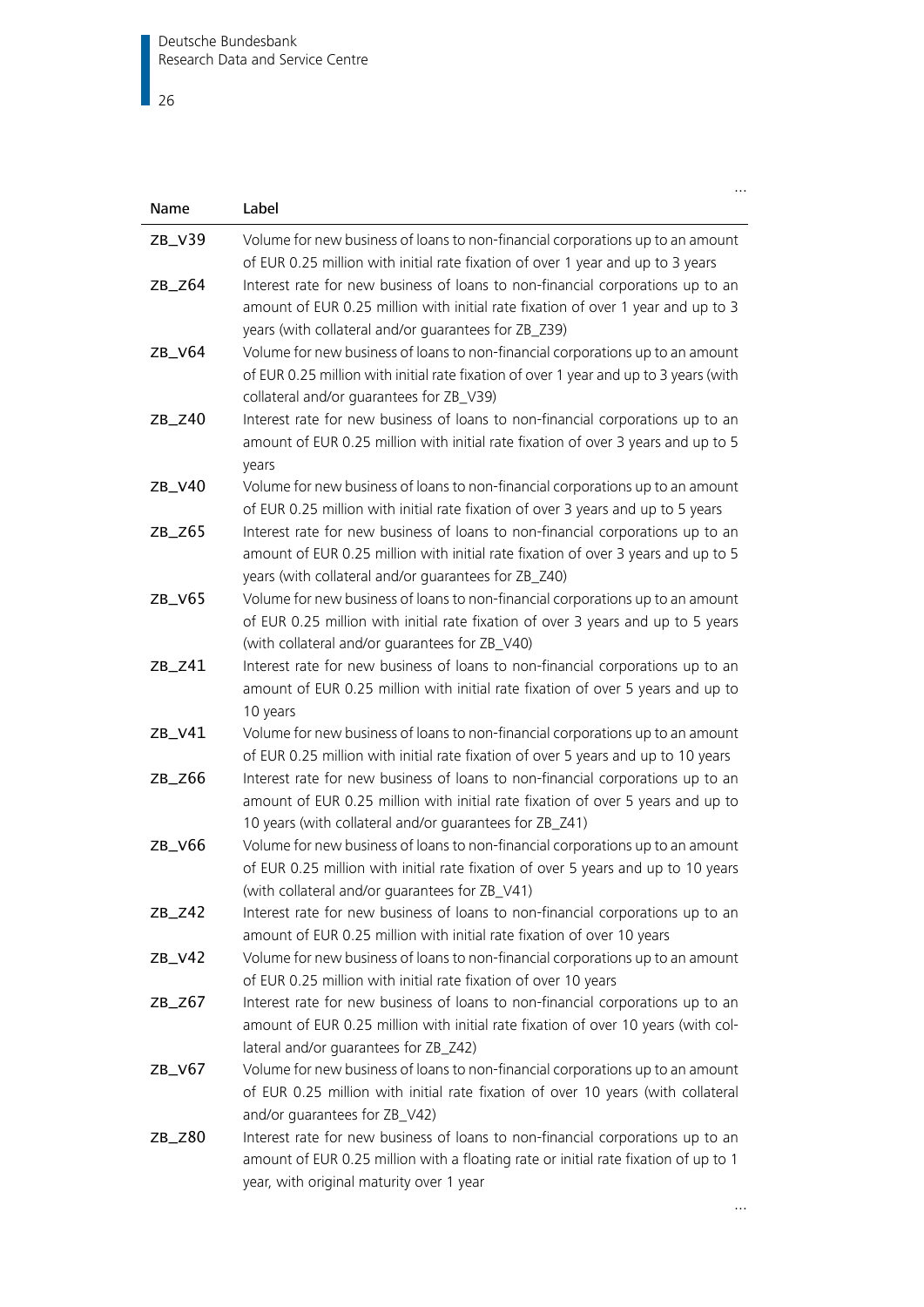…

| Name | Label |
|---|---|
| ZB_V39 | Volume for new business of loans to non-financial corporations up to an amount of EUR 0.25 million with initial rate fixation of over 1 year and up to 3 years |
| ZB_Z64 | Interest rate for new business of loans to non-financial corporations up to an amount of EUR 0.25 million with initial rate fixation of over 1 year and up to 3 years (with collateral and/or guarantees for ZB_Z39) |
| ZB_V64 | Volume for new business of loans to non-financial corporations up to an amount of EUR 0.25 million with initial rate fixation of over 1 year and up to 3 years (with collateral and/or guarantees for ZB_V39) |
| ZB_Z40 | Interest rate for new business of loans to non-financial corporations up to an amount of EUR 0.25 million with initial rate fixation of over 3 years and up to 5 years |
| ZB_V40 | Volume for new business of loans to non-financial corporations up to an amount of EUR 0.25 million with initial rate fixation of over 3 years and up to 5 years |
| ZB_Z65 | Interest rate for new business of loans to non-financial corporations up to an amount of EUR 0.25 million with initial rate fixation of over 3 years and up to 5 years (with collateral and/or guarantees for ZB_Z40) |
| ZB_V65 | Volume for new business of loans to non-financial corporations up to an amount of EUR 0.25 million with initial rate fixation of over 3 years and up to 5 years (with collateral and/or guarantees for ZB_V40) |
| ZB_Z41 | Interest rate for new business of loans to non-financial corporations up to an amount of EUR 0.25 million with initial rate fixation of over 5 years and up to 10 years |
| ZB_V41 | Volume for new business of loans to non-financial corporations up to an amount of EUR 0.25 million with initial rate fixation of over 5 years and up to 10 years |
| ZB_Z66 | Interest rate for new business of loans to non-financial corporations up to an amount of EUR 0.25 million with initial rate fixation of over 5 years and up to 10 years (with collateral and/or guarantees for ZB_Z41) |
| ZB_V66 | Volume for new business of loans to non-financial corporations up to an amount of EUR 0.25 million with initial rate fixation of over 5 years and up to 10 years (with collateral and/or guarantees for ZB_V41) |
| ZB_Z42 | Interest rate for new business of loans to non-financial corporations up to an amount of EUR 0.25 million with initial rate fixation of over 10 years |
| ZB_V42 | Volume for new business of loans to non-financial corporations up to an amount of EUR 0.25 million with initial rate fixation of over 10 years |
| ZB_Z67 | Interest rate for new business of loans to non-financial corporations up to an amount of EUR 0.25 million with initial rate fixation of over 10 years (with collateral and/or guarantees for ZB_Z42) |
| ZB_V67 | Volume for new business of loans to non-financial corporations up to an amount of EUR 0.25 million with initial rate fixation of over 10 years (with collateral and/or guarantees for ZB_V42) |
| ZB_Z80 | Interest rate for new business of loans to non-financial corporations up to an amount of EUR 0.25 million with a floating rate or initial rate fixation of up to 1 year, with original maturity over 1 year |

…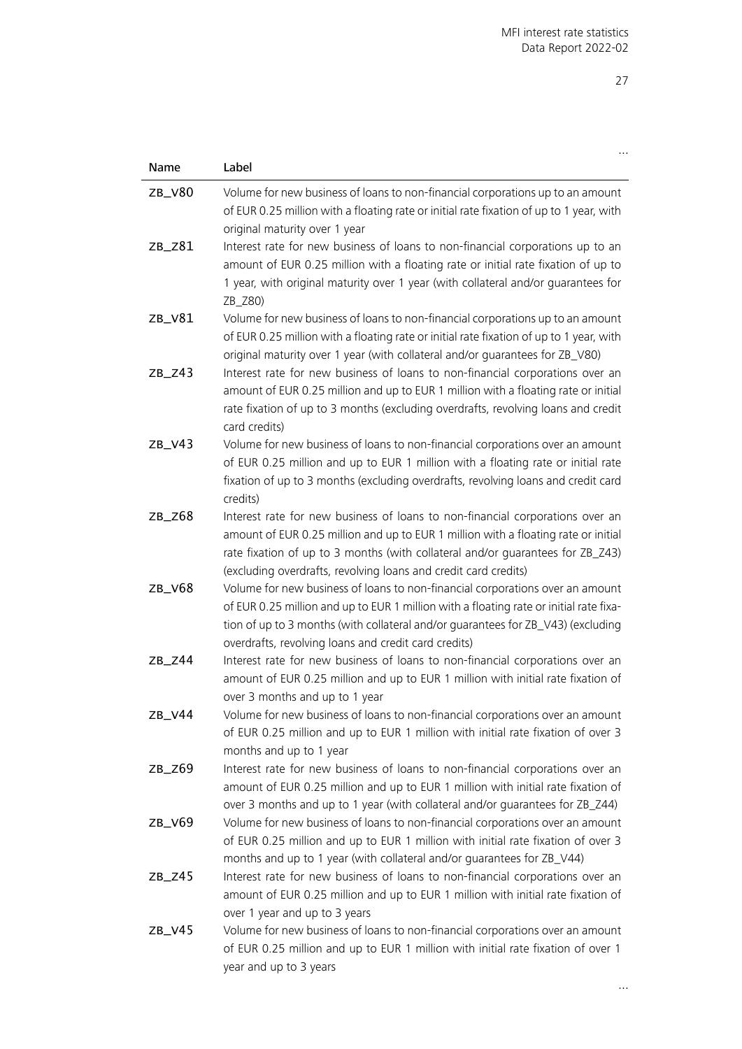…

| Name | Label |
| --- | --- |
| ZB_V80 | Volume for new business of loans to non-financial corporations up to an amount of EUR 0.25 million with a floating rate or initial rate fixation of up to 1 year, with original maturity over 1 year |
| ZB_Z81 | Interest rate for new business of loans to non-financial corporations up to an amount of EUR 0.25 million with a floating rate or initial rate fixation of up to 1 year, with original maturity over 1 year (with collateral and/or guarantees for ZB_Z80) |
| ZB_V81 | Volume for new business of loans to non-financial corporations up to an amount of EUR 0.25 million with a floating rate or initial rate fixation of up to 1 year, with original maturity over 1 year (with collateral and/or guarantees for ZB_V80) |
| ZB_Z43 | Interest rate for new business of loans to non-financial corporations over an amount of EUR 0.25 million and up to EUR 1 million with a floating rate or initial rate fixation of up to 3 months (excluding overdrafts, revolving loans and credit card credits) |
| ZB_V43 | Volume for new business of loans to non-financial corporations over an amount of EUR 0.25 million and up to EUR 1 million with a floating rate or initial rate fixation of up to 3 months (excluding overdrafts, revolving loans and credit card credits) |
| ZB_Z68 | Interest rate for new business of loans to non-financial corporations over an amount of EUR 0.25 million and up to EUR 1 million with a floating rate or initial rate fixation of up to 3 months (with collateral and/or guarantees for ZB_Z43) (excluding overdrafts, revolving loans and credit card credits) |
| ZB_V68 | Volume for new business of loans to non-financial corporations over an amount of EUR 0.25 million and up to EUR 1 million with a floating rate or initial rate fixation of up to 3 months (with collateral and/or guarantees for ZB_V43) (excluding overdrafts, revolving loans and credit card credits) |
| ZB_Z44 | Interest rate for new business of loans to non-financial corporations over an amount of EUR 0.25 million and up to EUR 1 million with initial rate fixation of over 3 months and up to 1 year |
| ZB_V44 | Volume for new business of loans to non-financial corporations over an amount of EUR 0.25 million and up to EUR 1 million with initial rate fixation of over 3 months and up to 1 year |
| ZB_Z69 | Interest rate for new business of loans to non-financial corporations over an amount of EUR 0.25 million and up to EUR 1 million with initial rate fixation of over 3 months and up to 1 year (with collateral and/or guarantees for ZB_Z44) |
| ZB_V69 | Volume for new business of loans to non-financial corporations over an amount of EUR 0.25 million and up to EUR 1 million with initial rate fixation of over 3 months and up to 1 year (with collateral and/or guarantees for ZB_V44) |
| ZB_Z45 | Interest rate for new business of loans to non-financial corporations over an amount of EUR 0.25 million and up to EUR 1 million with initial rate fixation of over 1 year and up to 3 years |
| ZB_V45 | Volume for new business of loans to non-financial corporations over an amount of EUR 0.25 million and up to EUR 1 million with initial rate fixation of over 1 year and up to 3 years |

…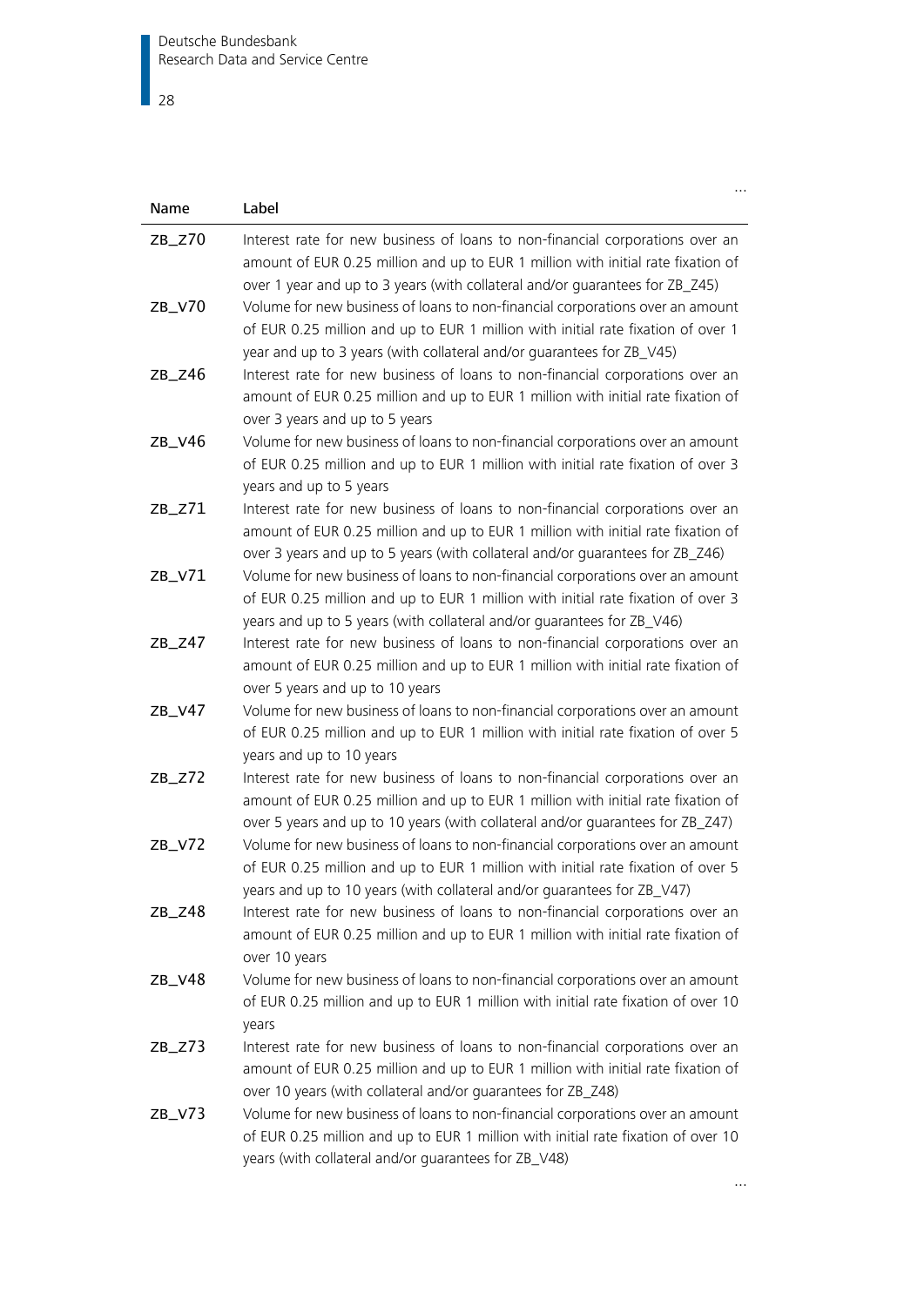…

| Name | Label |
| --- | --- |
| ZB_Z70 | Interest rate for new business of loans to non-financial corporations over an amount of EUR 0.25 million and up to EUR 1 million with initial rate fixation of over 1 year and up to 3 years (with collateral and/or guarantees for ZB_Z45) |
| ZB_V70 | Volume for new business of loans to non-financial corporations over an amount of EUR 0.25 million and up to EUR 1 million with initial rate fixation of over 1 year and up to 3 years (with collateral and/or guarantees for ZB_V45) |
| ZB_Z46 | Interest rate for new business of loans to non-financial corporations over an amount of EUR 0.25 million and up to EUR 1 million with initial rate fixation of over 3 years and up to 5 years |
| ZB_V46 | Volume for new business of loans to non-financial corporations over an amount of EUR 0.25 million and up to EUR 1 million with initial rate fixation of over 3 years and up to 5 years |
| ZB_Z71 | Interest rate for new business of loans to non-financial corporations over an amount of EUR 0.25 million and up to EUR 1 million with initial rate fixation of over 3 years and up to 5 years (with collateral and/or guarantees for ZB_Z46) |
| ZB_V71 | Volume for new business of loans to non-financial corporations over an amount of EUR 0.25 million and up to EUR 1 million with initial rate fixation of over 3 years and up to 5 years (with collateral and/or guarantees for ZB_V46) |
| ZB_Z47 | Interest rate for new business of loans to non-financial corporations over an amount of EUR 0.25 million and up to EUR 1 million with initial rate fixation of over 5 years and up to 10 years |
| ZB_V47 | Volume for new business of loans to non-financial corporations over an amount of EUR 0.25 million and up to EUR 1 million with initial rate fixation of over 5 years and up to 10 years |
| ZB_Z72 | Interest rate for new business of loans to non-financial corporations over an amount of EUR 0.25 million and up to EUR 1 million with initial rate fixation of over 5 years and up to 10 years (with collateral and/or guarantees for ZB_Z47) |
| ZB_V72 | Volume for new business of loans to non-financial corporations over an amount of EUR 0.25 million and up to EUR 1 million with initial rate fixation of over 5 years and up to 10 years (with collateral and/or guarantees for ZB_V47) |
| ZB_Z48 | Interest rate for new business of loans to non-financial corporations over an amount of EUR 0.25 million and up to EUR 1 million with initial rate fixation of over 10 years |
| ZB_V48 | Volume for new business of loans to non-financial corporations over an amount of EUR 0.25 million and up to EUR 1 million with initial rate fixation of over 10 years |
| ZB_Z73 | Interest rate for new business of loans to non-financial corporations over an amount of EUR 0.25 million and up to EUR 1 million with initial rate fixation of over 10 years (with collateral and/or guarantees for ZB_Z48) |
| ZB_V73 | Volume for new business of loans to non-financial corporations over an amount of EUR 0.25 million and up to EUR 1 million with initial rate fixation of over 10 years (with collateral and/or guarantees for ZB_V48) |

…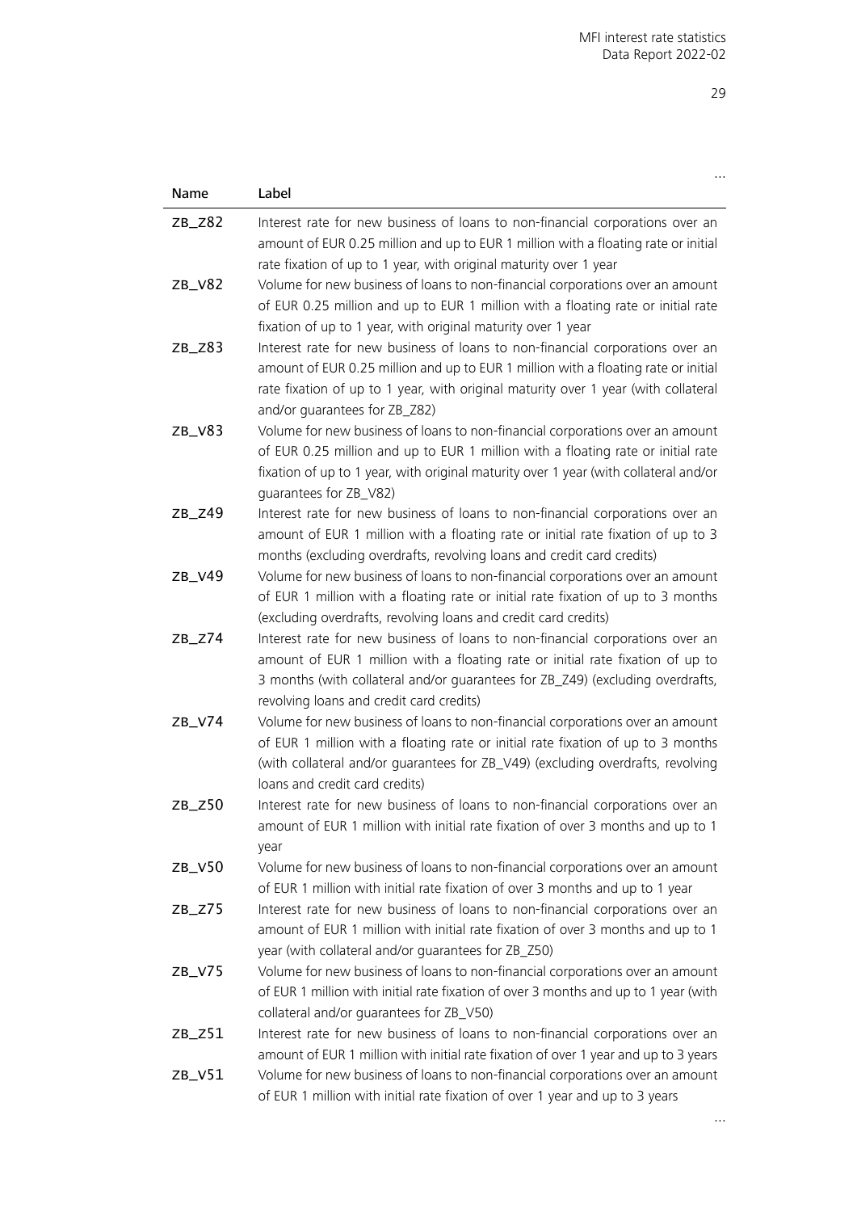…

| Name | Label |
|---|---|
| ZB_Z82 | Interest rate for new business of loans to non-financial corporations over an amount of EUR 0.25 million and up to EUR 1 million with a floating rate or initial rate fixation of up to 1 year, with original maturity over 1 year |
| ZB_V82 | Volume for new business of loans to non-financial corporations over an amount of EUR 0.25 million and up to EUR 1 million with a floating rate or initial rate fixation of up to 1 year, with original maturity over 1 year |
| ZB_Z83 | Interest rate for new business of loans to non-financial corporations over an amount of EUR 0.25 million and up to EUR 1 million with a floating rate or initial rate fixation of up to 1 year, with original maturity over 1 year (with collateral and/or guarantees for ZB_Z82) |
| ZB_V83 | Volume for new business of loans to non-financial corporations over an amount of EUR 0.25 million and up to EUR 1 million with a floating rate or initial rate fixation of up to 1 year, with original maturity over 1 year (with collateral and/or guarantees for ZB_V82) |
| ZB_Z49 | Interest rate for new business of loans to non-financial corporations over an amount of EUR 1 million with a floating rate or initial rate fixation of up to 3 months (excluding overdrafts, revolving loans and credit card credits) |
| ZB_V49 | Volume for new business of loans to non-financial corporations over an amount of EUR 1 million with a floating rate or initial rate fixation of up to 3 months (excluding overdrafts, revolving loans and credit card credits) |
| ZB_Z74 | Interest rate for new business of loans to non-financial corporations over an amount of EUR 1 million with a floating rate or initial rate fixation of up to 3 months (with collateral and/or guarantees for ZB_Z49) (excluding overdrafts, revolving loans and credit card credits) |
| ZB_V74 | Volume for new business of loans to non-financial corporations over an amount of EUR 1 million with a floating rate or initial rate fixation of up to 3 months (with collateral and/or guarantees for ZB_V49) (excluding overdrafts, revolving loans and credit card credits) |
| ZB_Z50 | Interest rate for new business of loans to non-financial corporations over an amount of EUR 1 million with initial rate fixation of over 3 months and up to 1 year |
| ZB_V50 | Volume for new business of loans to non-financial corporations over an amount of EUR 1 million with initial rate fixation of over 3 months and up to 1 year |
| ZB_Z75 | Interest rate for new business of loans to non-financial corporations over an amount of EUR 1 million with initial rate fixation of over 3 months and up to 1 year (with collateral and/or guarantees for ZB_Z50) |
| ZB_V75 | Volume for new business of loans to non-financial corporations over an amount of EUR 1 million with initial rate fixation of over 3 months and up to 1 year (with collateral and/or guarantees for ZB_V50) |
| ZB_Z51 | Interest rate for new business of loans to non-financial corporations over an amount of EUR 1 million with initial rate fixation of over 1 year and up to 3 years |
| ZB_V51 | Volume for new business of loans to non-financial corporations over an amount of EUR 1 million with initial rate fixation of over 1 year and up to 3 years |

…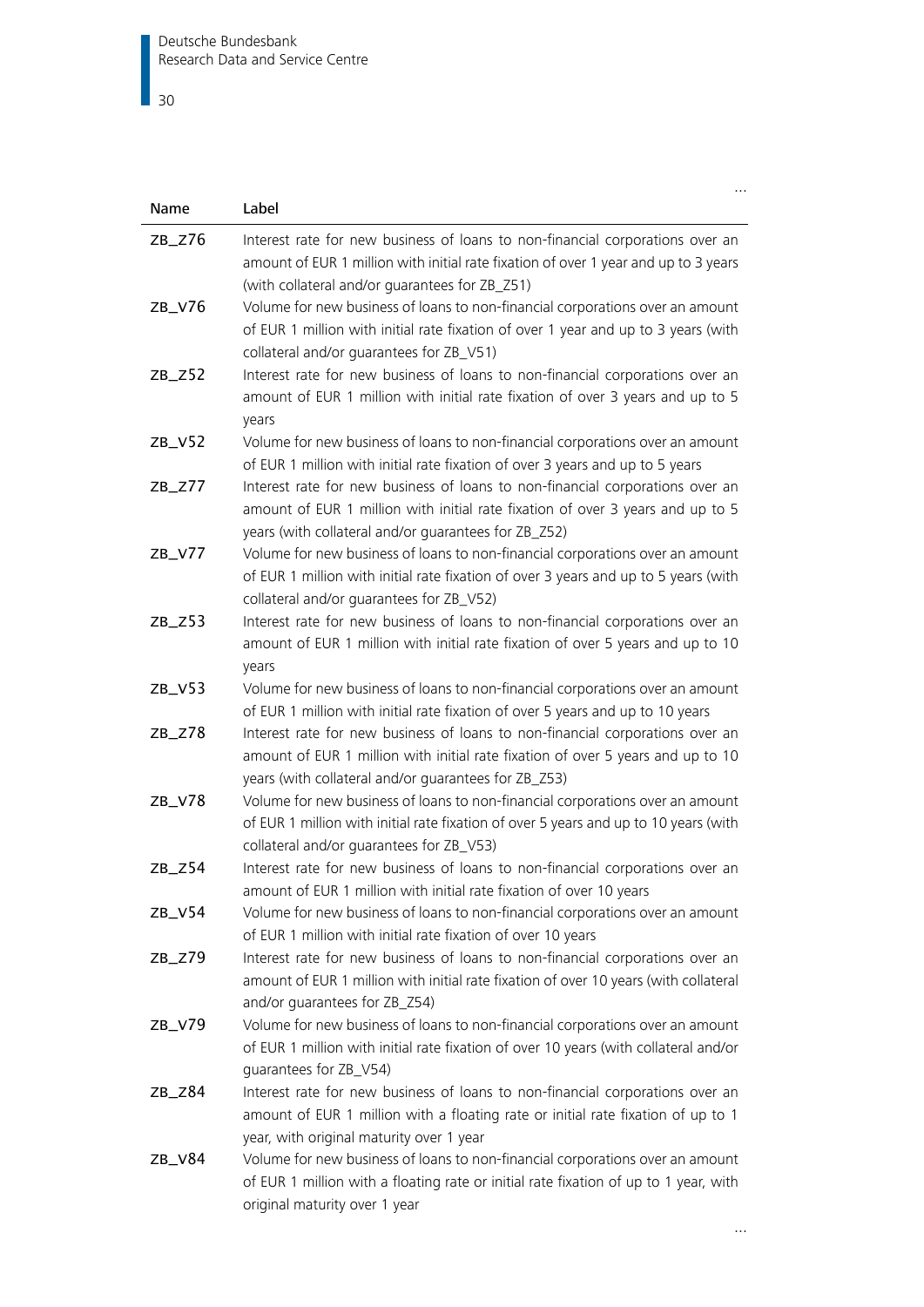…

| Name | Label |
| --- | --- |
| ZB_Z76 | Interest rate for new business of loans to non-financial corporations over an amount of EUR 1 million with initial rate fixation of over 1 year and up to 3 years (with collateral and/or guarantees for ZB_Z51) |
| ZB_V76 | Volume for new business of loans to non-financial corporations over an amount of EUR 1 million with initial rate fixation of over 1 year and up to 3 years (with collateral and/or guarantees for ZB_V51) |
| ZB_Z52 | Interest rate for new business of loans to non-financial corporations over an amount of EUR 1 million with initial rate fixation of over 3 years and up to 5 years |
| ZB_V52 | Volume for new business of loans to non-financial corporations over an amount of EUR 1 million with initial rate fixation of over 3 years and up to 5 years |
| ZB_Z77 | Interest rate for new business of loans to non-financial corporations over an amount of EUR 1 million with initial rate fixation of over 3 years and up to 5 years (with collateral and/or guarantees for ZB_Z52) |
| ZB_V77 | Volume for new business of loans to non-financial corporations over an amount of EUR 1 million with initial rate fixation of over 3 years and up to 5 years (with collateral and/or guarantees for ZB_V52) |
| ZB_Z53 | Interest rate for new business of loans to non-financial corporations over an amount of EUR 1 million with initial rate fixation of over 5 years and up to 10 years |
| ZB_V53 | Volume for new business of loans to non-financial corporations over an amount of EUR 1 million with initial rate fixation of over 5 years and up to 10 years |
| ZB_Z78 | Interest rate for new business of loans to non-financial corporations over an amount of EUR 1 million with initial rate fixation of over 5 years and up to 10 years (with collateral and/or guarantees for ZB_Z53) |
| ZB_V78 | Volume for new business of loans to non-financial corporations over an amount of EUR 1 million with initial rate fixation of over 5 years and up to 10 years (with collateral and/or guarantees for ZB_V53) |
| ZB_Z54 | Interest rate for new business of loans to non-financial corporations over an amount of EUR 1 million with initial rate fixation of over 10 years |
| ZB_V54 | Volume for new business of loans to non-financial corporations over an amount of EUR 1 million with initial rate fixation of over 10 years |
| ZB_Z79 | Interest rate for new business of loans to non-financial corporations over an amount of EUR 1 million with initial rate fixation of over 10 years (with collateral and/or guarantees for ZB_Z54) |
| ZB_V79 | Volume for new business of loans to non-financial corporations over an amount of EUR 1 million with initial rate fixation of over 10 years (with collateral and/or guarantees for ZB_V54) |
| ZB_Z84 | Interest rate for new business of loans to non-financial corporations over an amount of EUR 1 million with a floating rate or initial rate fixation of up to 1 year, with original maturity over 1 year |
| ZB_V84 | Volume for new business of loans to non-financial corporations over an amount of EUR 1 million with a floating rate or initial rate fixation of up to 1 year, with original maturity over 1 year |

…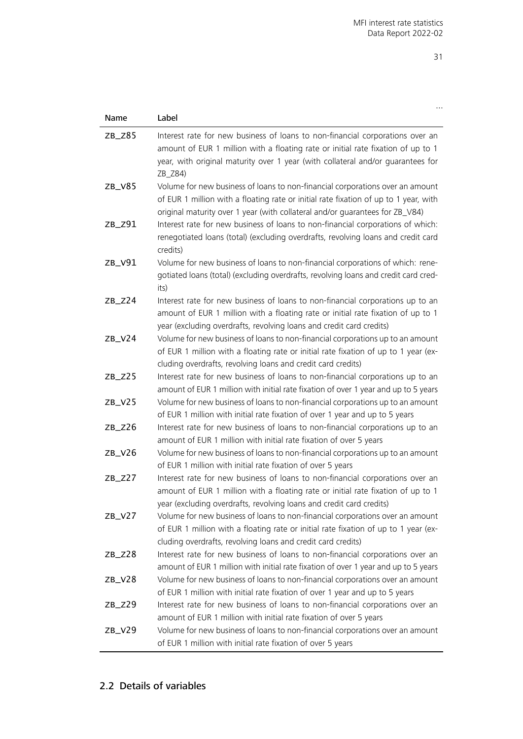…

| Name | Label |
| --- | --- |
| ZB_Z85 | Interest rate for new business of loans to non-financial corporations over an amount of EUR 1 million with a floating rate or initial rate fixation of up to 1 year, with original maturity over 1 year (with collateral and/or guarantees for ZB_Z84) |
| ZB_V85 | Volume for new business of loans to non-financial corporations over an amount of EUR 1 million with a floating rate or initial rate fixation of up to 1 year, with original maturity over 1 year (with collateral and/or guarantees for ZB_V84) |
| ZB_Z91 | Interest rate for new business of loans to non-financial corporations of which: renegotiated loans (total) (excluding overdrafts, revolving loans and credit card credits) |
| ZB_V91 | Volume for new business of loans to non-financial corporations of which: renegotiated loans (total) (excluding overdrafts, revolving loans and credit card credits) |
| ZB_Z24 | Interest rate for new business of loans to non-financial corporations up to an amount of EUR 1 million with a floating rate or initial rate fixation of up to 1 year (excluding overdrafts, revolving loans and credit card credits) |
| ZB_V24 | Volume for new business of loans to non-financial corporations up to an amount of EUR 1 million with a floating rate or initial rate fixation of up to 1 year (excluding overdrafts, revolving loans and credit card credits) |
| ZB_Z25 | Interest rate for new business of loans to non-financial corporations up to an amount of EUR 1 million with initial rate fixation of over 1 year and up to 5 years |
| ZB_V25 | Volume for new business of loans to non-financial corporations up to an amount of EUR 1 million with initial rate fixation of over 1 year and up to 5 years |
| ZB_Z26 | Interest rate for new business of loans to non-financial corporations up to an amount of EUR 1 million with initial rate fixation of over 5 years |
| ZB_V26 | Volume for new business of loans to non-financial corporations up to an amount of EUR 1 million with initial rate fixation of over 5 years |
| ZB_Z27 | Interest rate for new business of loans to non-financial corporations over an amount of EUR 1 million with a floating rate or initial rate fixation of up to 1 year (excluding overdrafts, revolving loans and credit card credits) |
| ZB_V27 | Volume for new business of loans to non-financial corporations over an amount of EUR 1 million with a floating rate or initial rate fixation of up to 1 year (excluding overdrafts, revolving loans and credit card credits) |
| ZB_Z28 | Interest rate for new business of loans to non-financial corporations over an amount of EUR 1 million with initial rate fixation of over 1 year and up to 5 years |
| ZB_V28 | Volume for new business of loans to non-financial corporations over an amount of EUR 1 million with initial rate fixation of over 1 year and up to 5 years |
| ZB_Z29 | Interest rate for new business of loans to non-financial corporations over an amount of EUR 1 million with initial rate fixation of over 5 years |
| ZB_V29 | Volume for new business of loans to non-financial corporations over an amount of EUR 1 million with initial rate fixation of over 5 years |

## 2.2 Details of variables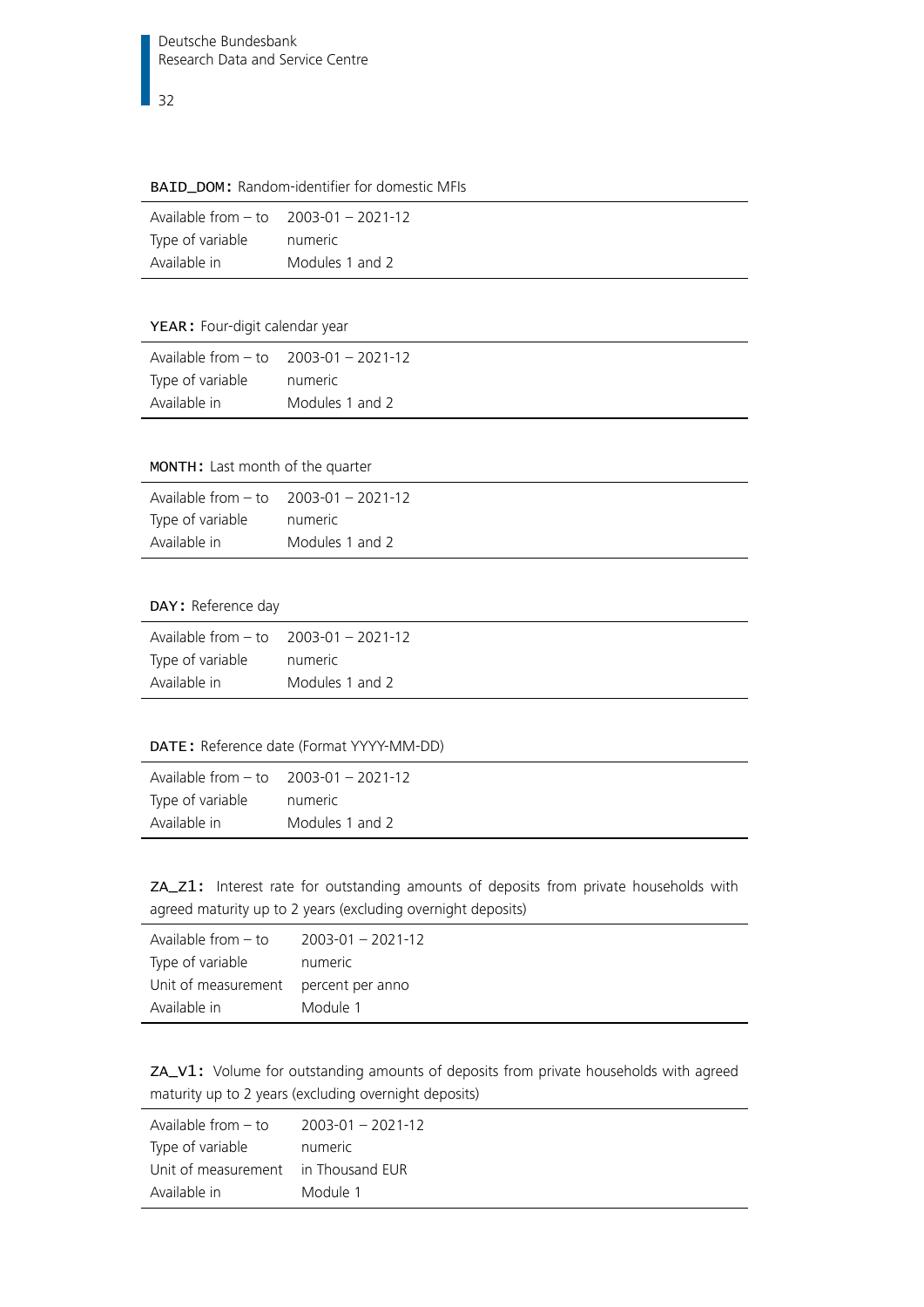**BAID_DOM:** Random-identifier for domestic MFIs

| | |
|---|---|
| Available from – to | 2003-01 – 2021-12 |
| Type of variable | numeric |
| Available in | Modules 1 and 2 |

**YEAR:** Four-digit calendar year

| | |
|---|---|
| Available from – to | 2003-01 – 2021-12 |
| Type of variable | numeric |
| Available in | Modules 1 and 2 |

**MONTH:** Last month of the quarter

| | |
|---|---|
| Available from – to | 2003-01 – 2021-12 |
| Type of variable | numeric |
| Available in | Modules 1 and 2 |

**DAY:** Reference day

| | |
|---|---|
| Available from – to | 2003-01 – 2021-12 |
| Type of variable | numeric |
| Available in | Modules 1 and 2 |

**DATE:** Reference date (Format YYYY-MM-DD)

| | |
|---|---|
| Available from – to | 2003-01 – 2021-12 |
| Type of variable | numeric |
| Available in | Modules 1 and 2 |

**ZA_Z1:** Interest rate for outstanding amounts of deposits from private households with agreed maturity up to 2 years (excluding overnight deposits)

| | |
|---|---|
| Available from – to | 2003-01 – 2021-12 |
| Type of variable | numeric |
| Unit of measurement | percent per anno |
| Available in | Module 1 |

**ZA_V1:** Volume for outstanding amounts of deposits from private households with agreed maturity up to 2 years (excluding overnight deposits)

| | |
|---|---|
| Available from – to | 2003-01 – 2021-12 |
| Type of variable | numeric |
| Unit of measurement | in Thousand EUR |
| Available in | Module 1 |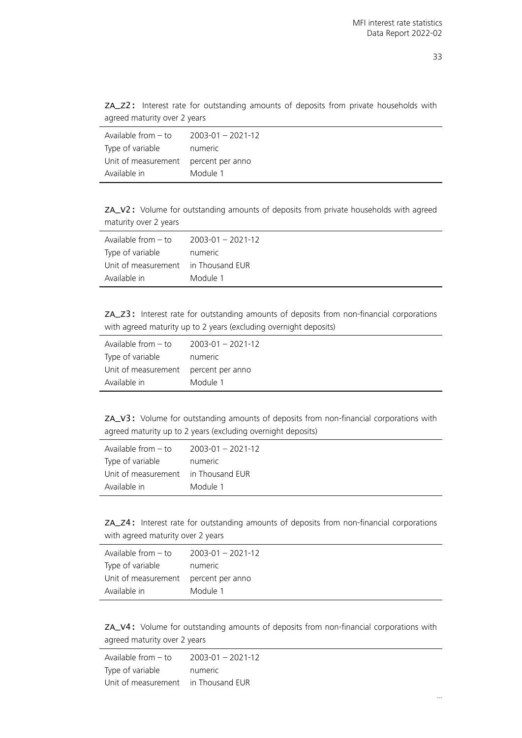**ZA_Z2:** Interest rate for outstanding amounts of deposits from private households with agreed maturity over 2 years

| | |
|---|---|
| Available from – to | 2003-01 – 2021-12 |
| Type of variable | numeric |
| Unit of measurement | percent per anno |
| Available in | Module 1 |

**ZA_V2:** Volume for outstanding amounts of deposits from private households with agreed maturity over 2 years

| | |
|---|---|
| Available from – to | 2003-01 – 2021-12 |
| Type of variable | numeric |
| Unit of measurement | in Thousand EUR |
| Available in | Module 1 |

**ZA_Z3:** Interest rate for outstanding amounts of deposits from non-financial corporations with agreed maturity up to 2 years (excluding overnight deposits)

| | |
|---|---|
| Available from – to | 2003-01 – 2021-12 |
| Type of variable | numeric |
| Unit of measurement | percent per anno |
| Available in | Module 1 |

**ZA_V3:** Volume for outstanding amounts of deposits from non-financial corporations with agreed maturity up to 2 years (excluding overnight deposits)

| | |
|---|---|
| Available from – to | 2003-01 – 2021-12 |
| Type of variable | numeric |
| Unit of measurement | in Thousand EUR |
| Available in | Module 1 |

**ZA_Z4:** Interest rate for outstanding amounts of deposits from non-financial corporations with agreed maturity over 2 years

| | |
|---|---|
| Available from – to | 2003-01 – 2021-12 |
| Type of variable | numeric |
| Unit of measurement | percent per anno |
| Available in | Module 1 |

**ZA_V4:** Volume for outstanding amounts of deposits from non-financial corporations with agreed maturity over 2 years

| | |
|---|---|
| Available from – to | 2003-01 – 2021-12 |
| Type of variable | numeric |
| Unit of measurement | in Thousand EUR |

...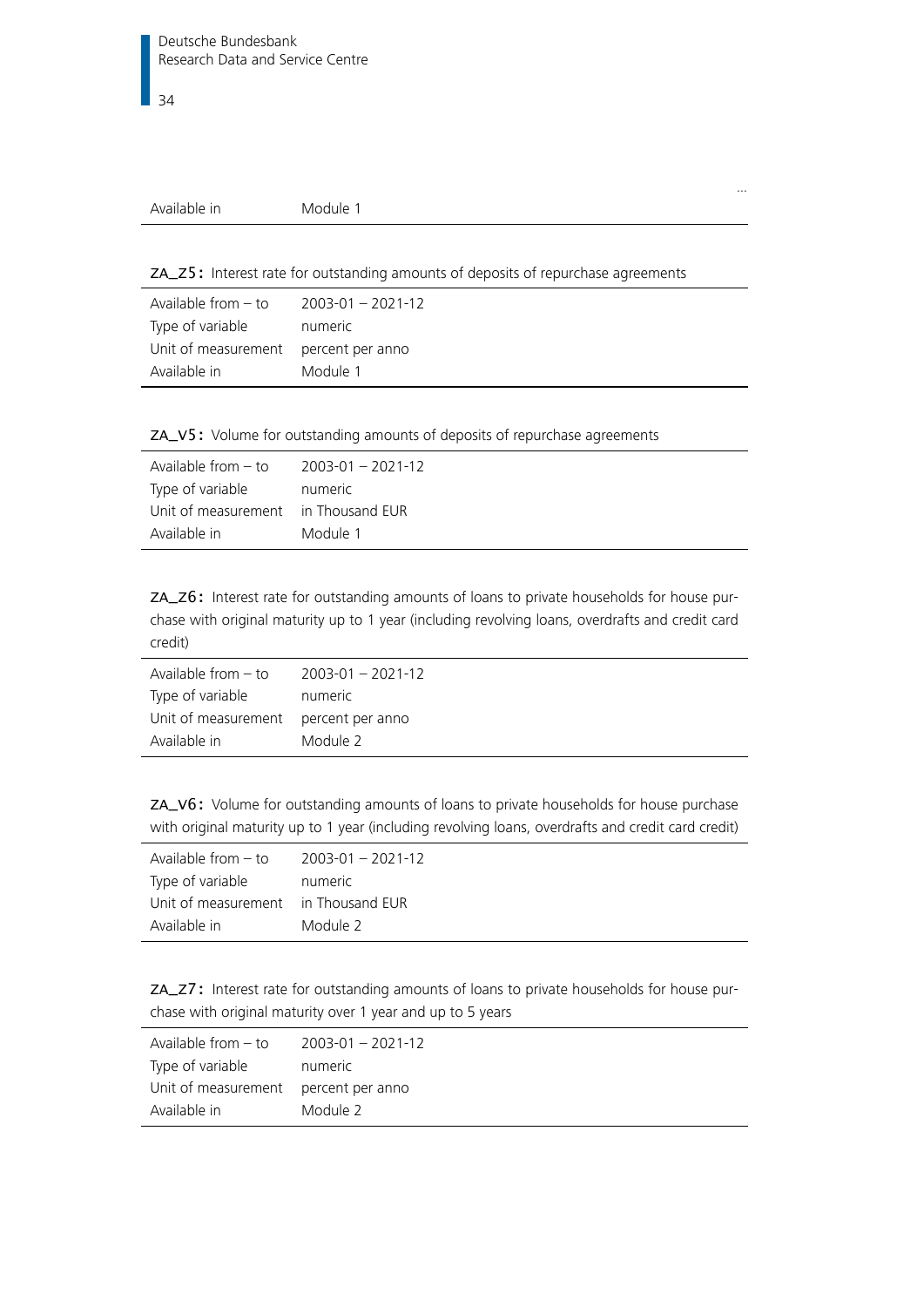...

| | |
|---|---|
| Available in | Module 1 |

**ZA_Z5:** Interest rate for outstanding amounts of deposits of repurchase agreements

| | |
|---|---|
| Available from – to | 2003-01 – 2021-12 |
| Type of variable | numeric |
| Unit of measurement | percent per anno |
| Available in | Module 1 |

**ZA_V5:** Volume for outstanding amounts of deposits of repurchase agreements

| | |
|---|---|
| Available from – to | 2003-01 – 2021-12 |
| Type of variable | numeric |
| Unit of measurement | in Thousand EUR |
| Available in | Module 1 |

**ZA_Z6:** Interest rate for outstanding amounts of loans to private households for house purchase with original maturity up to 1 year (including revolving loans, overdrafts and credit card credit)

| | |
|---|---|
| Available from – to | 2003-01 – 2021-12 |
| Type of variable | numeric |
| Unit of measurement | percent per anno |
| Available in | Module 2 |

**ZA_V6:** Volume for outstanding amounts of loans to private households for house purchase with original maturity up to 1 year (including revolving loans, overdrafts and credit card credit)

| | |
|---|---|
| Available from – to | 2003-01 – 2021-12 |
| Type of variable | numeric |
| Unit of measurement | in Thousand EUR |
| Available in | Module 2 |

**ZA_Z7:** Interest rate for outstanding amounts of loans to private households for house purchase with original maturity over 1 year and up to 5 years

| | |
|---|---|
| Available from – to | 2003-01 – 2021-12 |
| Type of variable | numeric |
| Unit of measurement | percent per anno |
| Available in | Module 2 |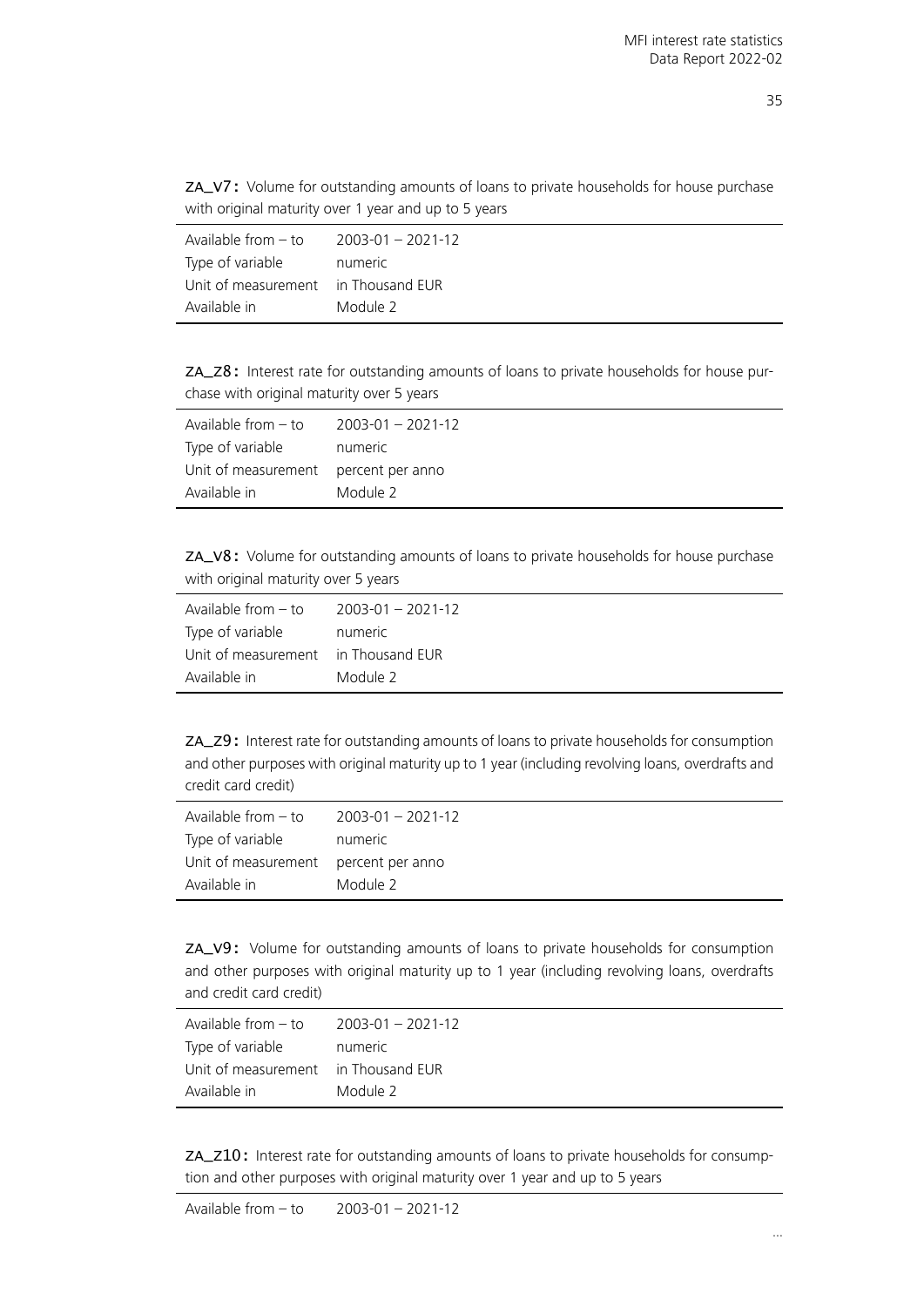**ZA_V7:** Volume for outstanding amounts of loans to private households for house purchase with original maturity over 1 year and up to 5 years

| | |
|---|---|
| Available from – to | 2003-01 – 2021-12 |
| Type of variable | numeric |
| Unit of measurement | in Thousand EUR |
| Available in | Module 2 |

**ZA_Z8:** Interest rate for outstanding amounts of loans to private households for house purchase with original maturity over 5 years

| | |
|---|---|
| Available from – to | 2003-01 – 2021-12 |
| Type of variable | numeric |
| Unit of measurement | percent per anno |
| Available in | Module 2 |

**ZA_V8:** Volume for outstanding amounts of loans to private households for house purchase with original maturity over 5 years

| | |
|---|---|
| Available from – to | 2003-01 – 2021-12 |
| Type of variable | numeric |
| Unit of measurement | in Thousand EUR |
| Available in | Module 2 |

**ZA_Z9:** Interest rate for outstanding amounts of loans to private households for consumption and other purposes with original maturity up to 1 year (including revolving loans, overdrafts and credit card credit)

| | |
|---|---|
| Available from – to | 2003-01 – 2021-12 |
| Type of variable | numeric |
| Unit of measurement | percent per anno |
| Available in | Module 2 |

**ZA_V9:** Volume for outstanding amounts of loans to private households for consumption and other purposes with original maturity up to 1 year (including revolving loans, overdrafts and credit card credit)

| | |
|---|---|
| Available from – to | 2003-01 – 2021-12 |
| Type of variable | numeric |
| Unit of measurement | in Thousand EUR |
| Available in | Module 2 |

**ZA_Z10:** Interest rate for outstanding amounts of loans to private households for consumption and other purposes with original maturity over 1 year and up to 5 years

| | |
|---|---|
| Available from – to | 2003-01 – 2021-12 |

...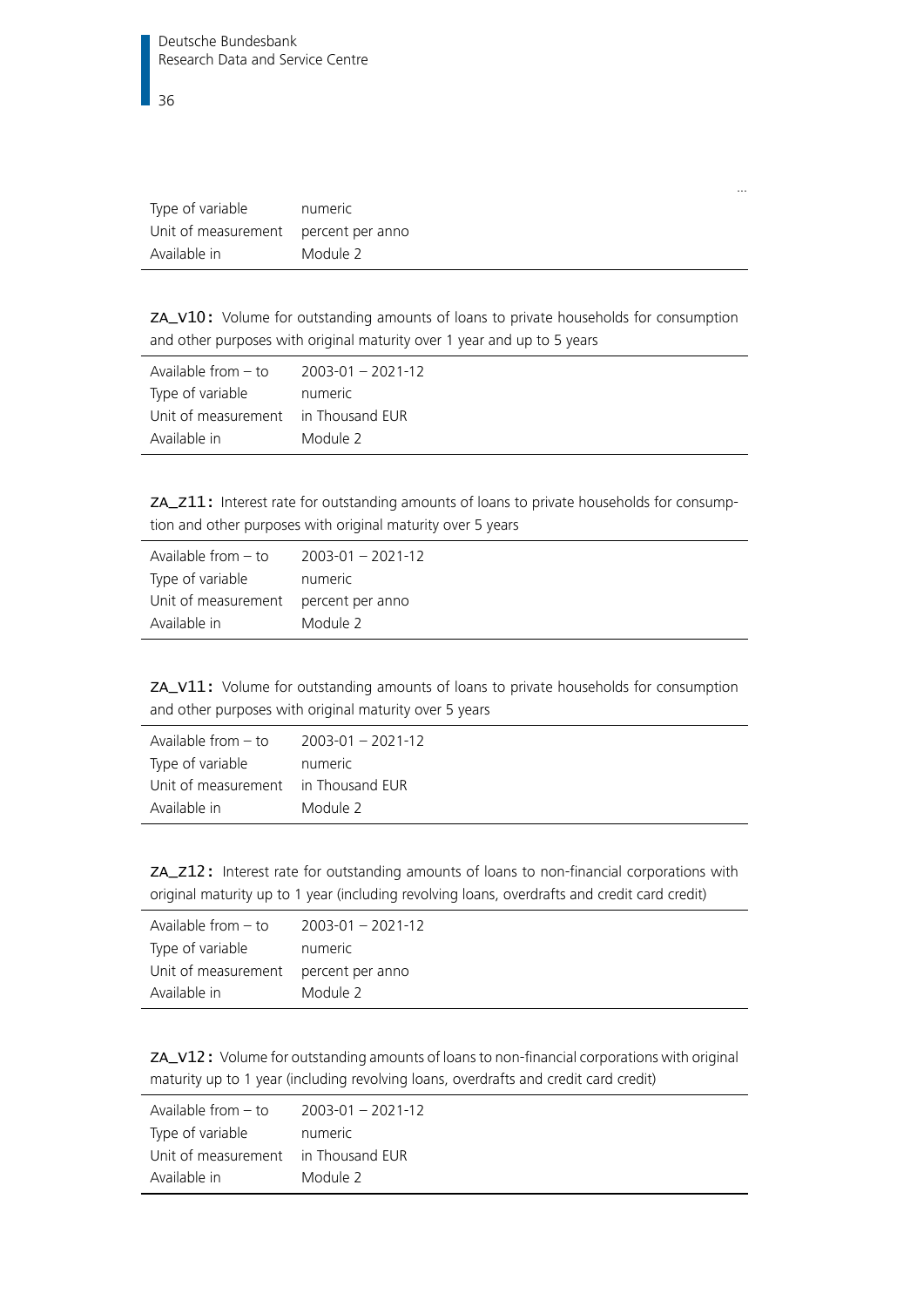...

| | |
|---|---|
| Type of variable | numeric |
| Unit of measurement | percent per anno |
| Available in | Module 2 |

**ZA_V10:** Volume for outstanding amounts of loans to private households for consumption and other purposes with original maturity over 1 year and up to 5 years

| | |
|---|---|
| Available from – to | 2003-01 – 2021-12 |
| Type of variable | numeric |
| Unit of measurement | in Thousand EUR |
| Available in | Module 2 |

**ZA_Z11:** Interest rate for outstanding amounts of loans to private households for consumption and other purposes with original maturity over 5 years

| | |
|---|---|
| Available from – to | 2003-01 – 2021-12 |
| Type of variable | numeric |
| Unit of measurement | percent per anno |
| Available in | Module 2 |

**ZA_V11:** Volume for outstanding amounts of loans to private households for consumption and other purposes with original maturity over 5 years

| | |
|---|---|
| Available from – to | 2003-01 – 2021-12 |
| Type of variable | numeric |
| Unit of measurement | in Thousand EUR |
| Available in | Module 2 |

**ZA_Z12:** Interest rate for outstanding amounts of loans to non-financial corporations with original maturity up to 1 year (including revolving loans, overdrafts and credit card credit)

| | |
|---|---|
| Available from – to | 2003-01 – 2021-12 |
| Type of variable | numeric |
| Unit of measurement | percent per anno |
| Available in | Module 2 |

**ZA_V12:** Volume for outstanding amounts of loans to non-financial corporations with original maturity up to 1 year (including revolving loans, overdrafts and credit card credit)

| | |
|---|---|
| Available from – to | 2003-01 – 2021-12 |
| Type of variable | numeric |
| Unit of measurement | in Thousand EUR |
| Available in | Module 2 |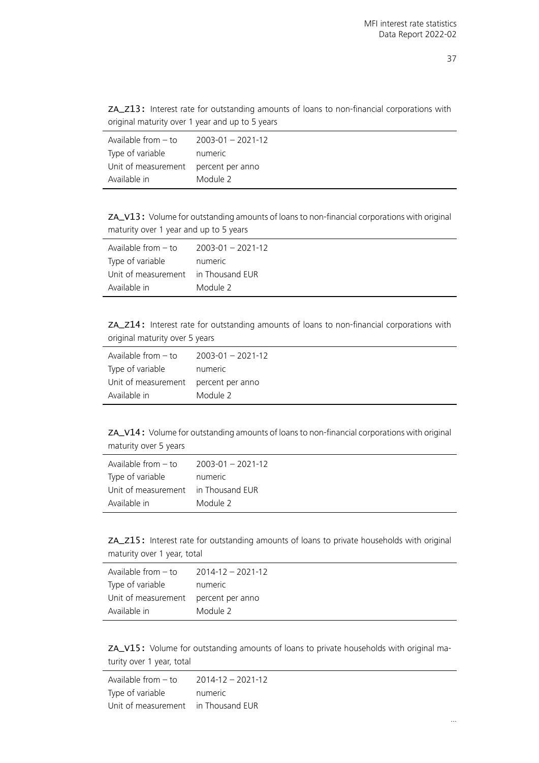**ZA_Z13:** Interest rate for outstanding amounts of loans to non-financial corporations with original maturity over 1 year and up to 5 years

| | |
|---|---|
| Available from – to | 2003-01 – 2021-12 |
| Type of variable | numeric |
| Unit of measurement | percent per anno |
| Available in | Module 2 |

**ZA_V13:** Volume for outstanding amounts of loans to non-financial corporations with original maturity over 1 year and up to 5 years

| | |
|---|---|
| Available from – to | 2003-01 – 2021-12 |
| Type of variable | numeric |
| Unit of measurement | in Thousand EUR |
| Available in | Module 2 |

**ZA_Z14:** Interest rate for outstanding amounts of loans to non-financial corporations with original maturity over 5 years

| | |
|---|---|
| Available from – to | 2003-01 – 2021-12 |
| Type of variable | numeric |
| Unit of measurement | percent per anno |
| Available in | Module 2 |

**ZA_V14:** Volume for outstanding amounts of loans to non-financial corporations with original maturity over 5 years

| | |
|---|---|
| Available from – to | 2003-01 – 2021-12 |
| Type of variable | numeric |
| Unit of measurement | in Thousand EUR |
| Available in | Module 2 |

**ZA_Z15:** Interest rate for outstanding amounts of loans to private households with original maturity over 1 year, total

| | |
|---|---|
| Available from – to | 2014-12 – 2021-12 |
| Type of variable | numeric |
| Unit of measurement | percent per anno |
| Available in | Module 2 |

**ZA_V15:** Volume for outstanding amounts of loans to private households with original maturity over 1 year, total

| | |
|---|---|
| Available from – to | 2014-12 – 2021-12 |
| Type of variable | numeric |
| Unit of measurement | in Thousand EUR |

...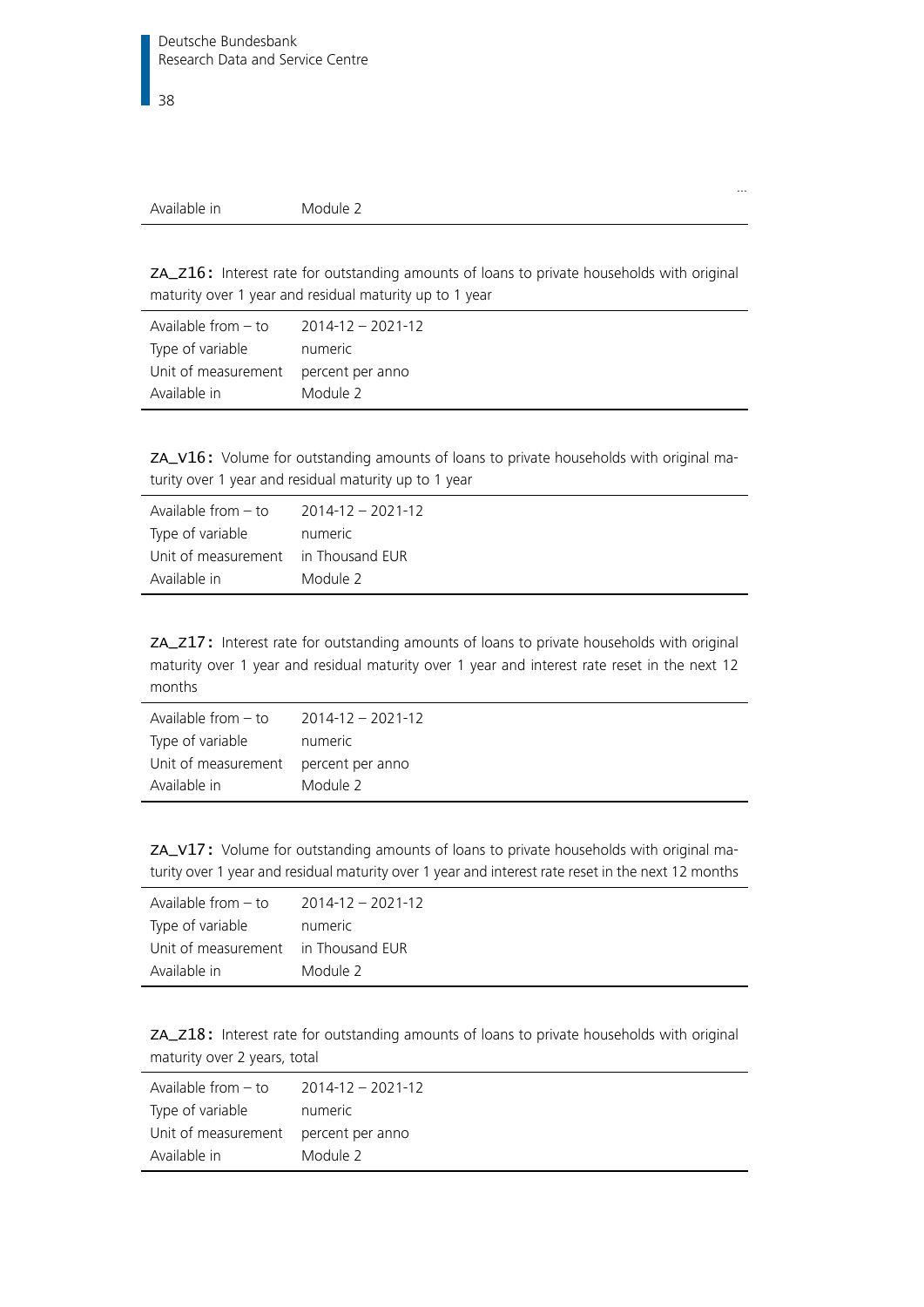...

| | |
|---|---|
| Available in | Module 2 |

**ZA_Z16:** Interest rate for outstanding amounts of loans to private households with original maturity over 1 year and residual maturity up to 1 year

| | |
|---|---|
| Available from – to | 2014-12 – 2021-12 |
| Type of variable | numeric |
| Unit of measurement | percent per anno |
| Available in | Module 2 |

**ZA_V16:** Volume for outstanding amounts of loans to private households with original maturity over 1 year and residual maturity up to 1 year

| | |
|---|---|
| Available from – to | 2014-12 – 2021-12 |
| Type of variable | numeric |
| Unit of measurement | in Thousand EUR |
| Available in | Module 2 |

**ZA_Z17:** Interest rate for outstanding amounts of loans to private households with original maturity over 1 year and residual maturity over 1 year and interest rate reset in the next 12 months

| | |
|---|---|
| Available from – to | 2014-12 – 2021-12 |
| Type of variable | numeric |
| Unit of measurement | percent per anno |
| Available in | Module 2 |

**ZA_V17:** Volume for outstanding amounts of loans to private households with original maturity over 1 year and residual maturity over 1 year and interest rate reset in the next 12 months

| | |
|---|---|
| Available from – to | 2014-12 – 2021-12 |
| Type of variable | numeric |
| Unit of measurement | in Thousand EUR |
| Available in | Module 2 |

**ZA_Z18:** Interest rate for outstanding amounts of loans to private households with original maturity over 2 years, total

| | |
|---|---|
| Available from – to | 2014-12 – 2021-12 |
| Type of variable | numeric |
| Unit of measurement | percent per anno |
| Available in | Module 2 |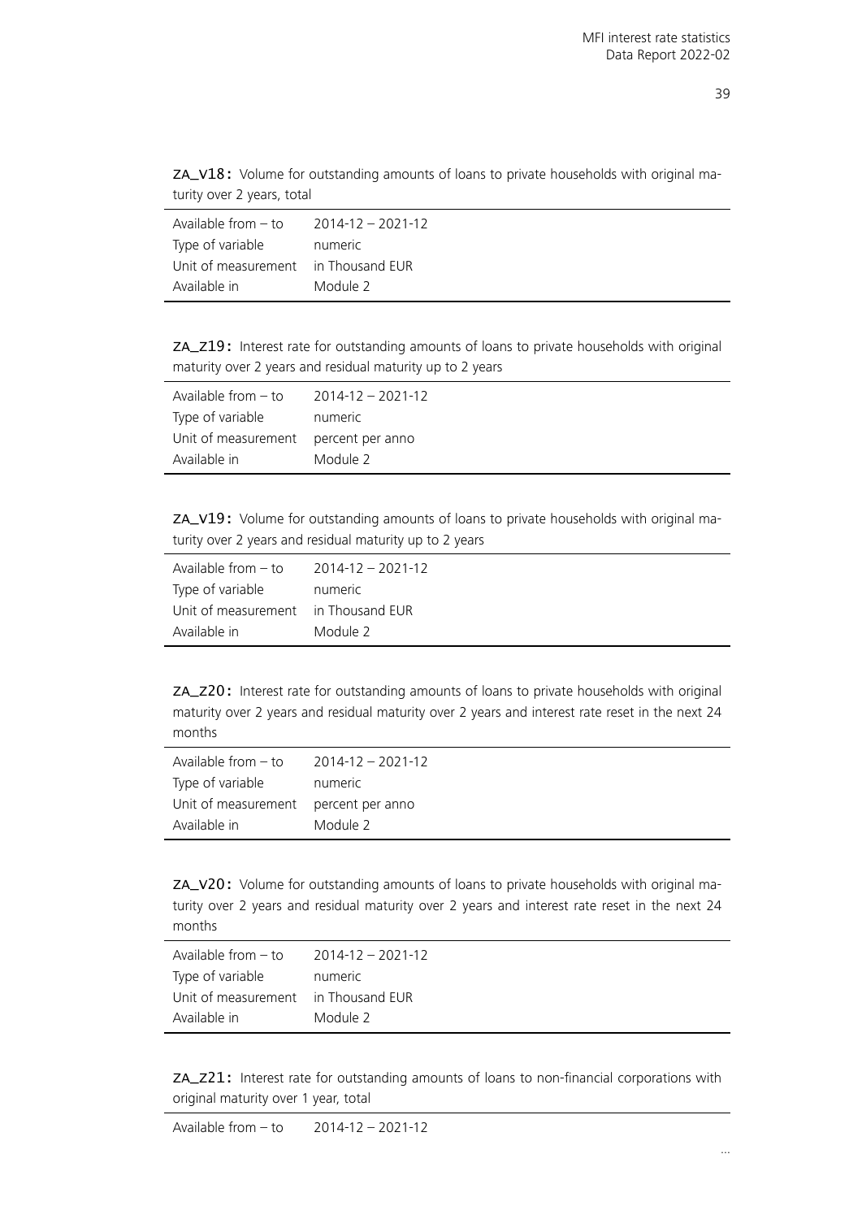**ZA_V18:** Volume for outstanding amounts of loans to private households with original maturity over 2 years, total

| | |
|---|---|
| Available from – to | 2014-12 – 2021-12 |
| Type of variable | numeric |
| Unit of measurement | in Thousand EUR |
| Available in | Module 2 |

**ZA_Z19:** Interest rate for outstanding amounts of loans to private households with original maturity over 2 years and residual maturity up to 2 years

| | |
|---|---|
| Available from – to | 2014-12 – 2021-12 |
| Type of variable | numeric |
| Unit of measurement | percent per anno |
| Available in | Module 2 |

**ZA_V19:** Volume for outstanding amounts of loans to private households with original maturity over 2 years and residual maturity up to 2 years

| | |
|---|---|
| Available from – to | 2014-12 – 2021-12 |
| Type of variable | numeric |
| Unit of measurement | in Thousand EUR |
| Available in | Module 2 |

**ZA_Z20:** Interest rate for outstanding amounts of loans to private households with original maturity over 2 years and residual maturity over 2 years and interest rate reset in the next 24 months

| | |
|---|---|
| Available from – to | 2014-12 – 2021-12 |
| Type of variable | numeric |
| Unit of measurement | percent per anno |
| Available in | Module 2 |

**ZA_V20:** Volume for outstanding amounts of loans to private households with original maturity over 2 years and residual maturity over 2 years and interest rate reset in the next 24 months

| | |
|---|---|
| Available from – to | 2014-12 – 2021-12 |
| Type of variable | numeric |
| Unit of measurement | in Thousand EUR |
| Available in | Module 2 |

**ZA_Z21:** Interest rate for outstanding amounts of loans to non-financial corporations with original maturity over 1 year, total

| | |
|---|---|
| Available from – to | 2014-12 – 2021-12 |

...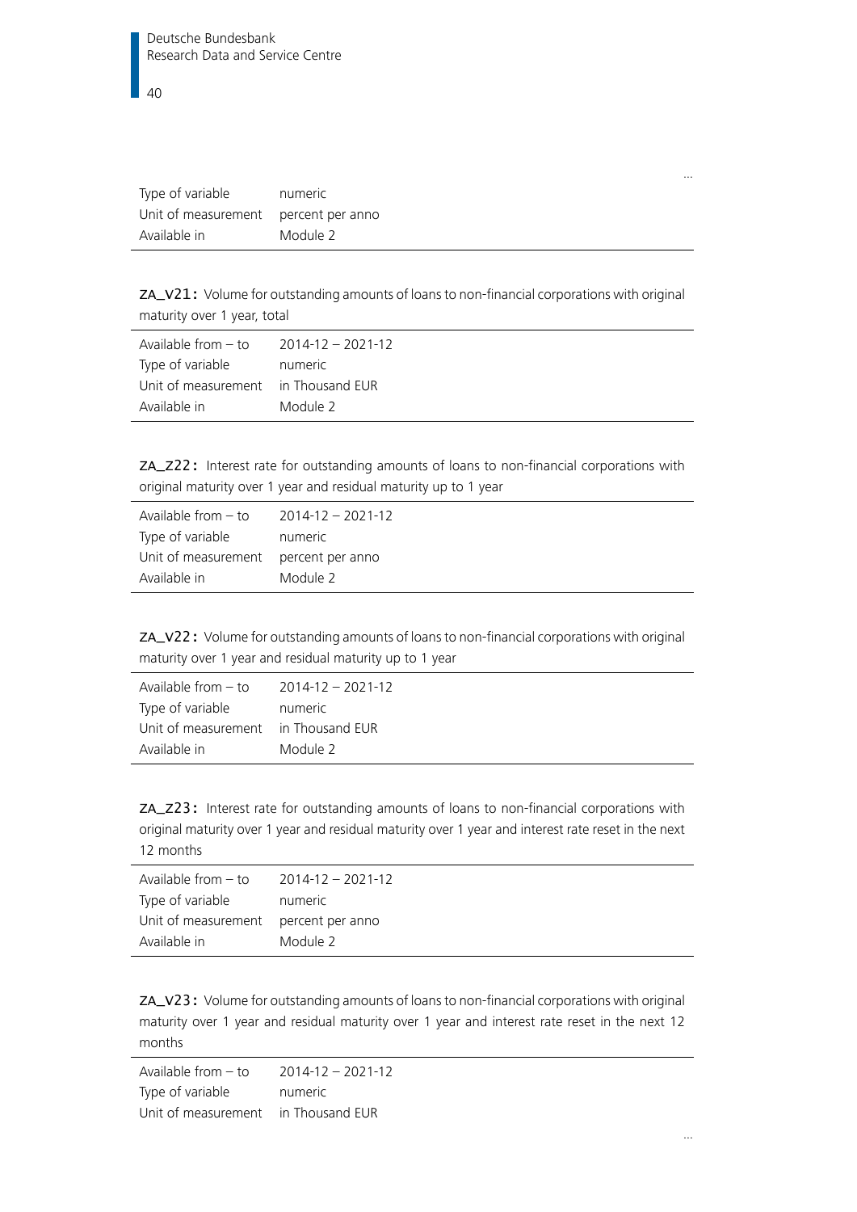...

| | |
|---|---|
| Type of variable | numeric |
| Unit of measurement | percent per anno |
| Available in | Module 2 |

**ZA_V21:** Volume for outstanding amounts of loans to non-financial corporations with original maturity over 1 year, total

| | |
|---|---|
| Available from – to | 2014-12 – 2021-12 |
| Type of variable | numeric |
| Unit of measurement | in Thousand EUR |
| Available in | Module 2 |

**ZA_Z22:** Interest rate for outstanding amounts of loans to non-financial corporations with original maturity over 1 year and residual maturity up to 1 year

| | |
|---|---|
| Available from – to | 2014-12 – 2021-12 |
| Type of variable | numeric |
| Unit of measurement | percent per anno |
| Available in | Module 2 |

**ZA_V22:** Volume for outstanding amounts of loans to non-financial corporations with original maturity over 1 year and residual maturity up to 1 year

| | |
|---|---|
| Available from – to | 2014-12 – 2021-12 |
| Type of variable | numeric |
| Unit of measurement | in Thousand EUR |
| Available in | Module 2 |

**ZA_Z23:** Interest rate for outstanding amounts of loans to non-financial corporations with original maturity over 1 year and residual maturity over 1 year and interest rate reset in the next 12 months

| | |
|---|---|
| Available from – to | 2014-12 – 2021-12 |
| Type of variable | numeric |
| Unit of measurement | percent per anno |
| Available in | Module 2 |

**ZA_V23:** Volume for outstanding amounts of loans to non-financial corporations with original maturity over 1 year and residual maturity over 1 year and interest rate reset in the next 12 months

| | |
|---|---|
| Available from – to | 2014-12 – 2021-12 |
| Type of variable | numeric |
| Unit of measurement | in Thousand EUR |

...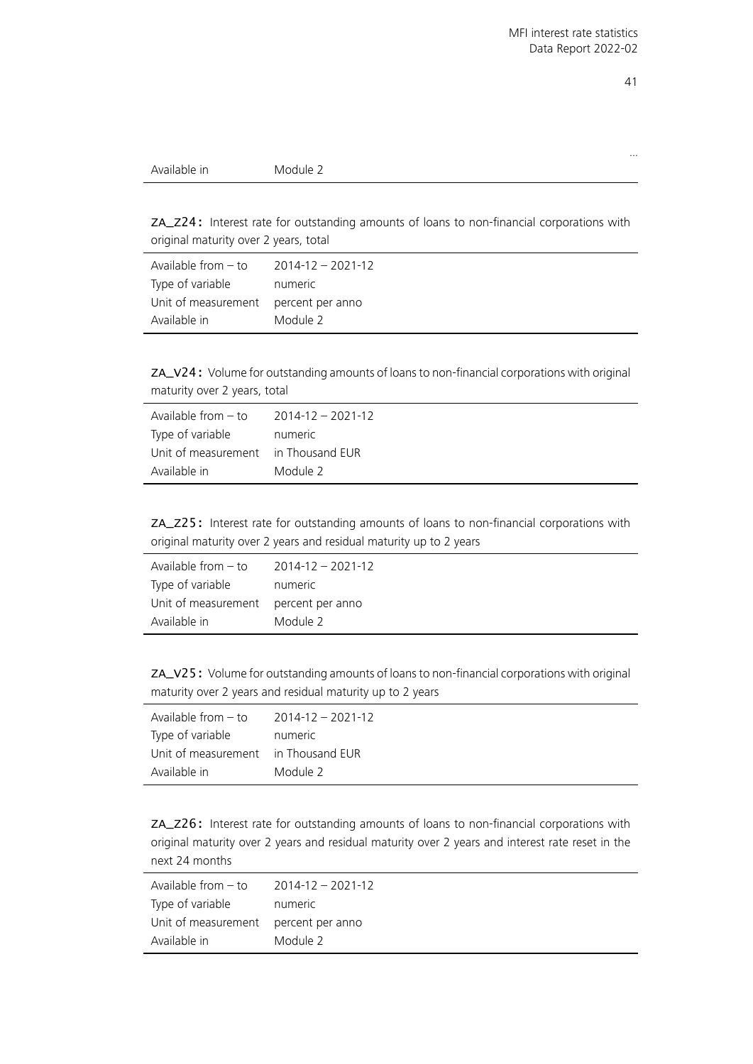...

| | |
|---|---|
| Available in | Module 2 |

**ZA_Z24:** Interest rate for outstanding amounts of loans to non-financial corporations with original maturity over 2 years, total

| | |
|---|---|
| Available from – to | 2014-12 – 2021-12 |
| Type of variable | numeric |
| Unit of measurement | percent per anno |
| Available in | Module 2 |

**ZA_V24:** Volume for outstanding amounts of loans to non-financial corporations with original maturity over 2 years, total

| | |
|---|---|
| Available from – to | 2014-12 – 2021-12 |
| Type of variable | numeric |
| Unit of measurement | in Thousand EUR |
| Available in | Module 2 |

**ZA_Z25:** Interest rate for outstanding amounts of loans to non-financial corporations with original maturity over 2 years and residual maturity up to 2 years

| | |
|---|---|
| Available from – to | 2014-12 – 2021-12 |
| Type of variable | numeric |
| Unit of measurement | percent per anno |
| Available in | Module 2 |

**ZA_V25:** Volume for outstanding amounts of loans to non-financial corporations with original maturity over 2 years and residual maturity up to 2 years

| | |
|---|---|
| Available from – to | 2014-12 – 2021-12 |
| Type of variable | numeric |
| Unit of measurement | in Thousand EUR |
| Available in | Module 2 |

**ZA_Z26:** Interest rate for outstanding amounts of loans to non-financial corporations with original maturity over 2 years and residual maturity over 2 years and interest rate reset in the next 24 months

| | |
|---|---|
| Available from – to | 2014-12 – 2021-12 |
| Type of variable | numeric |
| Unit of measurement | percent per anno |
| Available in | Module 2 |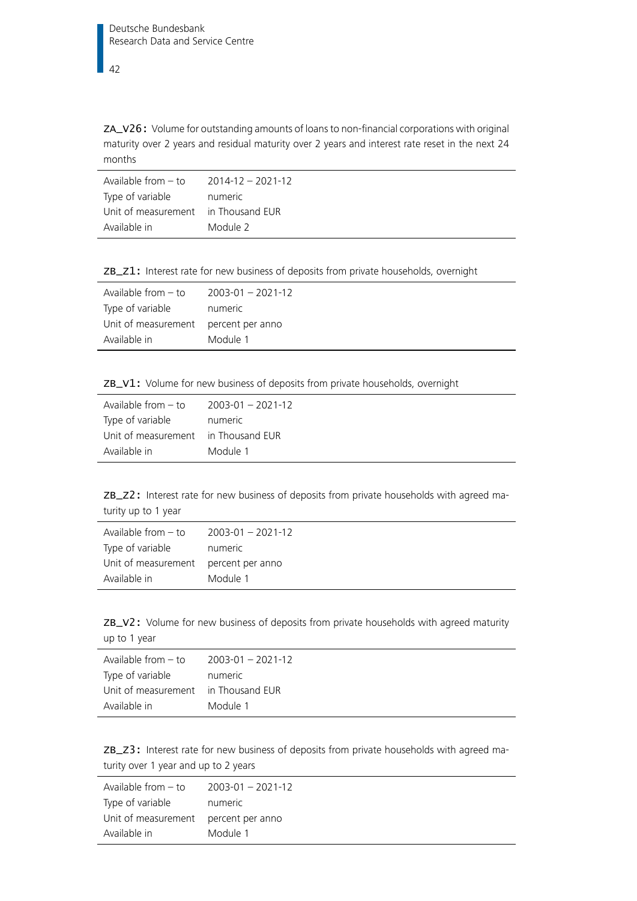**ZA_V26:** Volume for outstanding amounts of loans to non-financial corporations with original maturity over 2 years and residual maturity over 2 years and interest rate reset in the next 24 months

| | |
|---|---|
| Available from – to | 2014-12 – 2021-12 |
| Type of variable | numeric |
| Unit of measurement | in Thousand EUR |
| Available in | Module 2 |

**ZB_Z1:** Interest rate for new business of deposits from private households, overnight

| | |
|---|---|
| Available from – to | 2003-01 – 2021-12 |
| Type of variable | numeric |
| Unit of measurement | percent per anno |
| Available in | Module 1 |

**ZB_V1:** Volume for new business of deposits from private households, overnight

| | |
|---|---|
| Available from – to | 2003-01 – 2021-12 |
| Type of variable | numeric |
| Unit of measurement | in Thousand EUR |
| Available in | Module 1 |

**ZB_Z2:** Interest rate for new business of deposits from private households with agreed maturity up to 1 year

| | |
|---|---|
| Available from – to | 2003-01 – 2021-12 |
| Type of variable | numeric |
| Unit of measurement | percent per anno |
| Available in | Module 1 |

**ZB_V2:** Volume for new business of deposits from private households with agreed maturity up to 1 year

| | |
|---|---|
| Available from – to | 2003-01 – 2021-12 |
| Type of variable | numeric |
| Unit of measurement | in Thousand EUR |
| Available in | Module 1 |

**ZB_Z3:** Interest rate for new business of deposits from private households with agreed maturity over 1 year and up to 2 years

| | |
|---|---|
| Available from – to | 2003-01 – 2021-12 |
| Type of variable | numeric |
| Unit of measurement | percent per anno |
| Available in | Module 1 |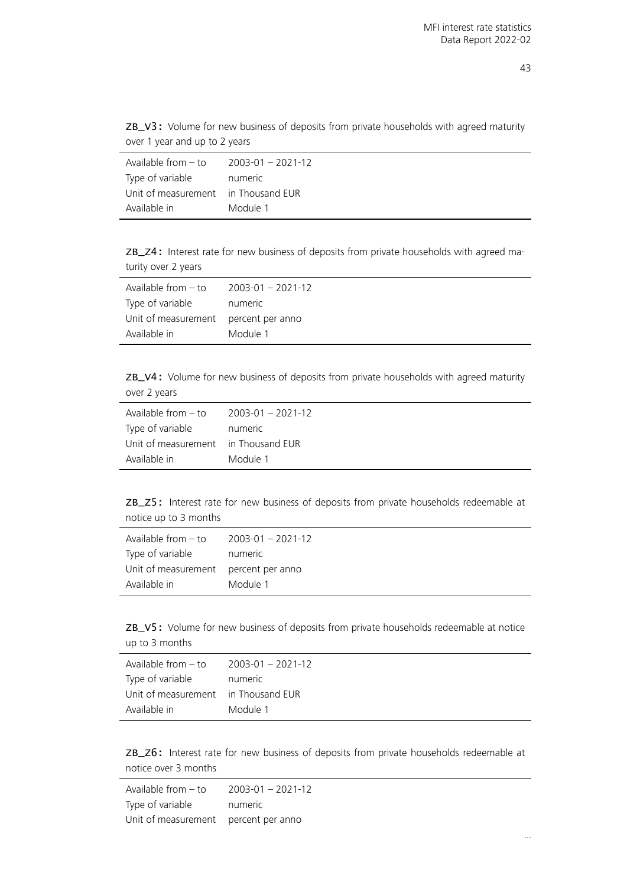**ZB_V3:** Volume for new business of deposits from private households with agreed maturity over 1 year and up to 2 years

| | |
|---|---|
| Available from – to | 2003-01 – 2021-12 |
| Type of variable | numeric |
| Unit of measurement | in Thousand EUR |
| Available in | Module 1 |

**ZB_Z4:** Interest rate for new business of deposits from private households with agreed maturity over 2 years

| | |
|---|---|
| Available from – to | 2003-01 – 2021-12 |
| Type of variable | numeric |
| Unit of measurement | percent per anno |
| Available in | Module 1 |

**ZB_V4:** Volume for new business of deposits from private households with agreed maturity over 2 years

| | |
|---|---|
| Available from – to | 2003-01 – 2021-12 |
| Type of variable | numeric |
| Unit of measurement | in Thousand EUR |
| Available in | Module 1 |

**ZB_Z5:** Interest rate for new business of deposits from private households redeemable at notice up to 3 months

| | |
|---|---|
| Available from – to | 2003-01 – 2021-12 |
| Type of variable | numeric |
| Unit of measurement | percent per anno |
| Available in | Module 1 |

**ZB_V5:** Volume for new business of deposits from private households redeemable at notice up to 3 months

| | |
|---|---|
| Available from – to | 2003-01 – 2021-12 |
| Type of variable | numeric |
| Unit of measurement | in Thousand EUR |
| Available in | Module 1 |

**ZB_Z6:** Interest rate for new business of deposits from private households redeemable at notice over 3 months

| | |
|---|---|
| Available from – to | 2003-01 – 2021-12 |
| Type of variable | numeric |
| Unit of measurement | percent per anno |

...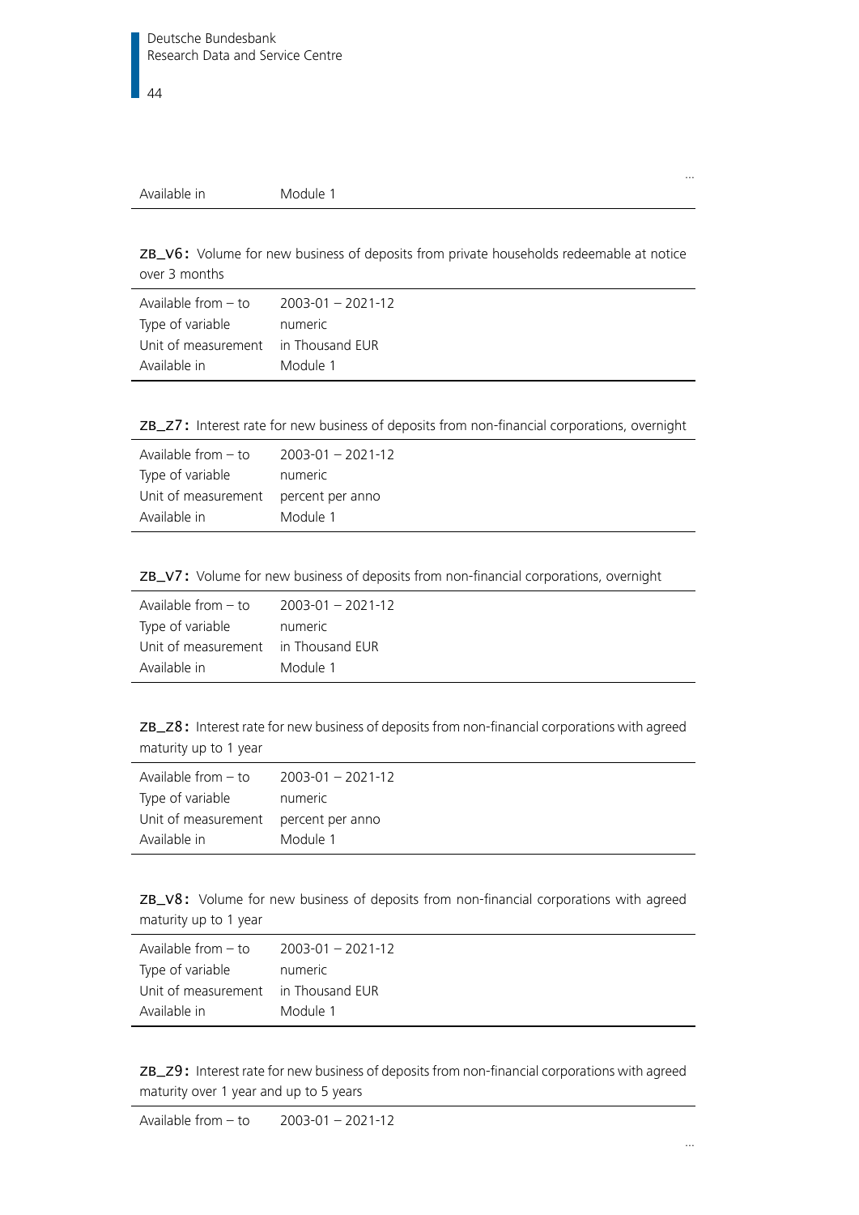...

| | |
|---|---|
| Available in | Module 1 |

**ZB_V6:** Volume for new business of deposits from private households redeemable at notice over 3 months

| | |
|---|---|
| Available from – to | 2003-01 – 2021-12 |
| Type of variable | numeric |
| Unit of measurement | in Thousand EUR |
| Available in | Module 1 |

**ZB_Z7:** Interest rate for new business of deposits from non-financial corporations, overnight

| | |
|---|---|
| Available from – to | 2003-01 – 2021-12 |
| Type of variable | numeric |
| Unit of measurement | percent per anno |
| Available in | Module 1 |

**ZB_V7:** Volume for new business of deposits from non-financial corporations, overnight

| | |
|---|---|
| Available from – to | 2003-01 – 2021-12 |
| Type of variable | numeric |
| Unit of measurement | in Thousand EUR |
| Available in | Module 1 |

**ZB_Z8:** Interest rate for new business of deposits from non-financial corporations with agreed maturity up to 1 year

| | |
|---|---|
| Available from – to | 2003-01 – 2021-12 |
| Type of variable | numeric |
| Unit of measurement | percent per anno |
| Available in | Module 1 |

**ZB_V8:** Volume for new business of deposits from non-financial corporations with agreed maturity up to 1 year

| | |
|---|---|
| Available from – to | 2003-01 – 2021-12 |
| Type of variable | numeric |
| Unit of measurement | in Thousand EUR |
| Available in | Module 1 |

**ZB_Z9:** Interest rate for new business of deposits from non-financial corporations with agreed maturity over 1 year and up to 5 years

| | |
|---|---|
| Available from – to | 2003-01 – 2021-12 |

...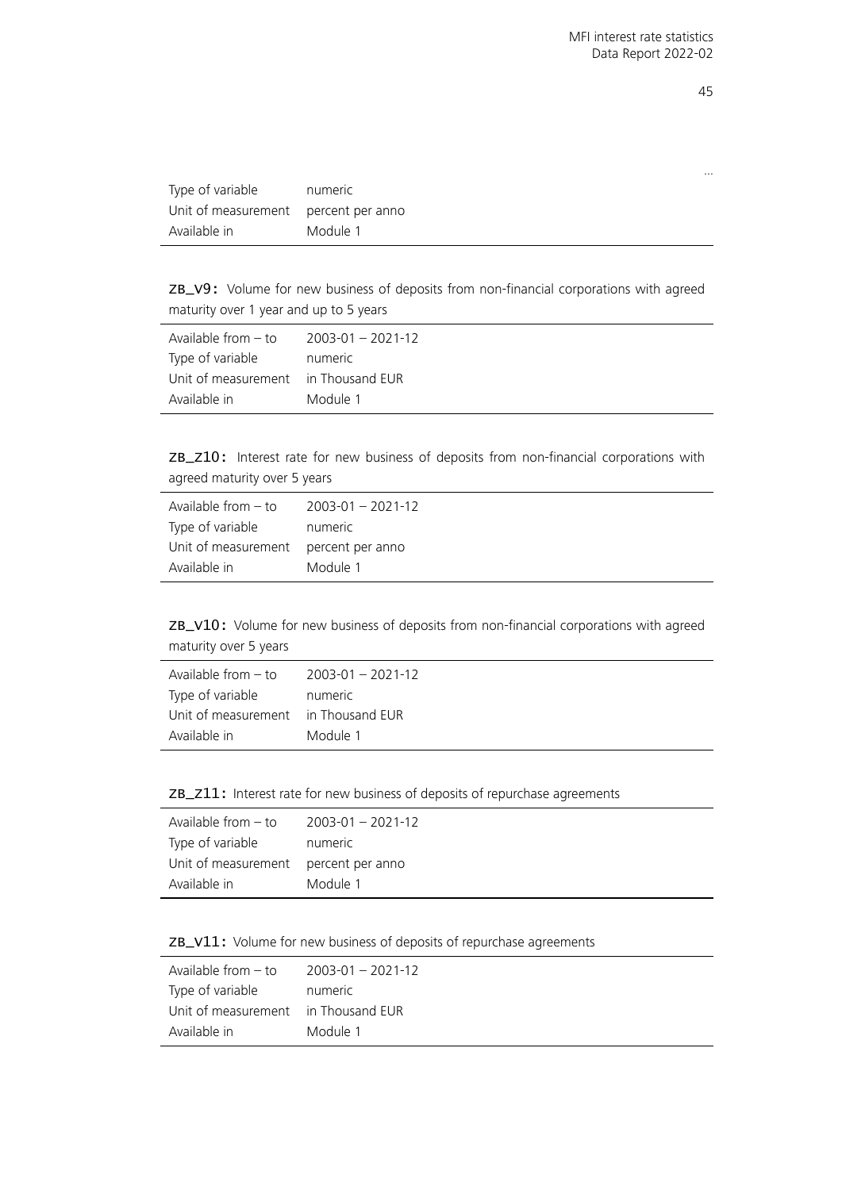...

| | |
|---|---|
| Type of variable | numeric |
| Unit of measurement | percent per anno |
| Available in | Module 1 |

**zb_v9:** Volume for new business of deposits from non-financial corporations with agreed maturity over 1 year and up to 5 years

| | |
|---|---|
| Available from – to | 2003-01 – 2021-12 |
| Type of variable | numeric |
| Unit of measurement | in Thousand EUR |
| Available in | Module 1 |

**zb_z10:** Interest rate for new business of deposits from non-financial corporations with agreed maturity over 5 years

| | |
|---|---|
| Available from – to | 2003-01 – 2021-12 |
| Type of variable | numeric |
| Unit of measurement | percent per anno |
| Available in | Module 1 |

**zb_v10:** Volume for new business of deposits from non-financial corporations with agreed maturity over 5 years

| | |
|---|---|
| Available from – to | 2003-01 – 2021-12 |
| Type of variable | numeric |
| Unit of measurement | in Thousand EUR |
| Available in | Module 1 |

**zb_z11:** Interest rate for new business of deposits of repurchase agreements

| | |
|---|---|
| Available from – to | 2003-01 – 2021-12 |
| Type of variable | numeric |
| Unit of measurement | percent per anno |
| Available in | Module 1 |

**zb_v11:** Volume for new business of deposits of repurchase agreements

| | |
|---|---|
| Available from – to | 2003-01 – 2021-12 |
| Type of variable | numeric |
| Unit of measurement | in Thousand EUR |
| Available in | Module 1 |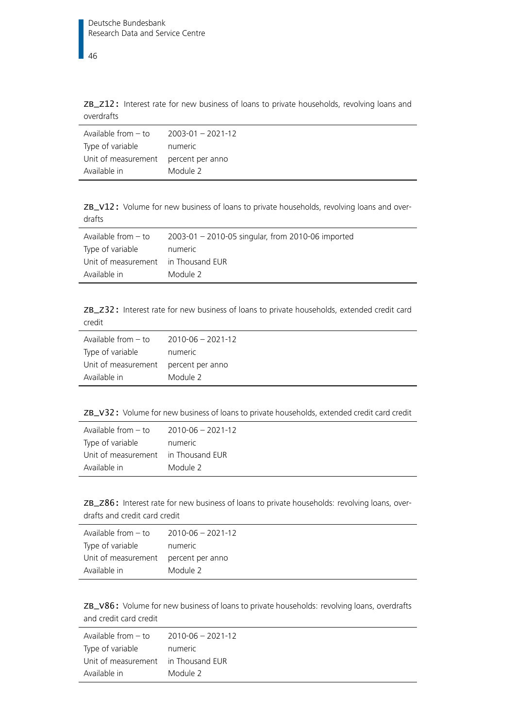**ZB_Z12:** Interest rate for new business of loans to private households, revolving loans and overdrafts

| | |
|---|---|
| Available from – to | 2003-01 – 2021-12 |
| Type of variable | numeric |
| Unit of measurement | percent per anno |
| Available in | Module 2 |

**ZB_V12:** Volume for new business of loans to private households, revolving loans and overdrafts

| | |
|---|---|
| Available from – to | 2003-01 – 2010-05 singular, from 2010-06 imported |
| Type of variable | numeric |
| Unit of measurement | in Thousand EUR |
| Available in | Module 2 |

**ZB_Z32:** Interest rate for new business of loans to private households, extended credit card credit

| | |
|---|---|
| Available from – to | 2010-06 – 2021-12 |
| Type of variable | numeric |
| Unit of measurement | percent per anno |
| Available in | Module 2 |

**ZB_V32:** Volume for new business of loans to private households, extended credit card credit

| | |
|---|---|
| Available from – to | 2010-06 – 2021-12 |
| Type of variable | numeric |
| Unit of measurement | in Thousand EUR |
| Available in | Module 2 |

**ZB_Z86:** Interest rate for new business of loans to private households: revolving loans, overdrafts and credit card credit

| | |
|---|---|
| Available from – to | 2010-06 – 2021-12 |
| Type of variable | numeric |
| Unit of measurement | percent per anno |
| Available in | Module 2 |

**ZB_V86:** Volume for new business of loans to private households: revolving loans, overdrafts and credit card credit

| | |
|---|---|
| Available from – to | 2010-06 – 2021-12 |
| Type of variable | numeric |
| Unit of measurement | in Thousand EUR |
| Available in | Module 2 |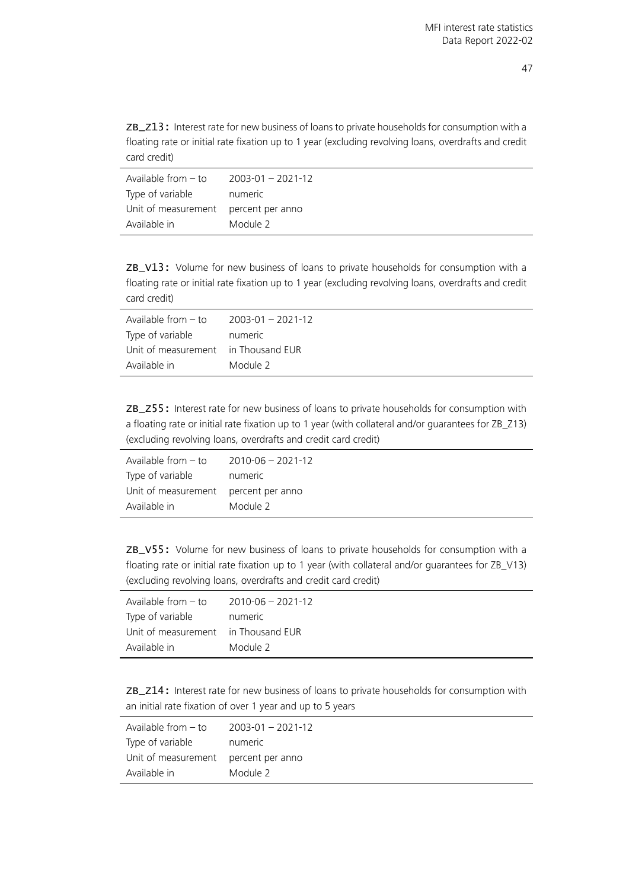**ZB_Z13:** Interest rate for new business of loans to private households for consumption with a floating rate or initial rate fixation up to 1 year (excluding revolving loans, overdrafts and credit card credit)

| | |
|---|---|
| Available from – to | 2003-01 – 2021-12 |
| Type of variable | numeric |
| Unit of measurement | percent per anno |
| Available in | Module 2 |

**ZB_V13:** Volume for new business of loans to private households for consumption with a floating rate or initial rate fixation up to 1 year (excluding revolving loans, overdrafts and credit card credit)

| | |
|---|---|
| Available from – to | 2003-01 – 2021-12 |
| Type of variable | numeric |
| Unit of measurement | in Thousand EUR |
| Available in | Module 2 |

**ZB_Z55:** Interest rate for new business of loans to private households for consumption with a floating rate or initial rate fixation up to 1 year (with collateral and/or guarantees for ZB_Z13) (excluding revolving loans, overdrafts and credit card credit)

| | |
|---|---|
| Available from – to | 2010-06 – 2021-12 |
| Type of variable | numeric |
| Unit of measurement | percent per anno |
| Available in | Module 2 |

**ZB_V55:** Volume for new business of loans to private households for consumption with a floating rate or initial rate fixation up to 1 year (with collateral and/or guarantees for ZB_V13) (excluding revolving loans, overdrafts and credit card credit)

| | |
|---|---|
| Available from – to | 2010-06 – 2021-12 |
| Type of variable | numeric |
| Unit of measurement | in Thousand EUR |
| Available in | Module 2 |

**ZB_Z14:** Interest rate for new business of loans to private households for consumption with an initial rate fixation of over 1 year and up to 5 years

| | |
|---|---|
| Available from – to | 2003-01 – 2021-12 |
| Type of variable | numeric |
| Unit of measurement | percent per anno |
| Available in | Module 2 |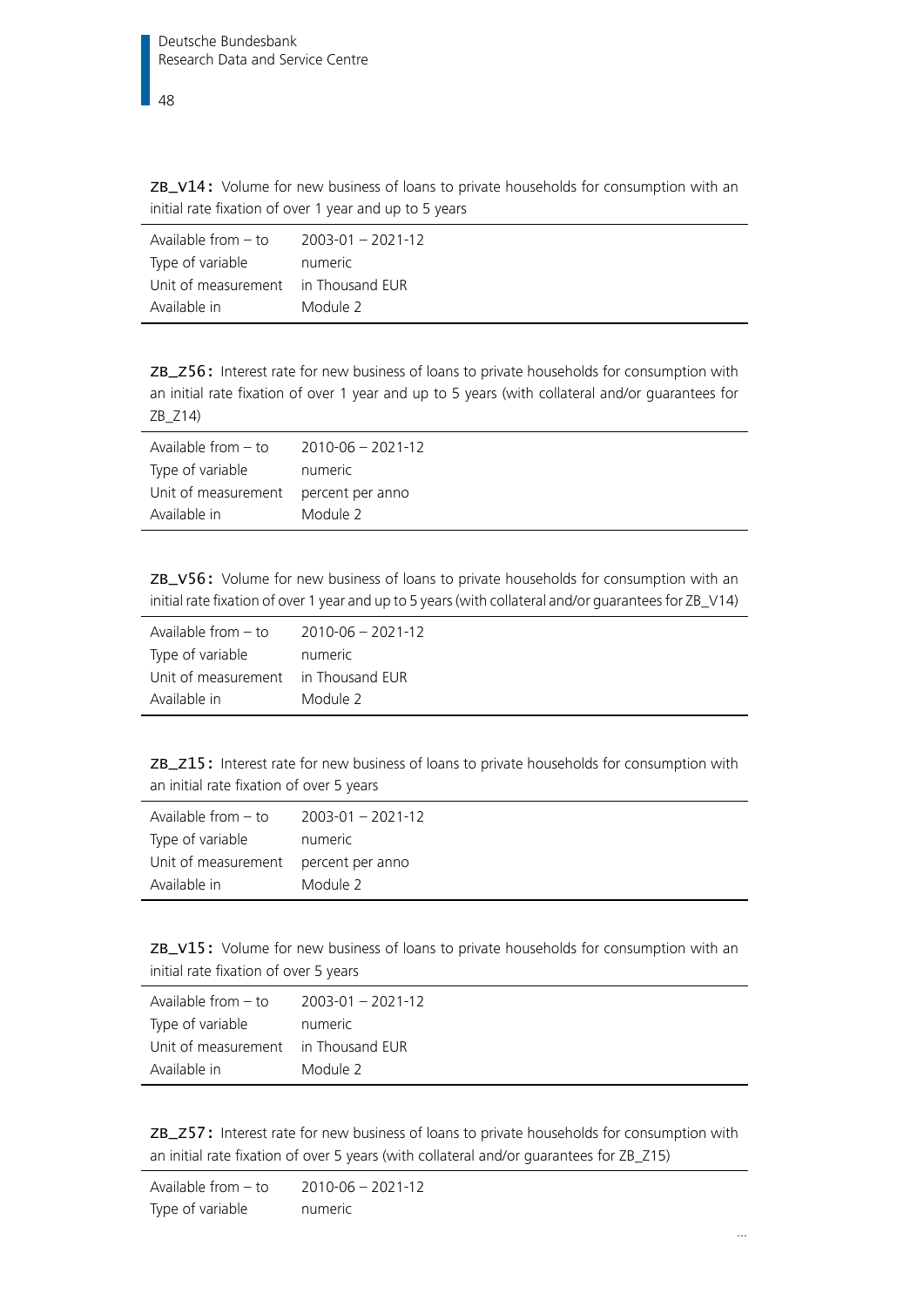**ZB_V14:** Volume for new business of loans to private households for consumption with an initial rate fixation of over 1 year and up to 5 years

| | |
|---|---|
| Available from – to | 2003-01 – 2021-12 |
| Type of variable | numeric |
| Unit of measurement | in Thousand EUR |
| Available in | Module 2 |

**ZB_Z56:** Interest rate for new business of loans to private households for consumption with an initial rate fixation of over 1 year and up to 5 years (with collateral and/or guarantees for ZB_Z14)

| | |
|---|---|
| Available from – to | 2010-06 – 2021-12 |
| Type of variable | numeric |
| Unit of measurement | percent per anno |
| Available in | Module 2 |

**ZB_V56:** Volume for new business of loans to private households for consumption with an initial rate fixation of over 1 year and up to 5 years (with collateral and/or guarantees for ZB_V14)

| | |
|---|---|
| Available from – to | 2010-06 – 2021-12 |
| Type of variable | numeric |
| Unit of measurement | in Thousand EUR |
| Available in | Module 2 |

**ZB_Z15:** Interest rate for new business of loans to private households for consumption with an initial rate fixation of over 5 years

| | |
|---|---|
| Available from – to | 2003-01 – 2021-12 |
| Type of variable | numeric |
| Unit of measurement | percent per anno |
| Available in | Module 2 |

**ZB_V15:** Volume for new business of loans to private households for consumption with an initial rate fixation of over 5 years

| | |
|---|---|
| Available from – to | 2003-01 – 2021-12 |
| Type of variable | numeric |
| Unit of measurement | in Thousand EUR |
| Available in | Module 2 |

**ZB_Z57:** Interest rate for new business of loans to private households for consumption with an initial rate fixation of over 5 years (with collateral and/or guarantees for ZB_Z15)

| | |
|---|---|
| Available from – to | 2010-06 – 2021-12 |
| Type of variable | numeric |

...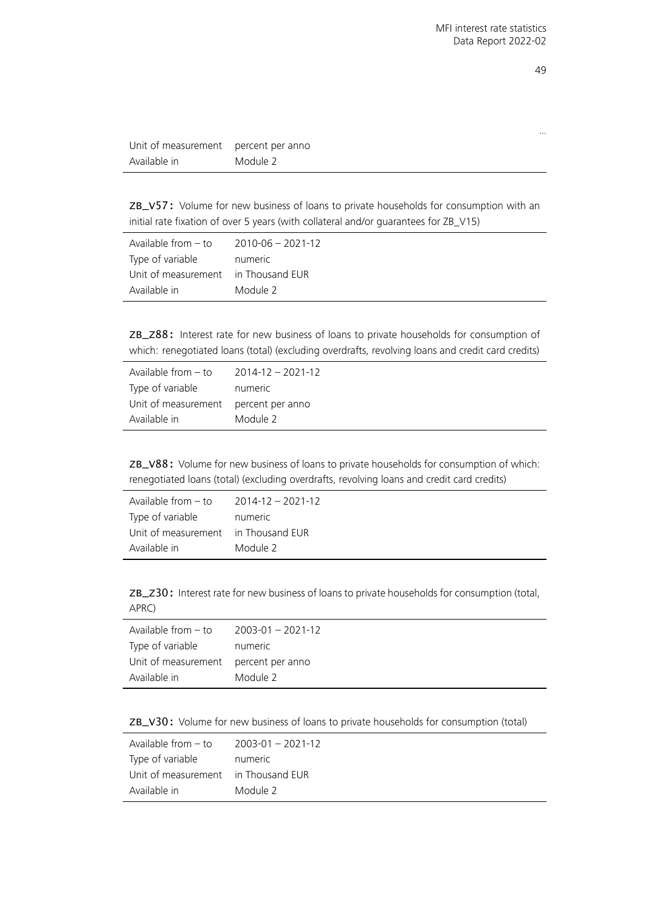...

| | |
|---|---|
| Unit of measurement | percent per anno |
| Available in | Module 2 |

**ZB_V57:** Volume for new business of loans to private households for consumption with an initial rate fixation of over 5 years (with collateral and/or guarantees for ZB_V15)

| | |
|---|---|
| Available from – to | 2010-06 – 2021-12 |
| Type of variable | numeric |
| Unit of measurement | in Thousand EUR |
| Available in | Module 2 |

**ZB_Z88:** Interest rate for new business of loans to private households for consumption of which: renegotiated loans (total) (excluding overdrafts, revolving loans and credit card credits)

| | |
|---|---|
| Available from – to | 2014-12 – 2021-12 |
| Type of variable | numeric |
| Unit of measurement | percent per anno |
| Available in | Module 2 |

**ZB_V88:** Volume for new business of loans to private households for consumption of which: renegotiated loans (total) (excluding overdrafts, revolving loans and credit card credits)

| | |
|---|---|
| Available from – to | 2014-12 – 2021-12 |
| Type of variable | numeric |
| Unit of measurement | in Thousand EUR |
| Available in | Module 2 |

**ZB_Z30:** Interest rate for new business of loans to private households for consumption (total, APRC)

| | |
|---|---|
| Available from – to | 2003-01 – 2021-12 |
| Type of variable | numeric |
| Unit of measurement | percent per anno |
| Available in | Module 2 |

**ZB_V30:** Volume for new business of loans to private households for consumption (total)

| | |
|---|---|
| Available from – to | 2003-01 – 2021-12 |
| Type of variable | numeric |
| Unit of measurement | in Thousand EUR |
| Available in | Module 2 |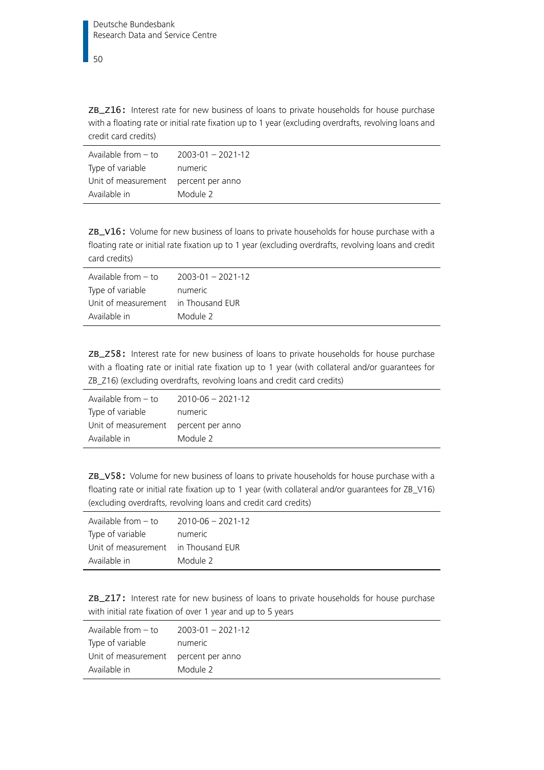**ZB_Z16:** Interest rate for new business of loans to private households for house purchase with a floating rate or initial rate fixation up to 1 year (excluding overdrafts, revolving loans and credit card credits)

| | |
|---|---|
| Available from – to | 2003-01 – 2021-12 |
| Type of variable | numeric |
| Unit of measurement | percent per anno |
| Available in | Module 2 |

**ZB_V16:** Volume for new business of loans to private households for house purchase with a floating rate or initial rate fixation up to 1 year (excluding overdrafts, revolving loans and credit card credits)

| | |
|---|---|
| Available from – to | 2003-01 – 2021-12 |
| Type of variable | numeric |
| Unit of measurement | in Thousand EUR |
| Available in | Module 2 |

**ZB_Z58:** Interest rate for new business of loans to private households for house purchase with a floating rate or initial rate fixation up to 1 year (with collateral and/or guarantees for ZB_Z16) (excluding overdrafts, revolving loans and credit card credits)

| | |
|---|---|
| Available from – to | 2010-06 – 2021-12 |
| Type of variable | numeric |
| Unit of measurement | percent per anno |
| Available in | Module 2 |

**ZB_V58:** Volume for new business of loans to private households for house purchase with a floating rate or initial rate fixation up to 1 year (with collateral and/or guarantees for ZB_V16) (excluding overdrafts, revolving loans and credit card credits)

| | |
|---|---|
| Available from – to | 2010-06 – 2021-12 |
| Type of variable | numeric |
| Unit of measurement | in Thousand EUR |
| Available in | Module 2 |

**ZB_Z17:** Interest rate for new business of loans to private households for house purchase with initial rate fixation of over 1 year and up to 5 years

| | |
|---|---|
| Available from – to | 2003-01 – 2021-12 |
| Type of variable | numeric |
| Unit of measurement | percent per anno |
| Available in | Module 2 |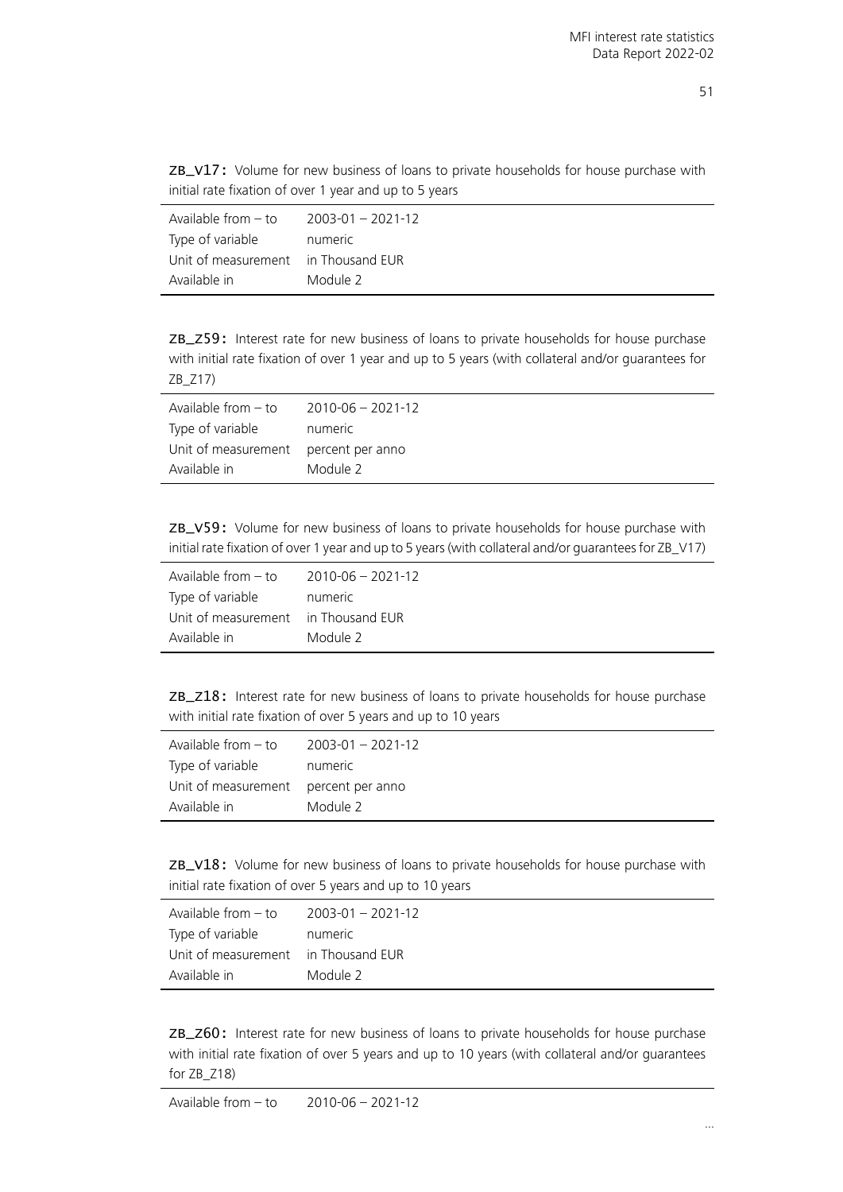**ZB_V17:** Volume for new business of loans to private households for house purchase with initial rate fixation of over 1 year and up to 5 years

| | |
|---|---|
| Available from – to | 2003-01 – 2021-12 |
| Type of variable | numeric |
| Unit of measurement | in Thousand EUR |
| Available in | Module 2 |

**ZB_Z59:** Interest rate for new business of loans to private households for house purchase with initial rate fixation of over 1 year and up to 5 years (with collateral and/or guarantees for ZB_Z17)

| | |
|---|---|
| Available from – to | 2010-06 – 2021-12 |
| Type of variable | numeric |
| Unit of measurement | percent per anno |
| Available in | Module 2 |

**ZB_V59:** Volume for new business of loans to private households for house purchase with initial rate fixation of over 1 year and up to 5 years (with collateral and/or guarantees for ZB_V17)

| | |
|---|---|
| Available from – to | 2010-06 – 2021-12 |
| Type of variable | numeric |
| Unit of measurement | in Thousand EUR |
| Available in | Module 2 |

**ZB_Z18:** Interest rate for new business of loans to private households for house purchase with initial rate fixation of over 5 years and up to 10 years

| | |
|---|---|
| Available from – to | 2003-01 – 2021-12 |
| Type of variable | numeric |
| Unit of measurement | percent per anno |
| Available in | Module 2 |

**ZB_V18:** Volume for new business of loans to private households for house purchase with initial rate fixation of over 5 years and up to 10 years

| | |
|---|---|
| Available from – to | 2003-01 – 2021-12 |
| Type of variable | numeric |
| Unit of measurement | in Thousand EUR |
| Available in | Module 2 |

**ZB_Z60:** Interest rate for new business of loans to private households for house purchase with initial rate fixation of over 5 years and up to 10 years (with collateral and/or guarantees for ZB_Z18)

| | |
|---|---|
| Available from – to | 2010-06 – 2021-12 |

...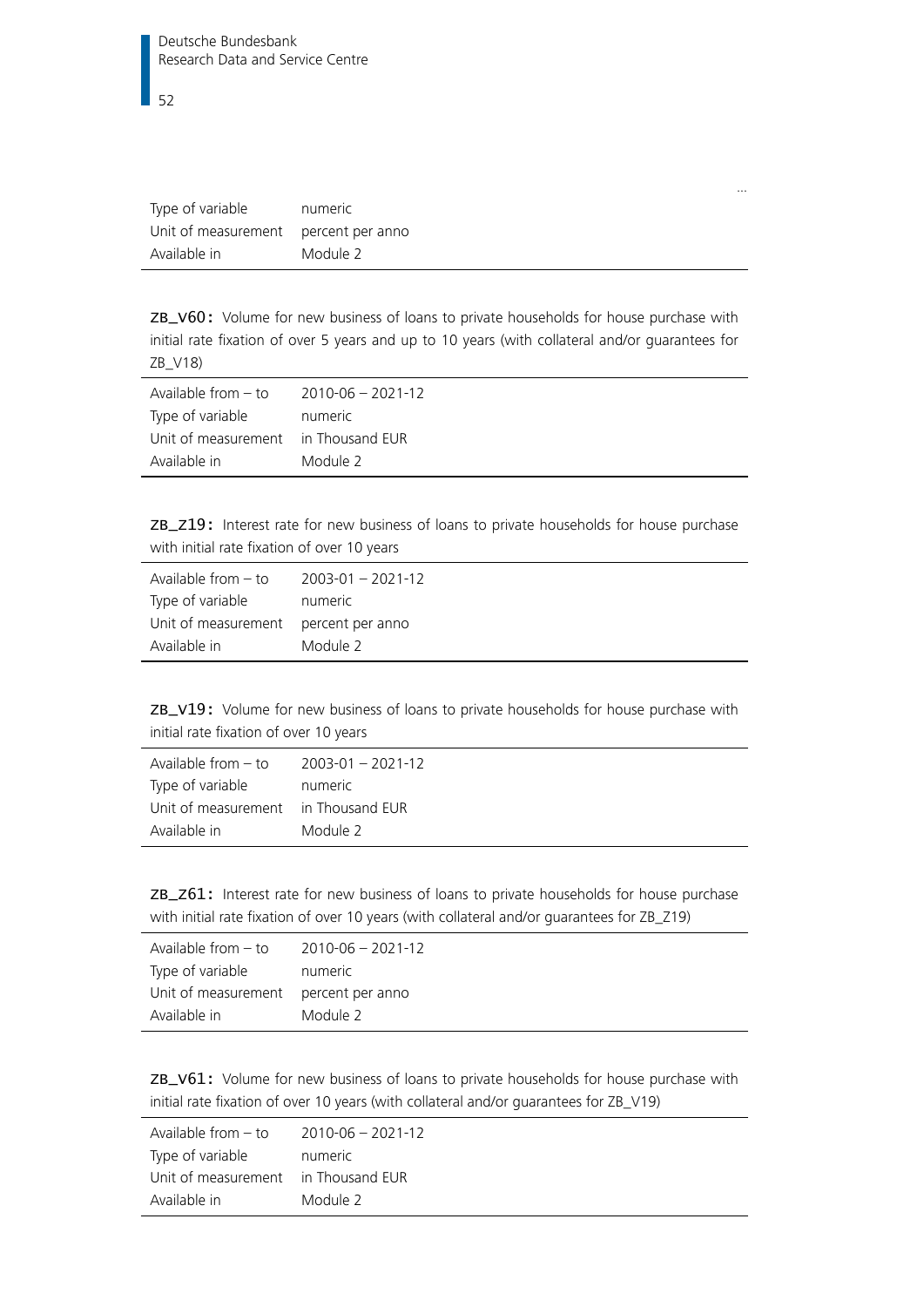...

| | |
|---|---|
| Type of variable | numeric |
| Unit of measurement | percent per anno |
| Available in | Module 2 |

**ZB_V60:** Volume for new business of loans to private households for house purchase with initial rate fixation of over 5 years and up to 10 years (with collateral and/or guarantees for ZB_V18)

| | |
|---|---|
| Available from – to | 2010-06 – 2021-12 |
| Type of variable | numeric |
| Unit of measurement | in Thousand EUR |
| Available in | Module 2 |

**ZB_Z19:** Interest rate for new business of loans to private households for house purchase with initial rate fixation of over 10 years

| | |
|---|---|
| Available from – to | 2003-01 – 2021-12 |
| Type of variable | numeric |
| Unit of measurement | percent per anno |
| Available in | Module 2 |

**ZB_V19:** Volume for new business of loans to private households for house purchase with initial rate fixation of over 10 years

| | |
|---|---|
| Available from – to | 2003-01 – 2021-12 |
| Type of variable | numeric |
| Unit of measurement | in Thousand EUR |
| Available in | Module 2 |

**ZB_Z61:** Interest rate for new business of loans to private households for house purchase with initial rate fixation of over 10 years (with collateral and/or guarantees for ZB_Z19)

| | |
|---|---|
| Available from – to | 2010-06 – 2021-12 |
| Type of variable | numeric |
| Unit of measurement | percent per anno |
| Available in | Module 2 |

**ZB_V61:** Volume for new business of loans to private households for house purchase with initial rate fixation of over 10 years (with collateral and/or guarantees for ZB_V19)

| | |
|---|---|
| Available from – to | 2010-06 – 2021-12 |
| Type of variable | numeric |
| Unit of measurement | in Thousand EUR |
| Available in | Module 2 |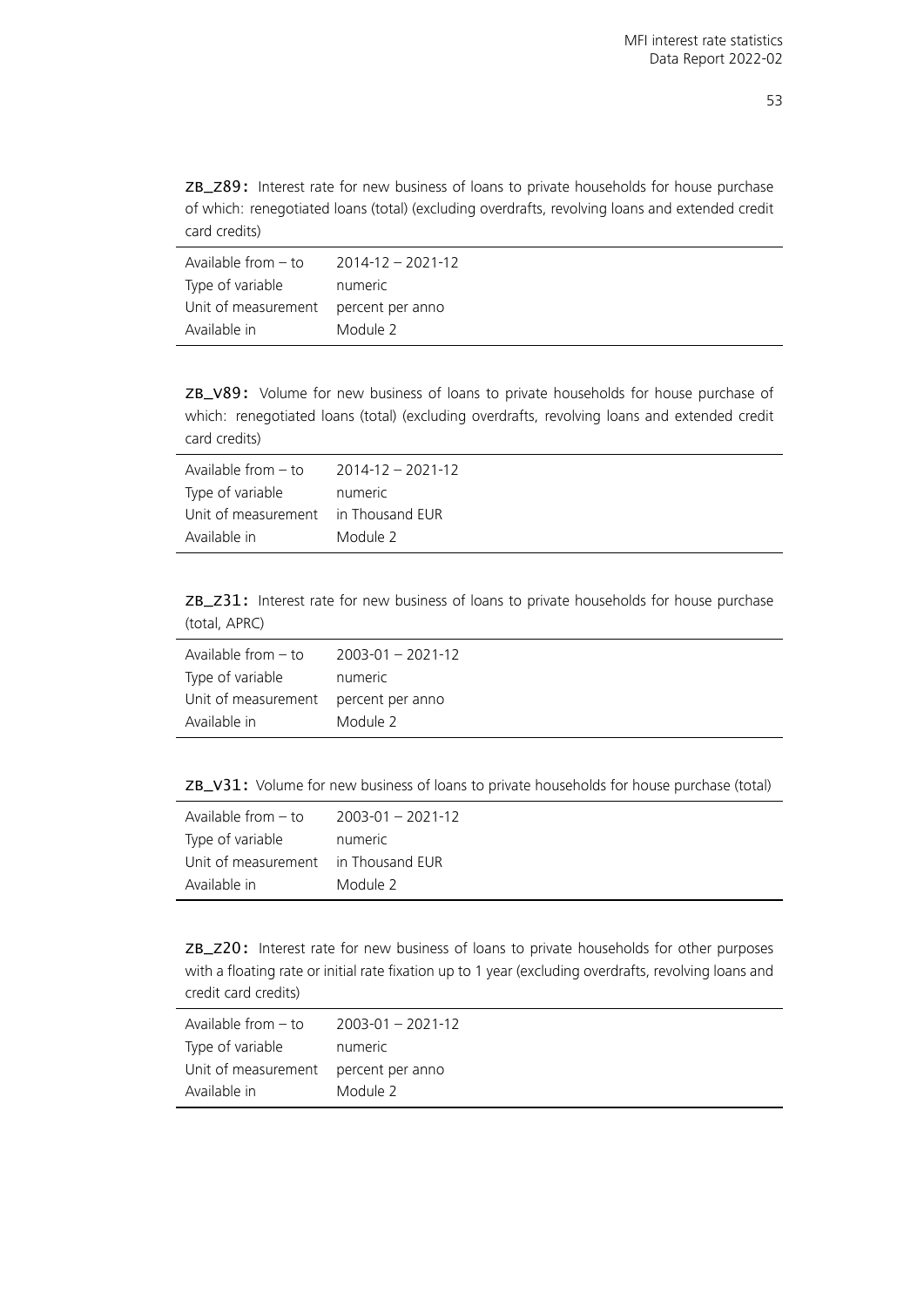**ZB_Z89:** Interest rate for new business of loans to private households for house purchase of which: renegotiated loans (total) (excluding overdrafts, revolving loans and extended credit card credits)

| | |
|---|---|
| Available from – to | 2014-12 – 2021-12 |
| Type of variable | numeric |
| Unit of measurement | percent per anno |
| Available in | Module 2 |

**ZB_V89:** Volume for new business of loans to private households for house purchase of which: renegotiated loans (total) (excluding overdrafts, revolving loans and extended credit card credits)

| | |
|---|---|
| Available from – to | 2014-12 – 2021-12 |
| Type of variable | numeric |
| Unit of measurement | in Thousand EUR |
| Available in | Module 2 |

**ZB_Z31:** Interest rate for new business of loans to private households for house purchase (total, APRC)

| | |
|---|---|
| Available from – to | 2003-01 – 2021-12 |
| Type of variable | numeric |
| Unit of measurement | percent per anno |
| Available in | Module 2 |

**ZB_V31:** Volume for new business of loans to private households for house purchase (total)

| | |
|---|---|
| Available from – to | 2003-01 – 2021-12 |
| Type of variable | numeric |
| Unit of measurement | in Thousand EUR |
| Available in | Module 2 |

**ZB_Z20:** Interest rate for new business of loans to private households for other purposes with a floating rate or initial rate fixation up to 1 year (excluding overdrafts, revolving loans and credit card credits)

| | |
|---|---|
| Available from – to | 2003-01 – 2021-12 |
| Type of variable | numeric |
| Unit of measurement | percent per anno |
| Available in | Module 2 |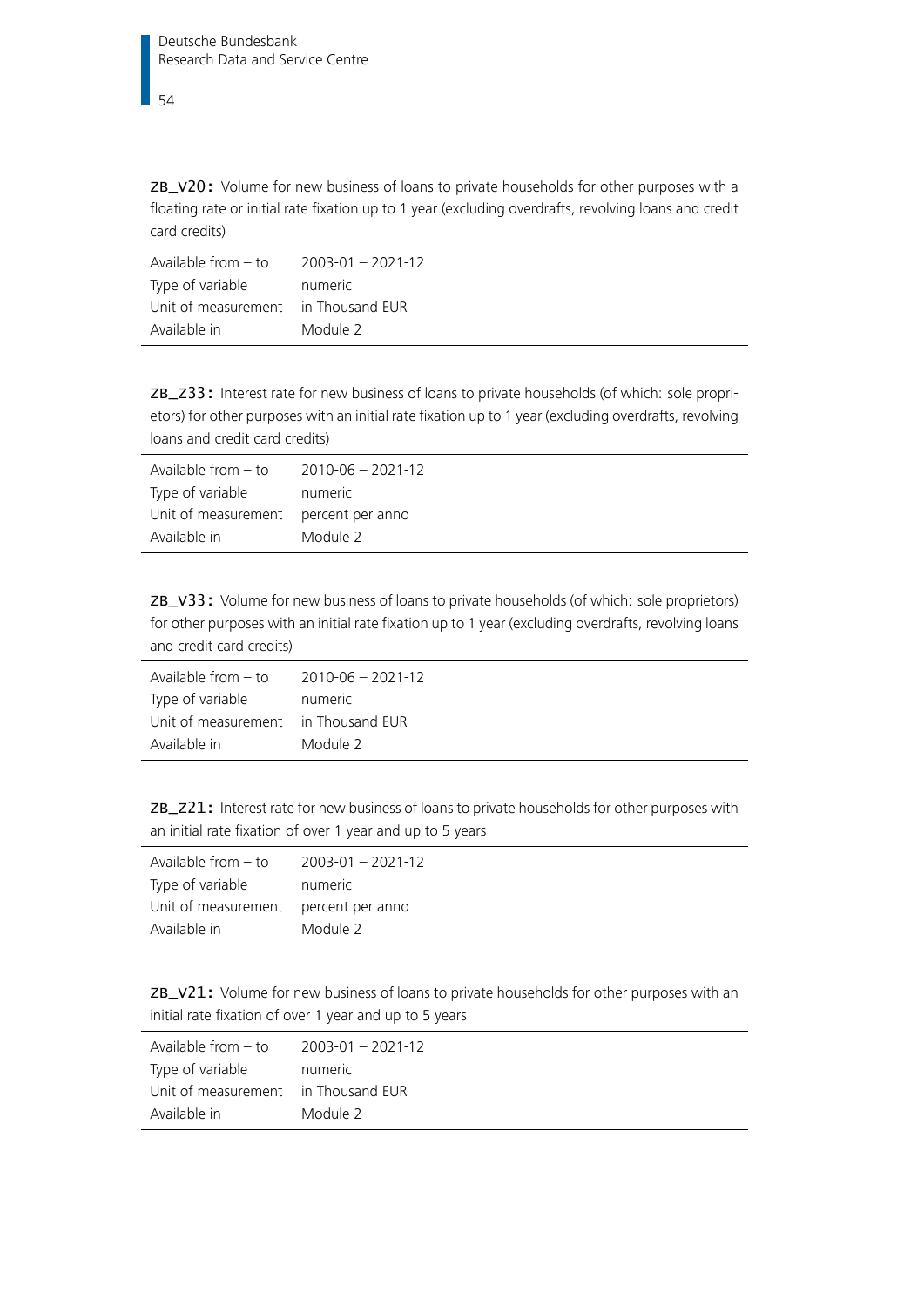**ZB_V20:** Volume for new business of loans to private households for other purposes with a floating rate or initial rate fixation up to 1 year (excluding overdrafts, revolving loans and credit card credits)

| | |
|---|---|
| Available from – to | 2003-01 – 2021-12 |
| Type of variable | numeric |
| Unit of measurement | in Thousand EUR |
| Available in | Module 2 |

**ZB_Z33:** Interest rate for new business of loans to private households (of which: sole proprietors) for other purposes with an initial rate fixation up to 1 year (excluding overdrafts, revolving loans and credit card credits)

| | |
|---|---|
| Available from – to | 2010-06 – 2021-12 |
| Type of variable | numeric |
| Unit of measurement | percent per anno |
| Available in | Module 2 |

**ZB_V33:** Volume for new business of loans to private households (of which: sole proprietors) for other purposes with an initial rate fixation up to 1 year (excluding overdrafts, revolving loans and credit card credits)

| | |
|---|---|
| Available from – to | 2010-06 – 2021-12 |
| Type of variable | numeric |
| Unit of measurement | in Thousand EUR |
| Available in | Module 2 |

**ZB_Z21:** Interest rate for new business of loans to private households for other purposes with an initial rate fixation of over 1 year and up to 5 years

| | |
|---|---|
| Available from – to | 2003-01 – 2021-12 |
| Type of variable | numeric |
| Unit of measurement | percent per anno |
| Available in | Module 2 |

**ZB_V21:** Volume for new business of loans to private households for other purposes with an initial rate fixation of over 1 year and up to 5 years

| | |
|---|---|
| Available from – to | 2003-01 – 2021-12 |
| Type of variable | numeric |
| Unit of measurement | in Thousand EUR |
| Available in | Module 2 |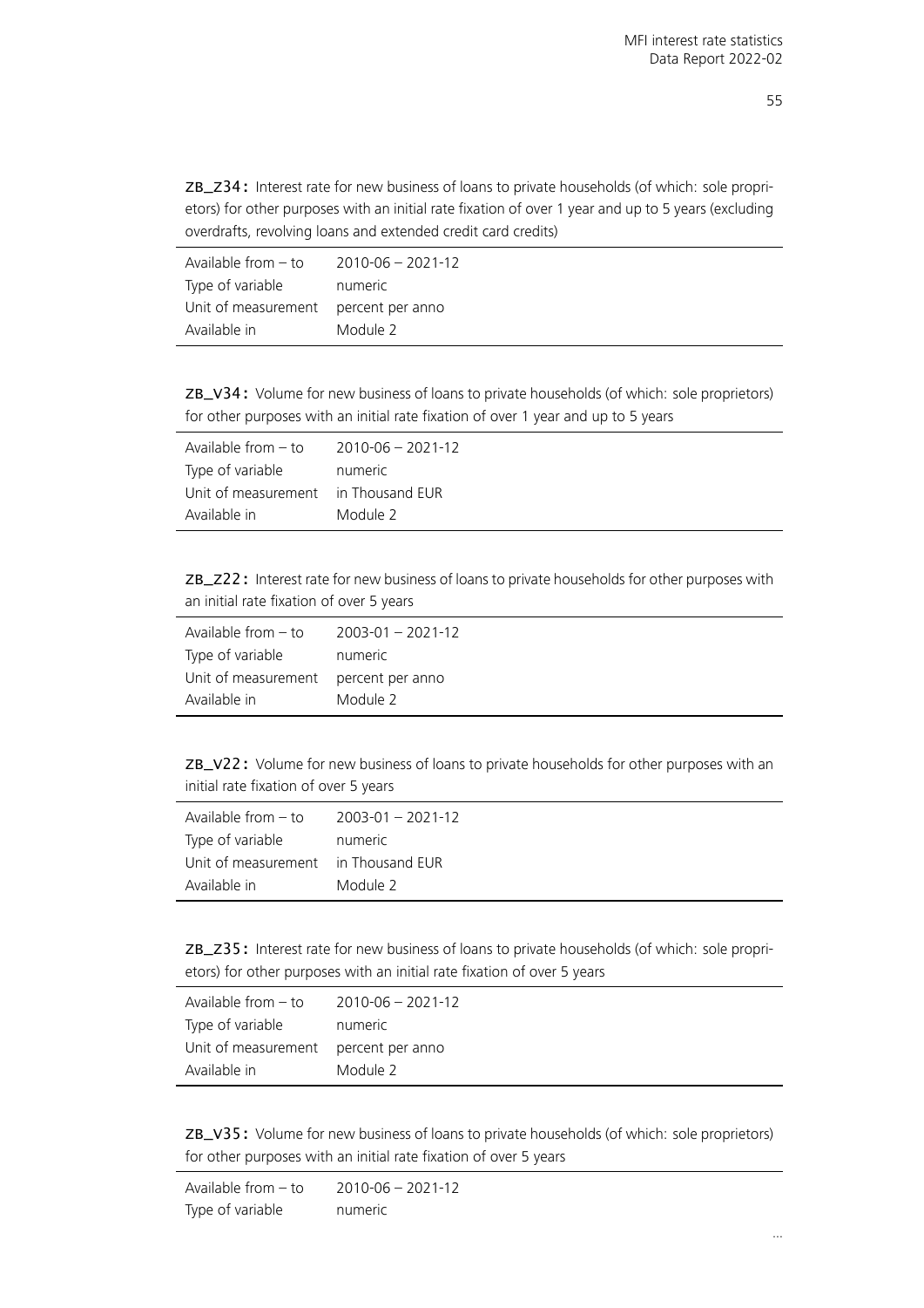**ZB_Z34:** Interest rate for new business of loans to private households (of which: sole proprietors) for other purposes with an initial rate fixation of over 1 year and up to 5 years (excluding overdrafts, revolving loans and extended credit card credits)

| | |
|---|---|
| Available from – to | 2010-06 – 2021-12 |
| Type of variable | numeric |
| Unit of measurement | percent per anno |
| Available in | Module 2 |

**ZB_V34:** Volume for new business of loans to private households (of which: sole proprietors) for other purposes with an initial rate fixation of over 1 year and up to 5 years

| | |
|---|---|
| Available from – to | 2010-06 – 2021-12 |
| Type of variable | numeric |
| Unit of measurement | in Thousand EUR |
| Available in | Module 2 |

**ZB_Z22:** Interest rate for new business of loans to private households for other purposes with an initial rate fixation of over 5 years

| | |
|---|---|
| Available from – to | 2003-01 – 2021-12 |
| Type of variable | numeric |
| Unit of measurement | percent per anno |
| Available in | Module 2 |

**ZB_V22:** Volume for new business of loans to private households for other purposes with an initial rate fixation of over 5 years

| | |
|---|---|
| Available from – to | 2003-01 – 2021-12 |
| Type of variable | numeric |
| Unit of measurement | in Thousand EUR |
| Available in | Module 2 |

**ZB_Z35:** Interest rate for new business of loans to private households (of which: sole proprietors) for other purposes with an initial rate fixation of over 5 years

| | |
|---|---|
| Available from – to | 2010-06 – 2021-12 |
| Type of variable | numeric |
| Unit of measurement | percent per anno |
| Available in | Module 2 |

**ZB_V35:** Volume for new business of loans to private households (of which: sole proprietors) for other purposes with an initial rate fixation of over 5 years

| | |
|---|---|
| Available from – to | 2010-06 – 2021-12 |
| Type of variable | numeric |

...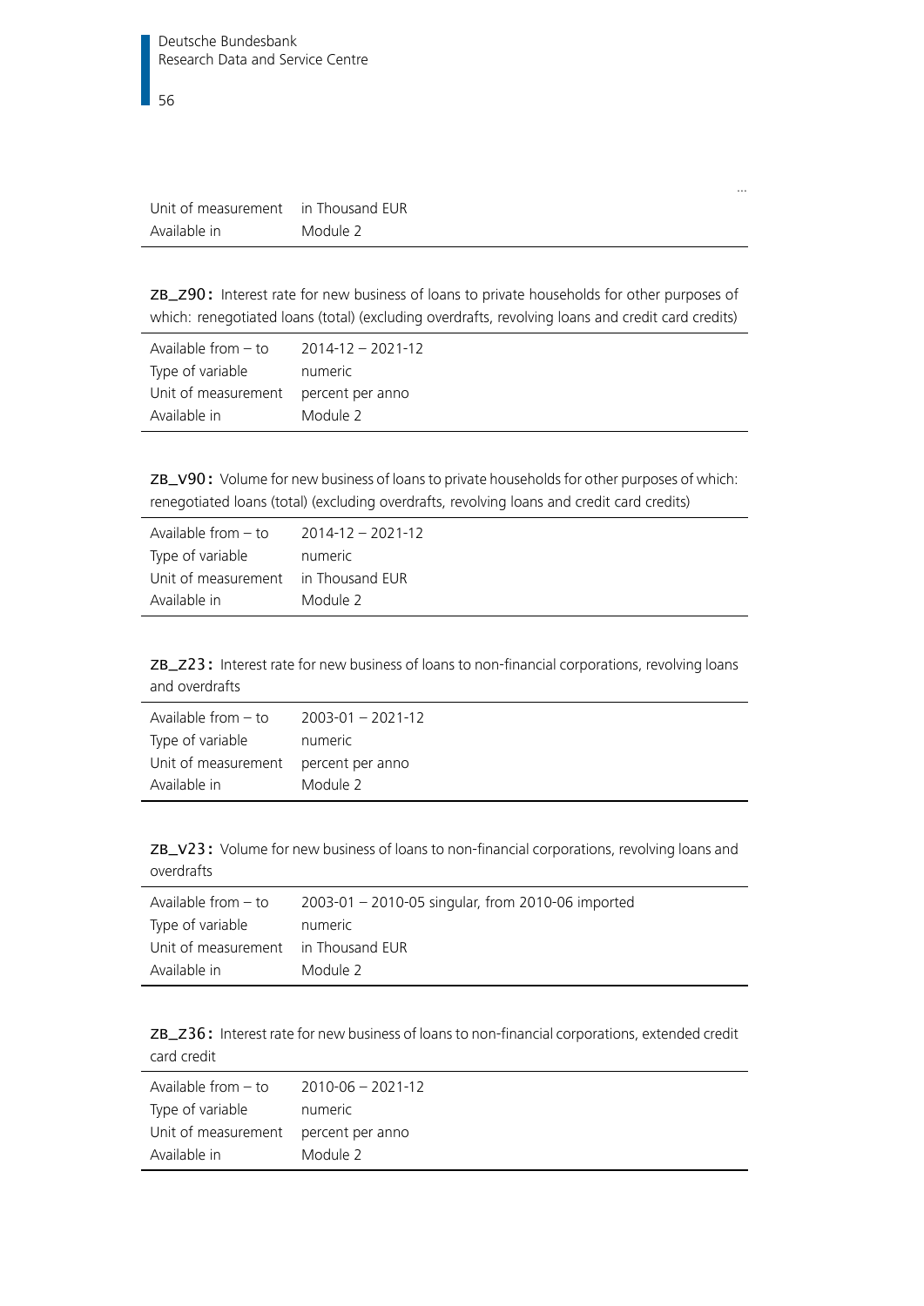...

| | |
|---|---|
| Unit of measurement | in Thousand EUR |
| Available in | Module 2 |

**ZB_Z90:** Interest rate for new business of loans to private households for other purposes of which: renegotiated loans (total) (excluding overdrafts, revolving loans and credit card credits)

| | |
|---|---|
| Available from – to | 2014-12 – 2021-12 |
| Type of variable | numeric |
| Unit of measurement | percent per anno |
| Available in | Module 2 |

**ZB_V90:** Volume for new business of loans to private households for other purposes of which: renegotiated loans (total) (excluding overdrafts, revolving loans and credit card credits)

| | |
|---|---|
| Available from – to | 2014-12 – 2021-12 |
| Type of variable | numeric |
| Unit of measurement | in Thousand EUR |
| Available in | Module 2 |

**ZB_Z23:** Interest rate for new business of loans to non-financial corporations, revolving loans and overdrafts

| | |
|---|---|
| Available from – to | 2003-01 – 2021-12 |
| Type of variable | numeric |
| Unit of measurement | percent per anno |
| Available in | Module 2 |

**ZB_V23:** Volume for new business of loans to non-financial corporations, revolving loans and overdrafts

| | |
|---|---|
| Available from – to | 2003-01 – 2010-05 singular, from 2010-06 imported |
| Type of variable | numeric |
| Unit of measurement | in Thousand EUR |
| Available in | Module 2 |

**ZB_Z36:** Interest rate for new business of loans to non-financial corporations, extended credit card credit

| | |
|---|---|
| Available from – to | 2010-06 – 2021-12 |
| Type of variable | numeric |
| Unit of measurement | percent per anno |
| Available in | Module 2 |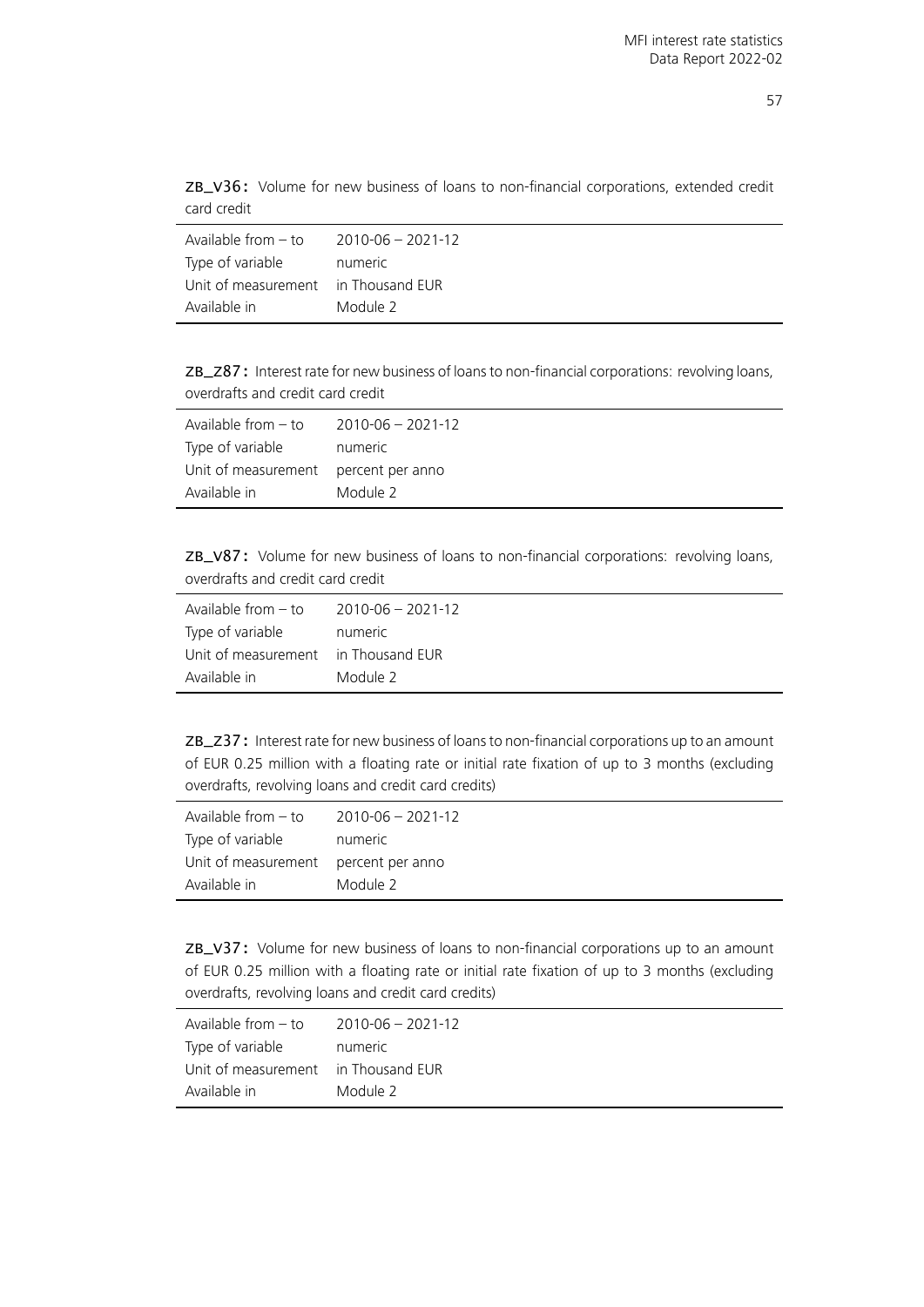**ZB_V36:** Volume for new business of loans to non-financial corporations, extended credit card credit

| | |
|---|---|
| Available from – to | 2010-06 – 2021-12 |
| Type of variable | numeric |
| Unit of measurement | in Thousand EUR |
| Available in | Module 2 |

**ZB_Z87:** Interest rate for new business of loans to non-financial corporations: revolving loans, overdrafts and credit card credit

| | |
|---|---|
| Available from – to | 2010-06 – 2021-12 |
| Type of variable | numeric |
| Unit of measurement | percent per anno |
| Available in | Module 2 |

**ZB_V87:** Volume for new business of loans to non-financial corporations: revolving loans, overdrafts and credit card credit

| | |
|---|---|
| Available from – to | 2010-06 – 2021-12 |
| Type of variable | numeric |
| Unit of measurement | in Thousand EUR |
| Available in | Module 2 |

**ZB_Z37:** Interest rate for new business of loans to non-financial corporations up to an amount of EUR 0.25 million with a floating rate or initial rate fixation of up to 3 months (excluding overdrafts, revolving loans and credit card credits)

| | |
|---|---|
| Available from – to | 2010-06 – 2021-12 |
| Type of variable | numeric |
| Unit of measurement | percent per anno |
| Available in | Module 2 |

**ZB_V37:** Volume for new business of loans to non-financial corporations up to an amount of EUR 0.25 million with a floating rate or initial rate fixation of up to 3 months (excluding overdrafts, revolving loans and credit card credits)

| | |
|---|---|
| Available from – to | 2010-06 – 2021-12 |
| Type of variable | numeric |
| Unit of measurement | in Thousand EUR |
| Available in | Module 2 |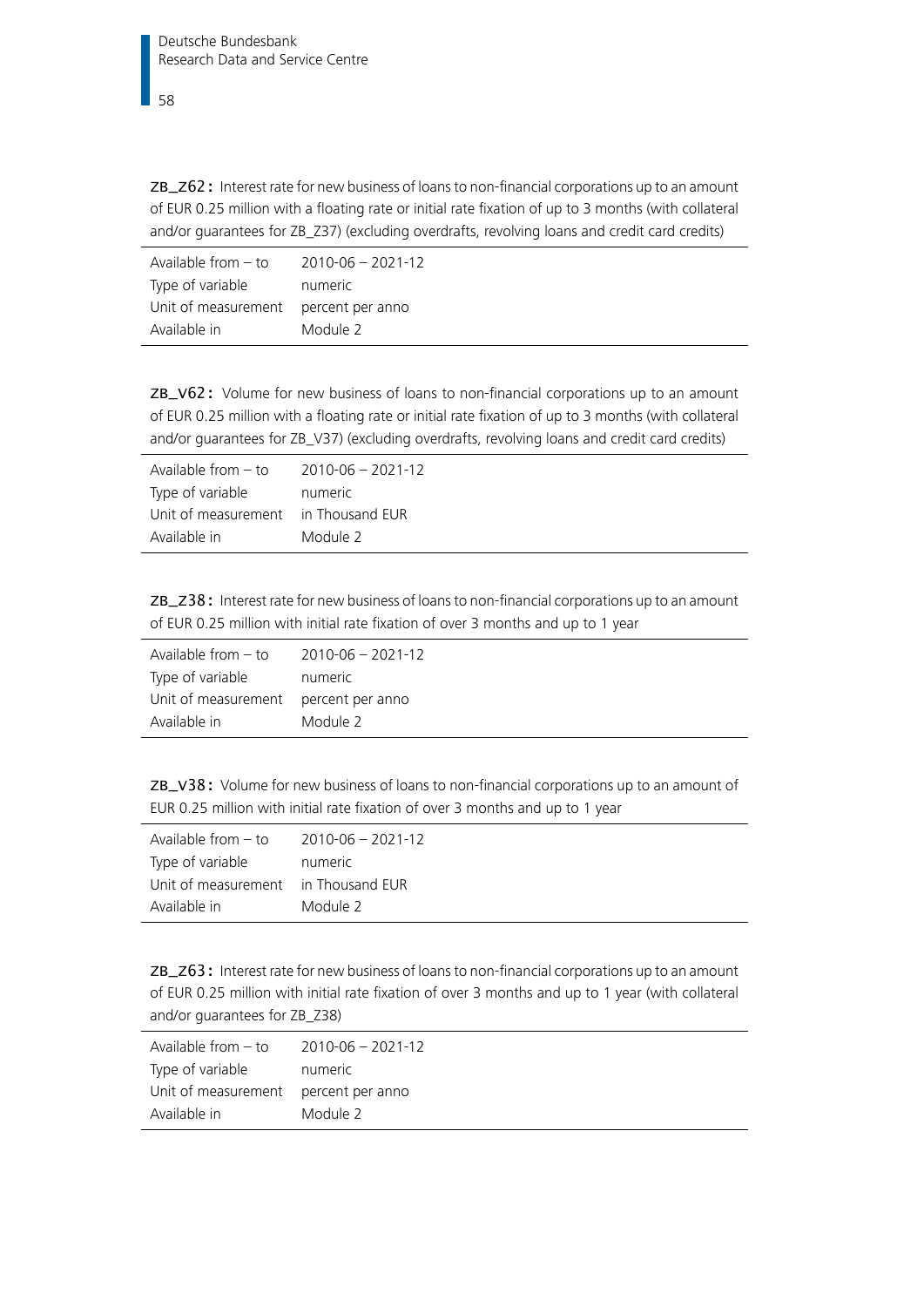**ZB_Z62:** Interest rate for new business of loans to non-financial corporations up to an amount of EUR 0.25 million with a floating rate or initial rate fixation of up to 3 months (with collateral and/or guarantees for ZB_Z37) (excluding overdrafts, revolving loans and credit card credits)

| | |
|---|---|
| Available from – to | 2010-06 – 2021-12 |
| Type of variable | numeric |
| Unit of measurement | percent per anno |
| Available in | Module 2 |

**ZB_V62:** Volume for new business of loans to non-financial corporations up to an amount of EUR 0.25 million with a floating rate or initial rate fixation of up to 3 months (with collateral and/or guarantees for ZB_V37) (excluding overdrafts, revolving loans and credit card credits)

| | |
|---|---|
| Available from – to | 2010-06 – 2021-12 |
| Type of variable | numeric |
| Unit of measurement | in Thousand EUR |
| Available in | Module 2 |

**ZB_Z38:** Interest rate for new business of loans to non-financial corporations up to an amount of EUR 0.25 million with initial rate fixation of over 3 months and up to 1 year

| | |
|---|---|
| Available from – to | 2010-06 – 2021-12 |
| Type of variable | numeric |
| Unit of measurement | percent per anno |
| Available in | Module 2 |

**ZB_V38:** Volume for new business of loans to non-financial corporations up to an amount of EUR 0.25 million with initial rate fixation of over 3 months and up to 1 year

| | |
|---|---|
| Available from – to | 2010-06 – 2021-12 |
| Type of variable | numeric |
| Unit of measurement | in Thousand EUR |
| Available in | Module 2 |

**ZB_Z63:** Interest rate for new business of loans to non-financial corporations up to an amount of EUR 0.25 million with initial rate fixation of over 3 months and up to 1 year (with collateral and/or guarantees for ZB_Z38)

| | |
|---|---|
| Available from – to | 2010-06 – 2021-12 |
| Type of variable | numeric |
| Unit of measurement | percent per anno |
| Available in | Module 2 |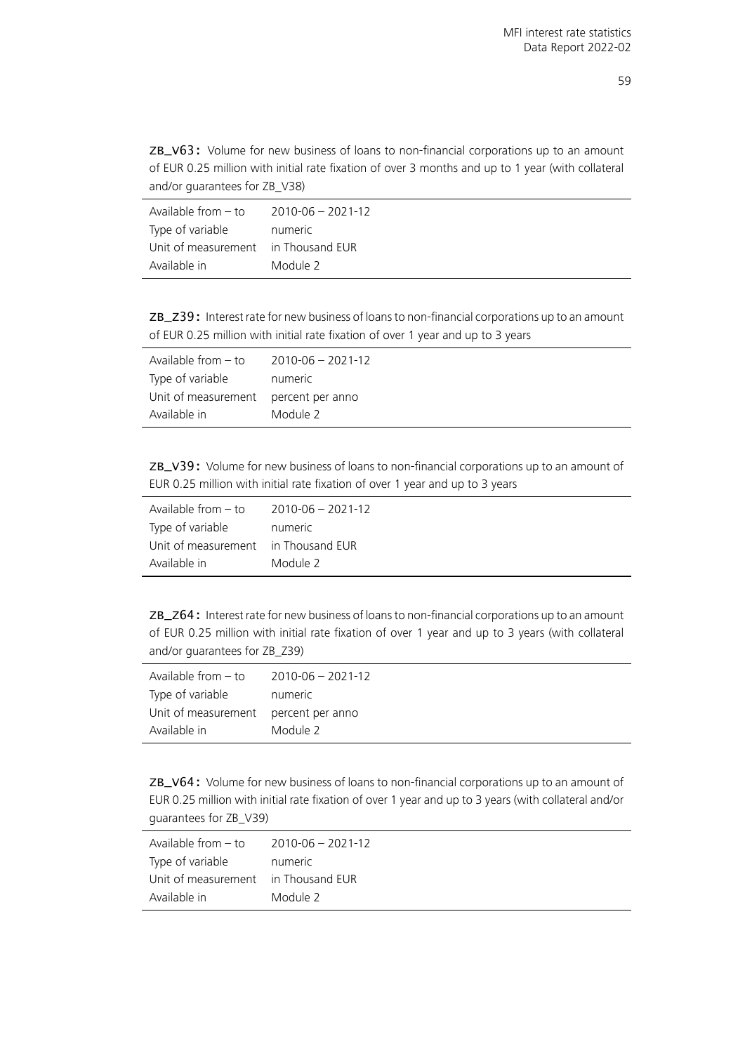**ZB_V63:** Volume for new business of loans to non-financial corporations up to an amount of EUR 0.25 million with initial rate fixation of over 3 months and up to 1 year (with collateral and/or guarantees for ZB_V38)

| | |
|---|---|
| Available from – to | 2010-06 – 2021-12 |
| Type of variable | numeric |
| Unit of measurement | in Thousand EUR |
| Available in | Module 2 |

**ZB_Z39:** Interest rate for new business of loans to non-financial corporations up to an amount of EUR 0.25 million with initial rate fixation of over 1 year and up to 3 years

| | |
|---|---|
| Available from – to | 2010-06 – 2021-12 |
| Type of variable | numeric |
| Unit of measurement | percent per anno |
| Available in | Module 2 |

**ZB_V39:** Volume for new business of loans to non-financial corporations up to an amount of EUR 0.25 million with initial rate fixation of over 1 year and up to 3 years

| | |
|---|---|
| Available from – to | 2010-06 – 2021-12 |
| Type of variable | numeric |
| Unit of measurement | in Thousand EUR |
| Available in | Module 2 |

**ZB_Z64:** Interest rate for new business of loans to non-financial corporations up to an amount of EUR 0.25 million with initial rate fixation of over 1 year and up to 3 years (with collateral and/or guarantees for ZB_Z39)

| | |
|---|---|
| Available from – to | 2010-06 – 2021-12 |
| Type of variable | numeric |
| Unit of measurement | percent per anno |
| Available in | Module 2 |

**ZB_V64:** Volume for new business of loans to non-financial corporations up to an amount of EUR 0.25 million with initial rate fixation of over 1 year and up to 3 years (with collateral and/or guarantees for ZB_V39)

| | |
|---|---|
| Available from – to | 2010-06 – 2021-12 |
| Type of variable | numeric |
| Unit of measurement | in Thousand EUR |
| Available in | Module 2 |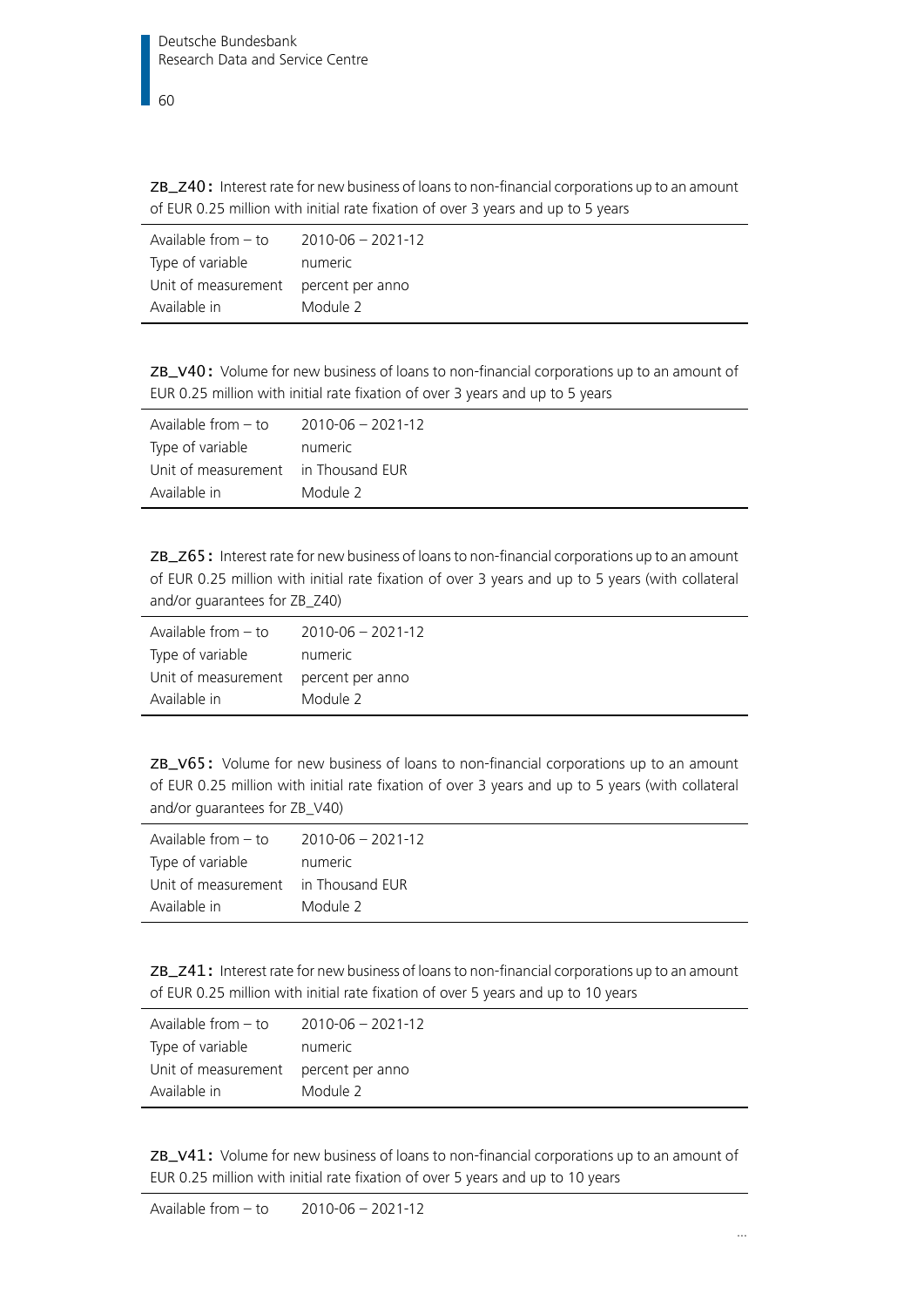**ZB_Z40:** Interest rate for new business of loans to non-financial corporations up to an amount of EUR 0.25 million with initial rate fixation of over 3 years and up to 5 years

| | |
|---|---|
| Available from – to | 2010-06 – 2021-12 |
| Type of variable | numeric |
| Unit of measurement | percent per anno |
| Available in | Module 2 |

**ZB_V40:** Volume for new business of loans to non-financial corporations up to an amount of EUR 0.25 million with initial rate fixation of over 3 years and up to 5 years

| | |
|---|---|
| Available from – to | 2010-06 – 2021-12 |
| Type of variable | numeric |
| Unit of measurement | in Thousand EUR |
| Available in | Module 2 |

**ZB_Z65:** Interest rate for new business of loans to non-financial corporations up to an amount of EUR 0.25 million with initial rate fixation of over 3 years and up to 5 years (with collateral and/or guarantees for ZB_Z40)

| | |
|---|---|
| Available from – to | 2010-06 – 2021-12 |
| Type of variable | numeric |
| Unit of measurement | percent per anno |
| Available in | Module 2 |

**ZB_V65:** Volume for new business of loans to non-financial corporations up to an amount of EUR 0.25 million with initial rate fixation of over 3 years and up to 5 years (with collateral and/or guarantees for ZB_V40)

| | |
|---|---|
| Available from – to | 2010-06 – 2021-12 |
| Type of variable | numeric |
| Unit of measurement | in Thousand EUR |
| Available in | Module 2 |

**ZB_Z41:** Interest rate for new business of loans to non-financial corporations up to an amount of EUR 0.25 million with initial rate fixation of over 5 years and up to 10 years

| | |
|---|---|
| Available from – to | 2010-06 – 2021-12 |
| Type of variable | numeric |
| Unit of measurement | percent per anno |
| Available in | Module 2 |

**ZB_V41:** Volume for new business of loans to non-financial corporations up to an amount of EUR 0.25 million with initial rate fixation of over 5 years and up to 10 years

| | |
|---|---|
| Available from – to | 2010-06 – 2021-12 |

...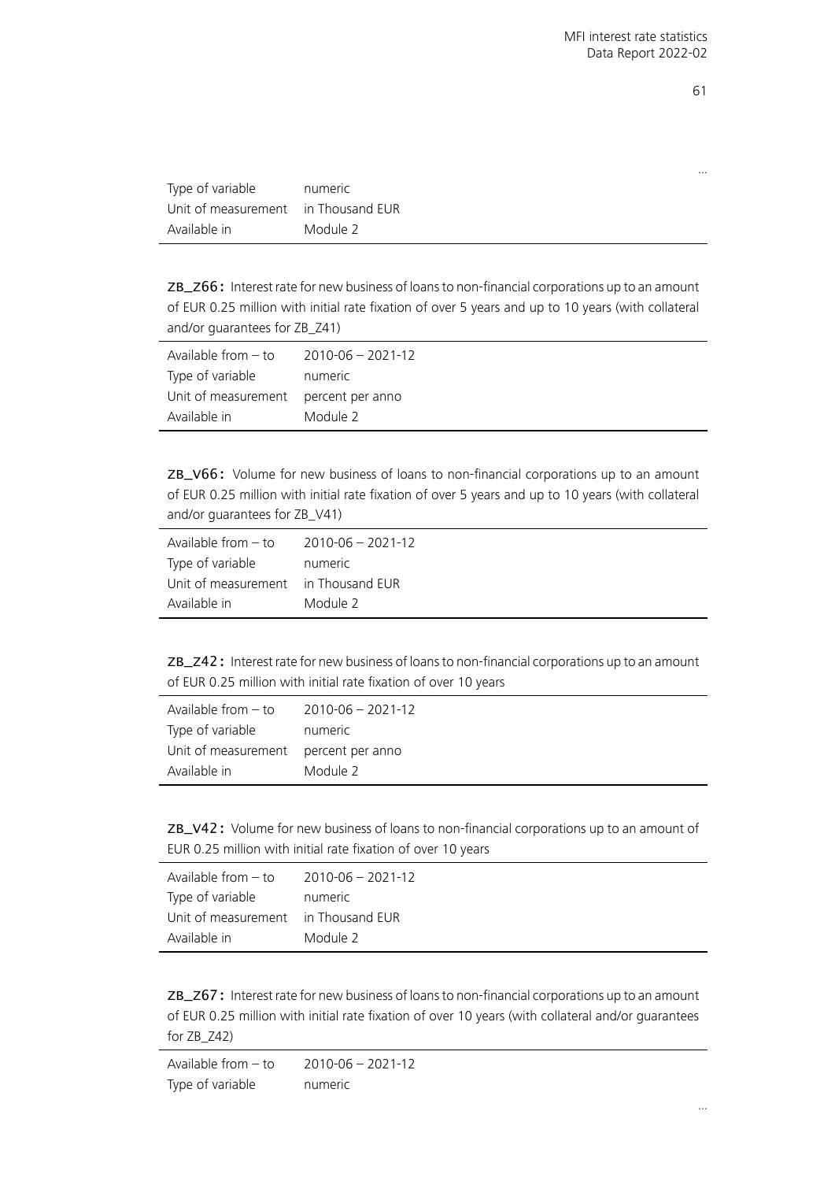...

| | |
|---|---|
| Type of variable | numeric |
| Unit of measurement | in Thousand EUR |
| Available in | Module 2 |

**ZB_Z66:** Interest rate for new business of loans to non-financial corporations up to an amount of EUR 0.25 million with initial rate fixation of over 5 years and up to 10 years (with collateral and/or guarantees for ZB_Z41)

| | |
|---|---|
| Available from – to | 2010-06 – 2021-12 |
| Type of variable | numeric |
| Unit of measurement | percent per anno |
| Available in | Module 2 |

**ZB_V66:** Volume for new business of loans to non-financial corporations up to an amount of EUR 0.25 million with initial rate fixation of over 5 years and up to 10 years (with collateral and/or guarantees for ZB_V41)

| | |
|---|---|
| Available from – to | 2010-06 – 2021-12 |
| Type of variable | numeric |
| Unit of measurement | in Thousand EUR |
| Available in | Module 2 |

**ZB_Z42:** Interest rate for new business of loans to non-financial corporations up to an amount of EUR 0.25 million with initial rate fixation of over 10 years

| | |
|---|---|
| Available from – to | 2010-06 – 2021-12 |
| Type of variable | numeric |
| Unit of measurement | percent per anno |
| Available in | Module 2 |

**ZB_V42:** Volume for new business of loans to non-financial corporations up to an amount of EUR 0.25 million with initial rate fixation of over 10 years

| | |
|---|---|
| Available from – to | 2010-06 – 2021-12 |
| Type of variable | numeric |
| Unit of measurement | in Thousand EUR |
| Available in | Module 2 |

**ZB_Z67:** Interest rate for new business of loans to non-financial corporations up to an amount of EUR 0.25 million with initial rate fixation of over 10 years (with collateral and/or guarantees for ZB_Z42)

| | |
|---|---|
| Available from – to | 2010-06 – 2021-12 |
| Type of variable | numeric |

...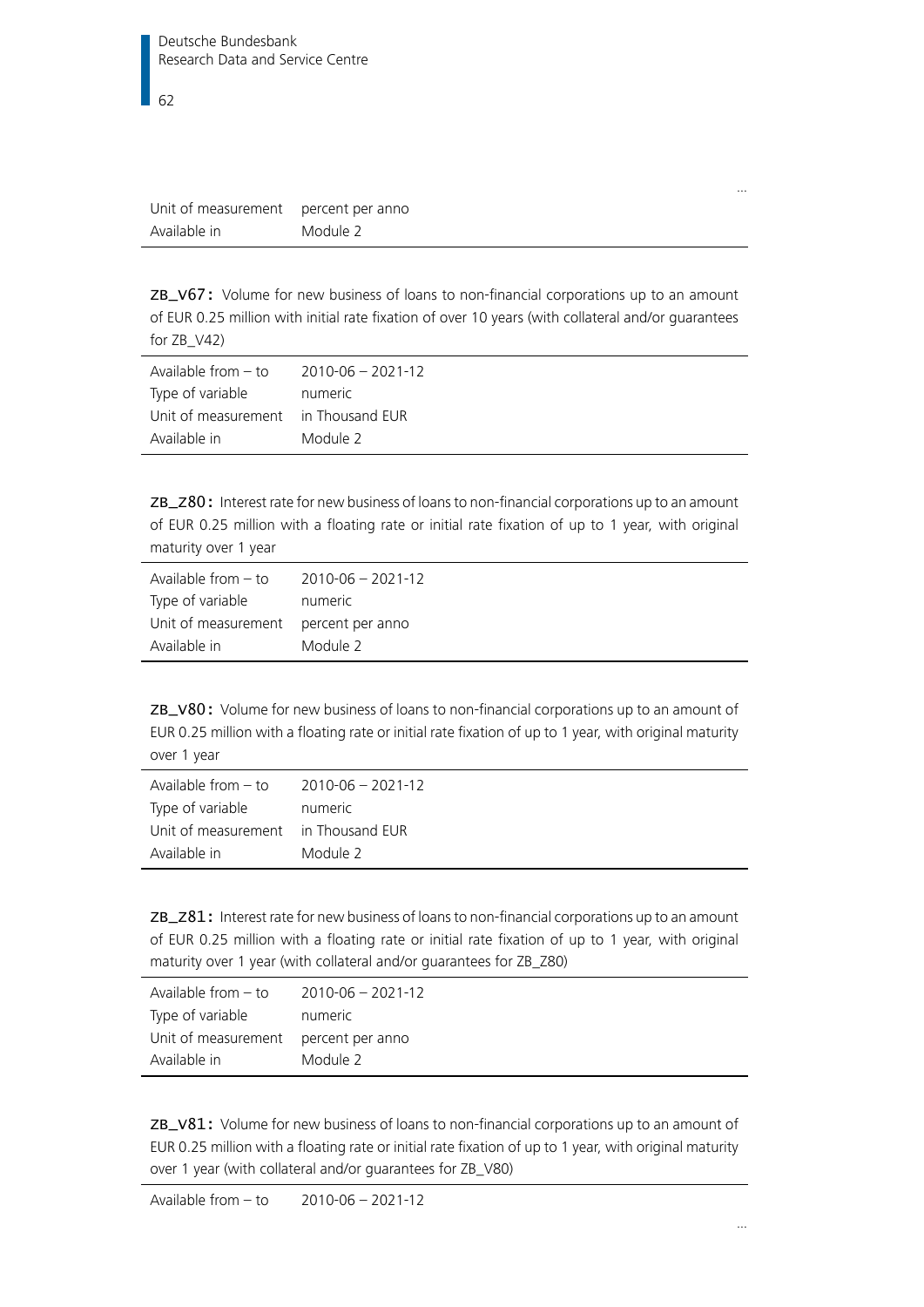| | |
|---|---|
| Unit of measurement | percent per anno |
| Available in | Module 2 |

**ZB_V67:** Volume for new business of loans to non-financial corporations up to an amount of EUR 0.25 million with initial rate fixation of over 10 years (with collateral and/or guarantees for ZB_V42)

| | |
|---|---|
| Available from – to | 2010-06 – 2021-12 |
| Type of variable | numeric |
| Unit of measurement | in Thousand EUR |
| Available in | Module 2 |

**ZB_Z80:** Interest rate for new business of loans to non-financial corporations up to an amount of EUR 0.25 million with a floating rate or initial rate fixation of up to 1 year, with original maturity over 1 year

| | |
|---|---|
| Available from – to | 2010-06 – 2021-12 |
| Type of variable | numeric |
| Unit of measurement | percent per anno |
| Available in | Module 2 |

**ZB_V80:** Volume for new business of loans to non-financial corporations up to an amount of EUR 0.25 million with a floating rate or initial rate fixation of up to 1 year, with original maturity over 1 year

| | |
|---|---|
| Available from – to | 2010-06 – 2021-12 |
| Type of variable | numeric |
| Unit of measurement | in Thousand EUR |
| Available in | Module 2 |

**ZB_Z81:** Interest rate for new business of loans to non-financial corporations up to an amount of EUR 0.25 million with a floating rate or initial rate fixation of up to 1 year, with original maturity over 1 year (with collateral and/or guarantees for ZB_Z80)

| | |
|---|---|
| Available from – to | 2010-06 – 2021-12 |
| Type of variable | numeric |
| Unit of measurement | percent per anno |
| Available in | Module 2 |

**ZB_V81:** Volume for new business of loans to non-financial corporations up to an amount of EUR 0.25 million with a floating rate or initial rate fixation of up to 1 year, with original maturity over 1 year (with collateral and/or guarantees for ZB_V80)

| | |
|---|---|
| Available from – to | 2010-06 – 2021-12 |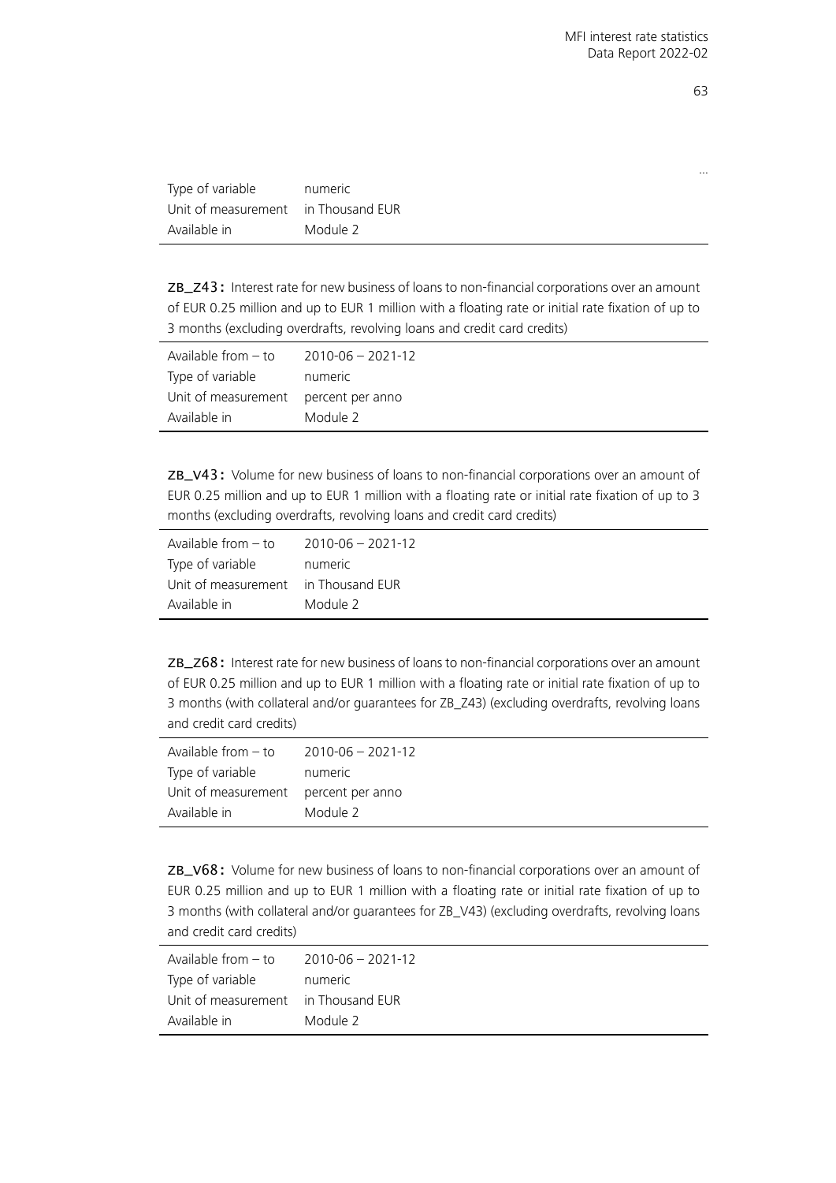…

| | |
|---|---|
| Type of variable | numeric |
| Unit of measurement | in Thousand EUR |
| Available in | Module 2 |

**ZB_Z43:** Interest rate for new business of loans to non-financial corporations over an amount of EUR 0.25 million and up to EUR 1 million with a floating rate or initial rate fixation of up to 3 months (excluding overdrafts, revolving loans and credit card credits)

| | |
|---|---|
| Available from – to | 2010-06 – 2021-12 |
| Type of variable | numeric |
| Unit of measurement | percent per anno |
| Available in | Module 2 |

**ZB_V43:** Volume for new business of loans to non-financial corporations over an amount of EUR 0.25 million and up to EUR 1 million with a floating rate or initial rate fixation of up to 3 months (excluding overdrafts, revolving loans and credit card credits)

| | |
|---|---|
| Available from – to | 2010-06 – 2021-12 |
| Type of variable | numeric |
| Unit of measurement | in Thousand EUR |
| Available in | Module 2 |

**ZB_Z68:** Interest rate for new business of loans to non-financial corporations over an amount of EUR 0.25 million and up to EUR 1 million with a floating rate or initial rate fixation of up to 3 months (with collateral and/or guarantees for ZB_Z43) (excluding overdrafts, revolving loans and credit card credits)

| | |
|---|---|
| Available from – to | 2010-06 – 2021-12 |
| Type of variable | numeric |
| Unit of measurement | percent per anno |
| Available in | Module 2 |

**ZB_V68:** Volume for new business of loans to non-financial corporations over an amount of EUR 0.25 million and up to EUR 1 million with a floating rate or initial rate fixation of up to 3 months (with collateral and/or guarantees for ZB_V43) (excluding overdrafts, revolving loans and credit card credits)

| | |
|---|---|
| Available from – to | 2010-06 – 2021-12 |
| Type of variable | numeric |
| Unit of measurement | in Thousand EUR |
| Available in | Module 2 |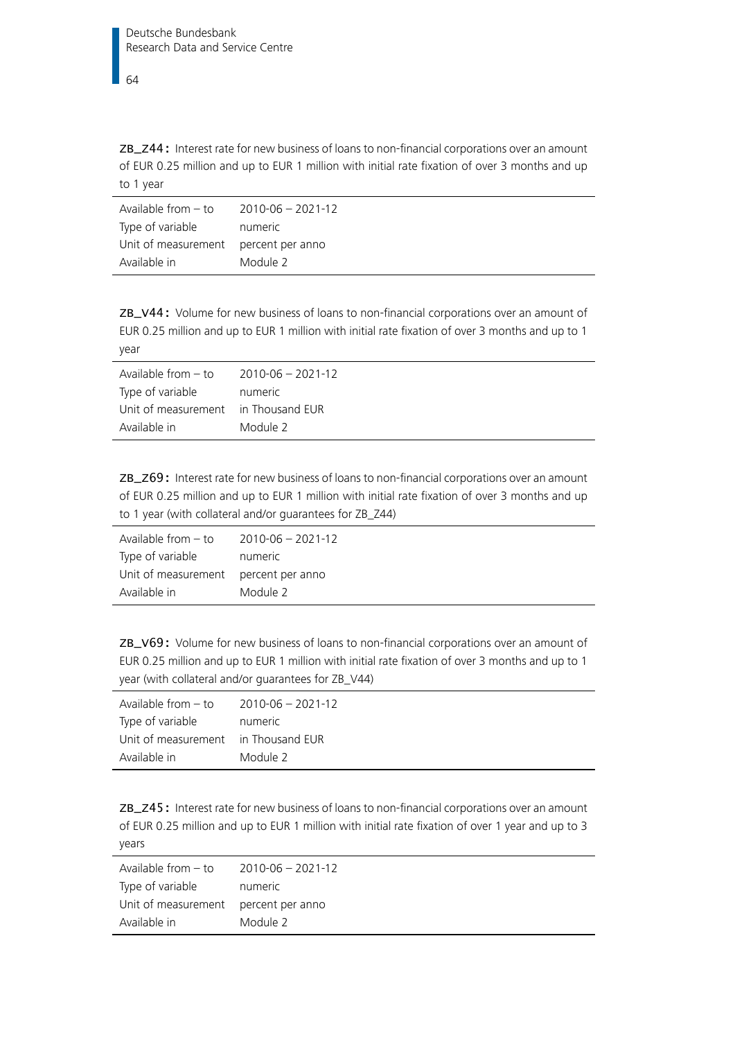**ZB_Z44:** Interest rate for new business of loans to non-financial corporations over an amount of EUR 0.25 million and up to EUR 1 million with initial rate fixation of over 3 months and up to 1 year

| | |
|---|---|
| Available from – to | 2010-06 – 2021-12 |
| Type of variable | numeric |
| Unit of measurement | percent per anno |
| Available in | Module 2 |

**ZB_V44:** Volume for new business of loans to non-financial corporations over an amount of EUR 0.25 million and up to EUR 1 million with initial rate fixation of over 3 months and up to 1 year

| | |
|---|---|
| Available from – to | 2010-06 – 2021-12 |
| Type of variable | numeric |
| Unit of measurement | in Thousand EUR |
| Available in | Module 2 |

**ZB_Z69:** Interest rate for new business of loans to non-financial corporations over an amount of EUR 0.25 million and up to EUR 1 million with initial rate fixation of over 3 months and up to 1 year (with collateral and/or guarantees for ZB_Z44)

| | |
|---|---|
| Available from – to | 2010-06 – 2021-12 |
| Type of variable | numeric |
| Unit of measurement | percent per anno |
| Available in | Module 2 |

**ZB_V69:** Volume for new business of loans to non-financial corporations over an amount of EUR 0.25 million and up to EUR 1 million with initial rate fixation of over 3 months and up to 1 year (with collateral and/or guarantees for ZB_V44)

| | |
|---|---|
| Available from – to | 2010-06 – 2021-12 |
| Type of variable | numeric |
| Unit of measurement | in Thousand EUR |
| Available in | Module 2 |

**ZB_Z45:** Interest rate for new business of loans to non-financial corporations over an amount of EUR 0.25 million and up to EUR 1 million with initial rate fixation of over 1 year and up to 3 years

| | |
|---|---|
| Available from – to | 2010-06 – 2021-12 |
| Type of variable | numeric |
| Unit of measurement | percent per anno |
| Available in | Module 2 |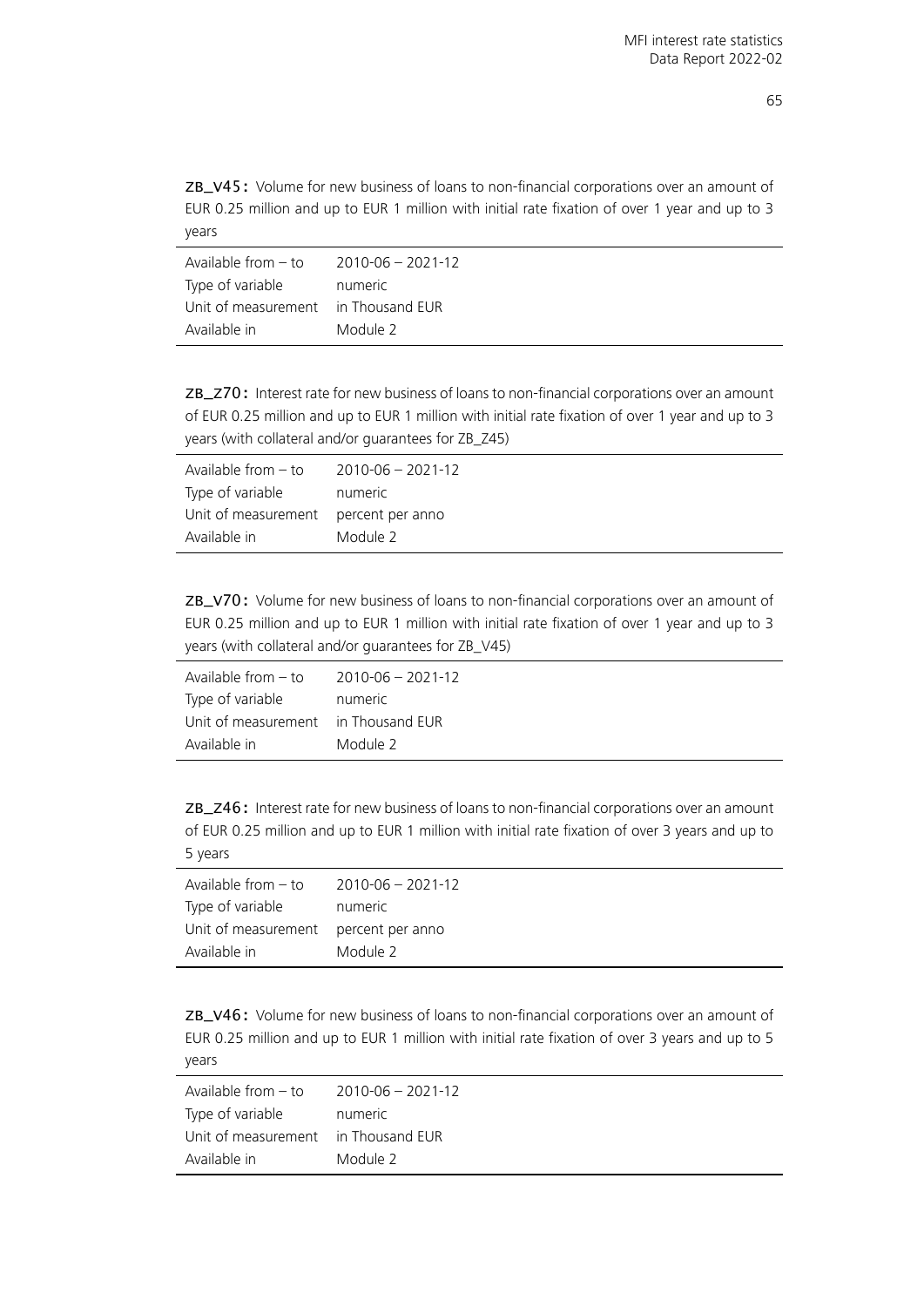**ZB_V45:** Volume for new business of loans to non-financial corporations over an amount of EUR 0.25 million and up to EUR 1 million with initial rate fixation of over 1 year and up to 3 years

| | |
|---|---|
| Available from – to | 2010-06 – 2021-12 |
| Type of variable | numeric |
| Unit of measurement | in Thousand EUR |
| Available in | Module 2 |

**ZB_Z70:** Interest rate for new business of loans to non-financial corporations over an amount of EUR 0.25 million and up to EUR 1 million with initial rate fixation of over 1 year and up to 3 years (with collateral and/or guarantees for ZB_Z45)

| | |
|---|---|
| Available from – to | 2010-06 – 2021-12 |
| Type of variable | numeric |
| Unit of measurement | percent per anno |
| Available in | Module 2 |

**ZB_V70:** Volume for new business of loans to non-financial corporations over an amount of EUR 0.25 million and up to EUR 1 million with initial rate fixation of over 1 year and up to 3 years (with collateral and/or guarantees for ZB_V45)

| | |
|---|---|
| Available from – to | 2010-06 – 2021-12 |
| Type of variable | numeric |
| Unit of measurement | in Thousand EUR |
| Available in | Module 2 |

**ZB_Z46:** Interest rate for new business of loans to non-financial corporations over an amount of EUR 0.25 million and up to EUR 1 million with initial rate fixation of over 3 years and up to 5 years

| | |
|---|---|
| Available from – to | 2010-06 – 2021-12 |
| Type of variable | numeric |
| Unit of measurement | percent per anno |
| Available in | Module 2 |

**ZB_V46:** Volume for new business of loans to non-financial corporations over an amount of EUR 0.25 million and up to EUR 1 million with initial rate fixation of over 3 years and up to 5 years

| | |
|---|---|
| Available from – to | 2010-06 – 2021-12 |
| Type of variable | numeric |
| Unit of measurement | in Thousand EUR |
| Available in | Module 2 |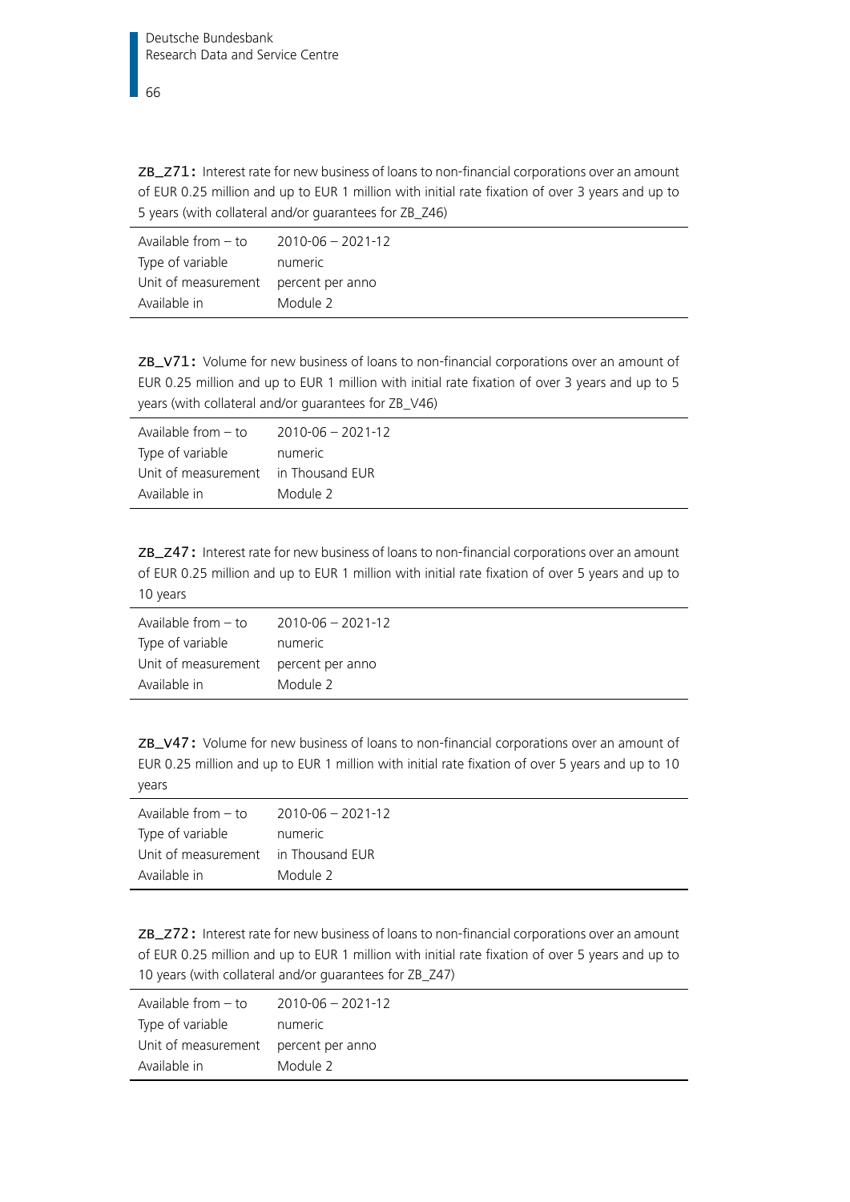**ZB_Z71:** Interest rate for new business of loans to non-financial corporations over an amount of EUR 0.25 million and up to EUR 1 million with initial rate fixation of over 3 years and up to 5 years (with collateral and/or guarantees for ZB_Z46)

| | |
|---|---|
| Available from – to | 2010-06 – 2021-12 |
| Type of variable | numeric |
| Unit of measurement | percent per anno |
| Available in | Module 2 |

**ZB_V71:** Volume for new business of loans to non-financial corporations over an amount of EUR 0.25 million and up to EUR 1 million with initial rate fixation of over 3 years and up to 5 years (with collateral and/or guarantees for ZB_V46)

| | |
|---|---|
| Available from – to | 2010-06 – 2021-12 |
| Type of variable | numeric |
| Unit of measurement | in Thousand EUR |
| Available in | Module 2 |

**ZB_Z47:** Interest rate for new business of loans to non-financial corporations over an amount of EUR 0.25 million and up to EUR 1 million with initial rate fixation of over 5 years and up to 10 years

| | |
|---|---|
| Available from – to | 2010-06 – 2021-12 |
| Type of variable | numeric |
| Unit of measurement | percent per anno |
| Available in | Module 2 |

**ZB_V47:** Volume for new business of loans to non-financial corporations over an amount of EUR 0.25 million and up to EUR 1 million with initial rate fixation of over 5 years and up to 10 years

| | |
|---|---|
| Available from – to | 2010-06 – 2021-12 |
| Type of variable | numeric |
| Unit of measurement | in Thousand EUR |
| Available in | Module 2 |

**ZB_Z72:** Interest rate for new business of loans to non-financial corporations over an amount of EUR 0.25 million and up to EUR 1 million with initial rate fixation of over 5 years and up to 10 years (with collateral and/or guarantees for ZB_Z47)

| | |
|---|---|
| Available from – to | 2010-06 – 2021-12 |
| Type of variable | numeric |
| Unit of measurement | percent per anno |
| Available in | Module 2 |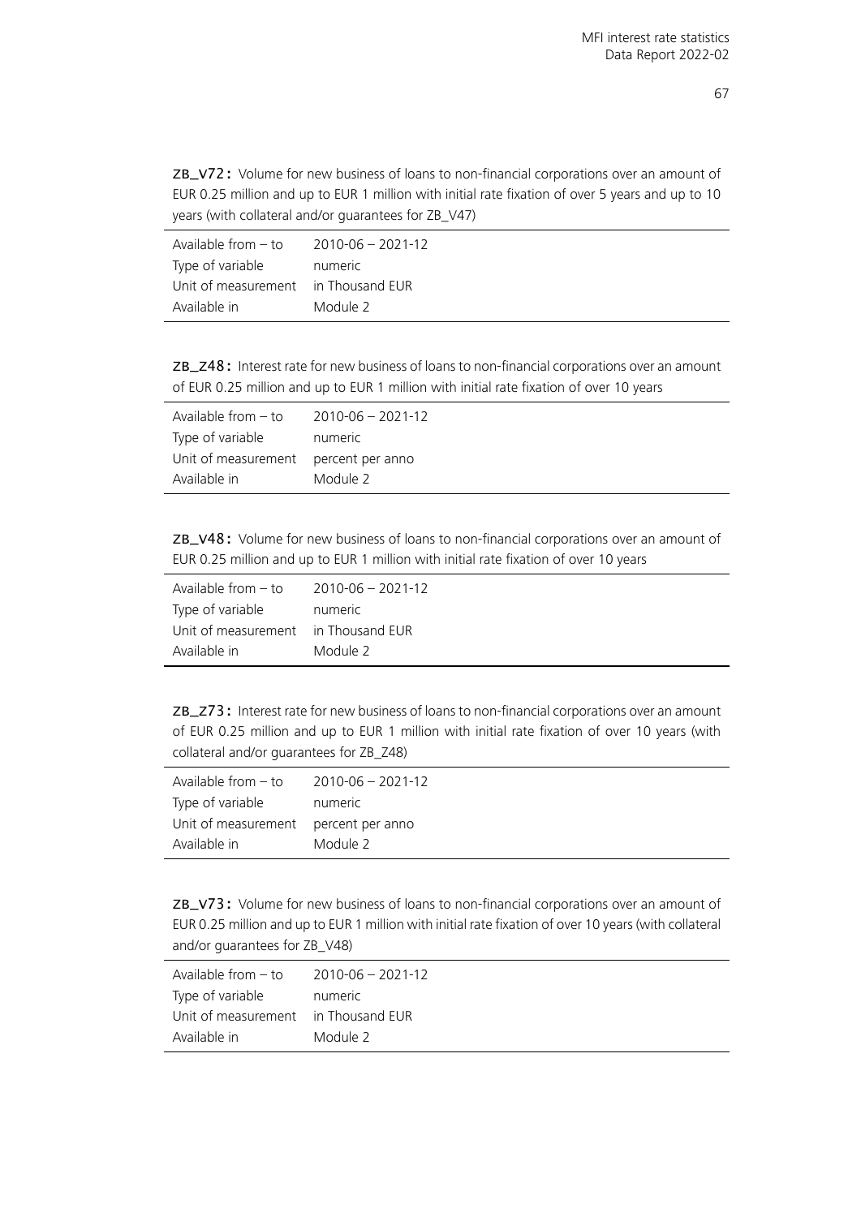**ZB_V72:** Volume for new business of loans to non-financial corporations over an amount of EUR 0.25 million and up to EUR 1 million with initial rate fixation of over 5 years and up to 10 years (with collateral and/or guarantees for ZB_V47)

| | |
|---|---|
| Available from – to | 2010-06 – 2021-12 |
| Type of variable | numeric |
| Unit of measurement | in Thousand EUR |
| Available in | Module 2 |

**ZB_Z48:** Interest rate for new business of loans to non-financial corporations over an amount of EUR 0.25 million and up to EUR 1 million with initial rate fixation of over 10 years

| | |
|---|---|
| Available from – to | 2010-06 – 2021-12 |
| Type of variable | numeric |
| Unit of measurement | percent per anno |
| Available in | Module 2 |

**ZB_V48:** Volume for new business of loans to non-financial corporations over an amount of EUR 0.25 million and up to EUR 1 million with initial rate fixation of over 10 years

| | |
|---|---|
| Available from – to | 2010-06 – 2021-12 |
| Type of variable | numeric |
| Unit of measurement | in Thousand EUR |
| Available in | Module 2 |

**ZB_Z73:** Interest rate for new business of loans to non-financial corporations over an amount of EUR 0.25 million and up to EUR 1 million with initial rate fixation of over 10 years (with collateral and/or guarantees for ZB_Z48)

| | |
|---|---|
| Available from – to | 2010-06 – 2021-12 |
| Type of variable | numeric |
| Unit of measurement | percent per anno |
| Available in | Module 2 |

**ZB_V73:** Volume for new business of loans to non-financial corporations over an amount of EUR 0.25 million and up to EUR 1 million with initial rate fixation of over 10 years (with collateral and/or guarantees for ZB_V48)

| | |
|---|---|
| Available from – to | 2010-06 – 2021-12 |
| Type of variable | numeric |
| Unit of measurement | in Thousand EUR |
| Available in | Module 2 |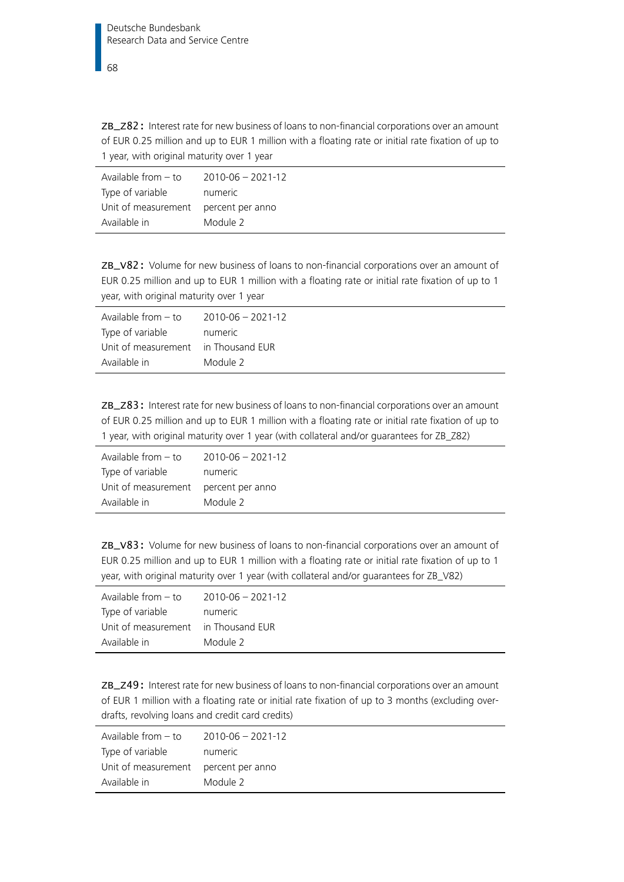**ZB_Z82:** Interest rate for new business of loans to non-financial corporations over an amount of EUR 0.25 million and up to EUR 1 million with a floating rate or initial rate fixation of up to 1 year, with original maturity over 1 year

| | |
|---|---|
| Available from – to | 2010-06 – 2021-12 |
| Type of variable | numeric |
| Unit of measurement | percent per anno |
| Available in | Module 2 |

**ZB_V82:** Volume for new business of loans to non-financial corporations over an amount of EUR 0.25 million and up to EUR 1 million with a floating rate or initial rate fixation of up to 1 year, with original maturity over 1 year

| | |
|---|---|
| Available from – to | 2010-06 – 2021-12 |
| Type of variable | numeric |
| Unit of measurement | in Thousand EUR |
| Available in | Module 2 |

**ZB_Z83:** Interest rate for new business of loans to non-financial corporations over an amount of EUR 0.25 million and up to EUR 1 million with a floating rate or initial rate fixation of up to 1 year, with original maturity over 1 year (with collateral and/or guarantees for ZB_Z82)

| | |
|---|---|
| Available from – to | 2010-06 – 2021-12 |
| Type of variable | numeric |
| Unit of measurement | percent per anno |
| Available in | Module 2 |

**ZB_V83:** Volume for new business of loans to non-financial corporations over an amount of EUR 0.25 million and up to EUR 1 million with a floating rate or initial rate fixation of up to 1 year, with original maturity over 1 year (with collateral and/or guarantees for ZB_V82)

| | |
|---|---|
| Available from – to | 2010-06 – 2021-12 |
| Type of variable | numeric |
| Unit of measurement | in Thousand EUR |
| Available in | Module 2 |

**ZB_Z49:** Interest rate for new business of loans to non-financial corporations over an amount of EUR 1 million with a floating rate or initial rate fixation of up to 3 months (excluding overdrafts, revolving loans and credit card credits)

| | |
|---|---|
| Available from – to | 2010-06 – 2021-12 |
| Type of variable | numeric |
| Unit of measurement | percent per anno |
| Available in | Module 2 |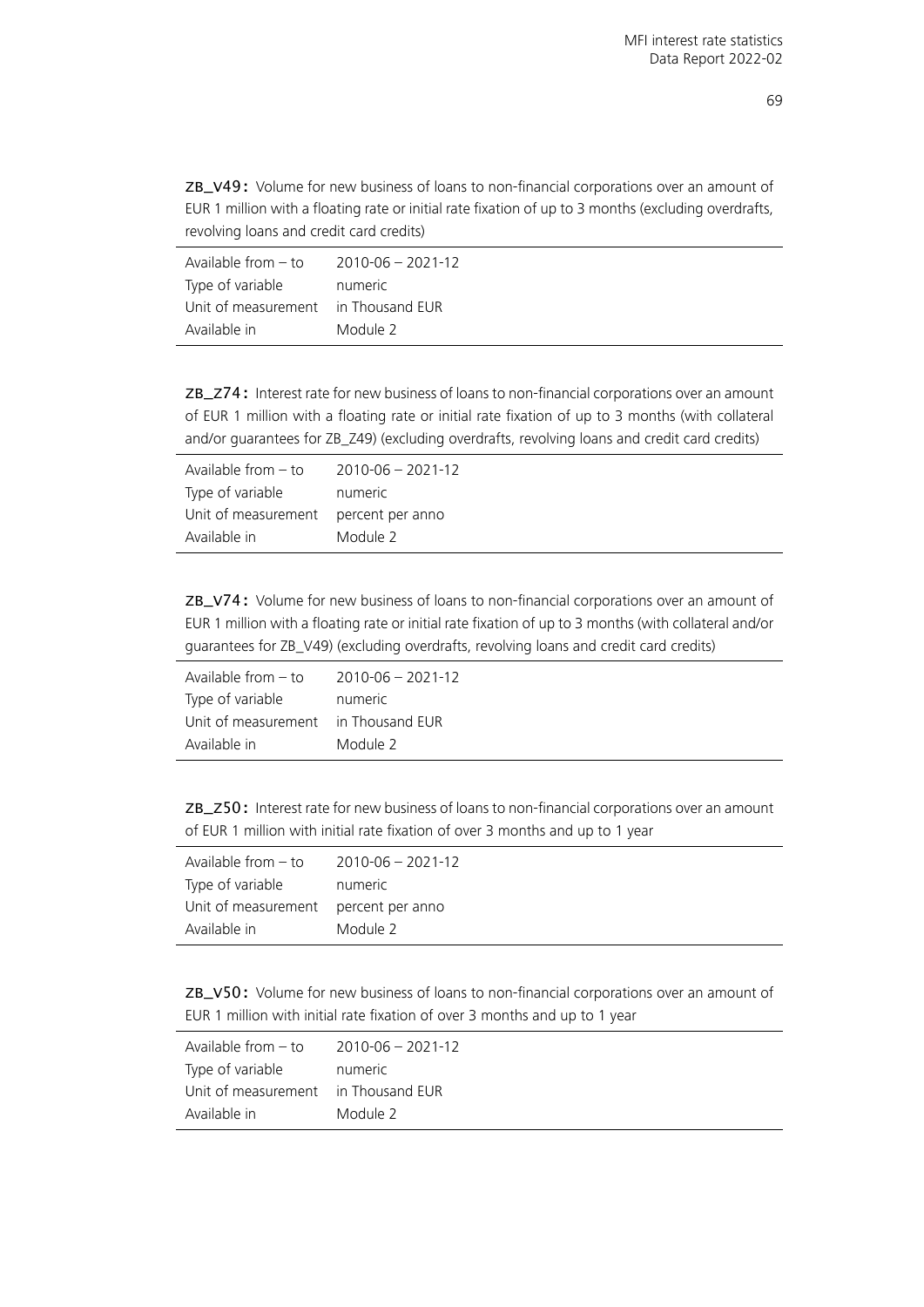**ZB_V49:** Volume for new business of loans to non-financial corporations over an amount of EUR 1 million with a floating rate or initial rate fixation of up to 3 months (excluding overdrafts, revolving loans and credit card credits)

| | |
|---|---|
| Available from – to | 2010-06 – 2021-12 |
| Type of variable | numeric |
| Unit of measurement | in Thousand EUR |
| Available in | Module 2 |

**ZB_Z74:** Interest rate for new business of loans to non-financial corporations over an amount of EUR 1 million with a floating rate or initial rate fixation of up to 3 months (with collateral and/or guarantees for ZB_Z49) (excluding overdrafts, revolving loans and credit card credits)

| | |
|---|---|
| Available from – to | 2010-06 – 2021-12 |
| Type of variable | numeric |
| Unit of measurement | percent per anno |
| Available in | Module 2 |

**ZB_V74:** Volume for new business of loans to non-financial corporations over an amount of EUR 1 million with a floating rate or initial rate fixation of up to 3 months (with collateral and/or guarantees for ZB_V49) (excluding overdrafts, revolving loans and credit card credits)

| | |
|---|---|
| Available from – to | 2010-06 – 2021-12 |
| Type of variable | numeric |
| Unit of measurement | in Thousand EUR |
| Available in | Module 2 |

**ZB_Z50:** Interest rate for new business of loans to non-financial corporations over an amount of EUR 1 million with initial rate fixation of over 3 months and up to 1 year

| | |
|---|---|
| Available from – to | 2010-06 – 2021-12 |
| Type of variable | numeric |
| Unit of measurement | percent per anno |
| Available in | Module 2 |

**ZB_V50:** Volume for new business of loans to non-financial corporations over an amount of EUR 1 million with initial rate fixation of over 3 months and up to 1 year

| | |
|---|---|
| Available from – to | 2010-06 – 2021-12 |
| Type of variable | numeric |
| Unit of measurement | in Thousand EUR |
| Available in | Module 2 |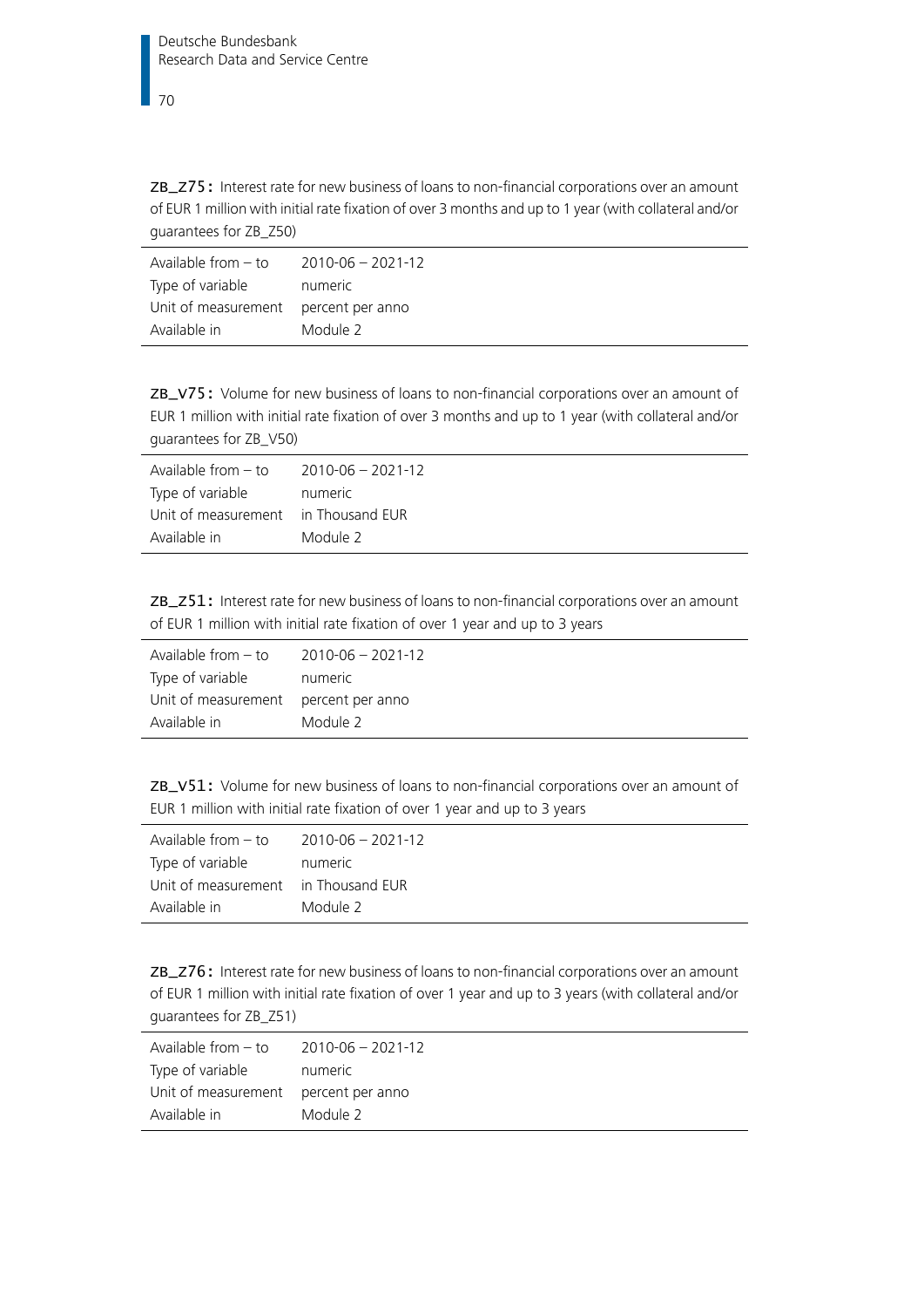**ZB_Z75:** Interest rate for new business of loans to non-financial corporations over an amount of EUR 1 million with initial rate fixation of over 3 months and up to 1 year (with collateral and/or guarantees for ZB_Z50)

| | |
|---|---|
| Available from – to | 2010-06 – 2021-12 |
| Type of variable | numeric |
| Unit of measurement | percent per anno |
| Available in | Module 2 |

**ZB_V75:** Volume for new business of loans to non-financial corporations over an amount of EUR 1 million with initial rate fixation of over 3 months and up to 1 year (with collateral and/or guarantees for ZB_V50)

| | |
|---|---|
| Available from – to | 2010-06 – 2021-12 |
| Type of variable | numeric |
| Unit of measurement | in Thousand EUR |
| Available in | Module 2 |

**ZB_Z51:** Interest rate for new business of loans to non-financial corporations over an amount of EUR 1 million with initial rate fixation of over 1 year and up to 3 years

| | |
|---|---|
| Available from – to | 2010-06 – 2021-12 |
| Type of variable | numeric |
| Unit of measurement | percent per anno |
| Available in | Module 2 |

**ZB_V51:** Volume for new business of loans to non-financial corporations over an amount of EUR 1 million with initial rate fixation of over 1 year and up to 3 years

| | |
|---|---|
| Available from – to | 2010-06 – 2021-12 |
| Type of variable | numeric |
| Unit of measurement | in Thousand EUR |
| Available in | Module 2 |

**ZB_Z76:** Interest rate for new business of loans to non-financial corporations over an amount of EUR 1 million with initial rate fixation of over 1 year and up to 3 years (with collateral and/or guarantees for ZB_Z51)

| | |
|---|---|
| Available from – to | 2010-06 – 2021-12 |
| Type of variable | numeric |
| Unit of measurement | percent per anno |
| Available in | Module 2 |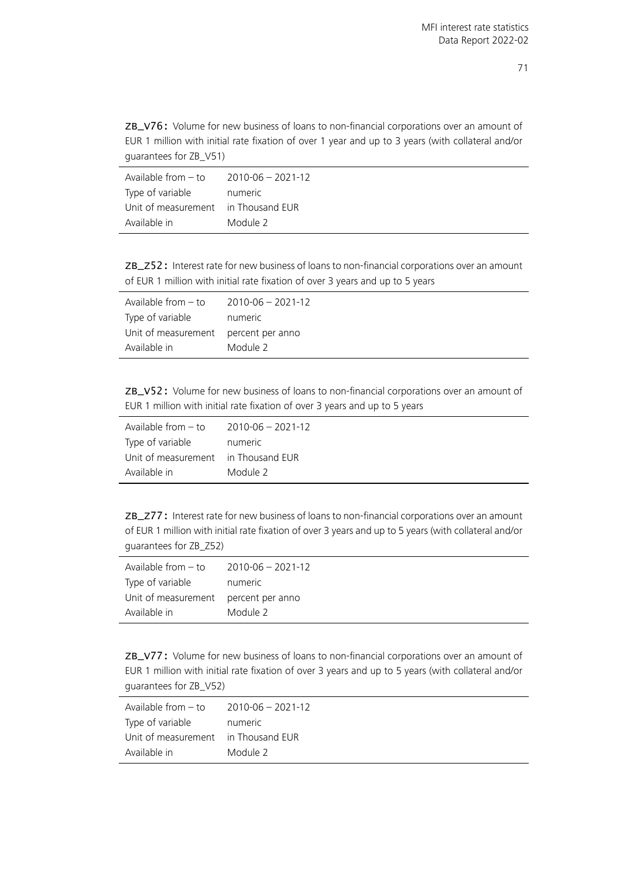**ZB_V76:** Volume for new business of loans to non-financial corporations over an amount of EUR 1 million with initial rate fixation of over 1 year and up to 3 years (with collateral and/or guarantees for ZB_V51)

| | |
|---|---|
| Available from – to | 2010-06 – 2021-12 |
| Type of variable | numeric |
| Unit of measurement | in Thousand EUR |
| Available in | Module 2 |

**ZB_Z52:** Interest rate for new business of loans to non-financial corporations over an amount of EUR 1 million with initial rate fixation of over 3 years and up to 5 years

| | |
|---|---|
| Available from – to | 2010-06 – 2021-12 |
| Type of variable | numeric |
| Unit of measurement | percent per anno |
| Available in | Module 2 |

**ZB_V52:** Volume for new business of loans to non-financial corporations over an amount of EUR 1 million with initial rate fixation of over 3 years and up to 5 years

| | |
|---|---|
| Available from – to | 2010-06 – 2021-12 |
| Type of variable | numeric |
| Unit of measurement | in Thousand EUR |
| Available in | Module 2 |

**ZB_Z77:** Interest rate for new business of loans to non-financial corporations over an amount of EUR 1 million with initial rate fixation of over 3 years and up to 5 years (with collateral and/or guarantees for ZB_Z52)

| | |
|---|---|
| Available from – to | 2010-06 – 2021-12 |
| Type of variable | numeric |
| Unit of measurement | percent per anno |
| Available in | Module 2 |

**ZB_V77:** Volume for new business of loans to non-financial corporations over an amount of EUR 1 million with initial rate fixation of over 3 years and up to 5 years (with collateral and/or guarantees for ZB_V52)

| | |
|---|---|
| Available from – to | 2010-06 – 2021-12 |
| Type of variable | numeric |
| Unit of measurement | in Thousand EUR |
| Available in | Module 2 |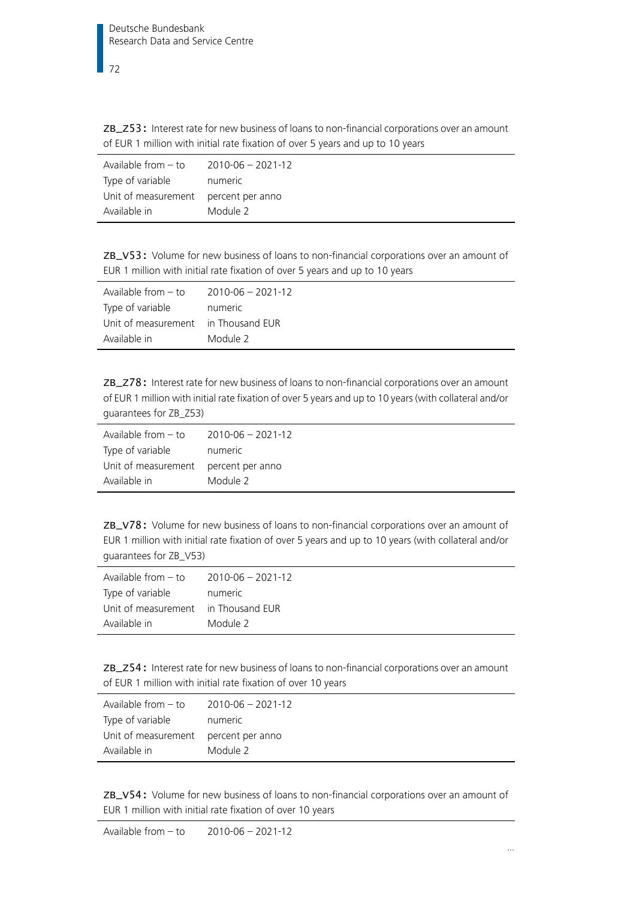**ZB_Z53:** Interest rate for new business of loans to non-financial corporations over an amount of EUR 1 million with initial rate fixation of over 5 years and up to 10 years

| | |
|---|---|
| Available from – to | 2010-06 – 2021-12 |
| Type of variable | numeric |
| Unit of measurement | percent per anno |
| Available in | Module 2 |

**ZB_V53:** Volume for new business of loans to non-financial corporations over an amount of EUR 1 million with initial rate fixation of over 5 years and up to 10 years

| | |
|---|---|
| Available from – to | 2010-06 – 2021-12 |
| Type of variable | numeric |
| Unit of measurement | in Thousand EUR |
| Available in | Module 2 |

**ZB_Z78:** Interest rate for new business of loans to non-financial corporations over an amount of EUR 1 million with initial rate fixation of over 5 years and up to 10 years (with collateral and/or guarantees for ZB_Z53)

| | |
|---|---|
| Available from – to | 2010-06 – 2021-12 |
| Type of variable | numeric |
| Unit of measurement | percent per anno |
| Available in | Module 2 |

**ZB_V78:** Volume for new business of loans to non-financial corporations over an amount of EUR 1 million with initial rate fixation of over 5 years and up to 10 years (with collateral and/or guarantees for ZB_V53)

| | |
|---|---|
| Available from – to | 2010-06 – 2021-12 |
| Type of variable | numeric |
| Unit of measurement | in Thousand EUR |
| Available in | Module 2 |

**ZB_Z54:** Interest rate for new business of loans to non-financial corporations over an amount of EUR 1 million with initial rate fixation of over 10 years

| | |
|---|---|
| Available from – to | 2010-06 – 2021-12 |
| Type of variable | numeric |
| Unit of measurement | percent per anno |
| Available in | Module 2 |

**ZB_V54:** Volume for new business of loans to non-financial corporations over an amount of EUR 1 million with initial rate fixation of over 10 years

| | |
|---|---|
| Available from – to | 2010-06 – 2021-12 |

...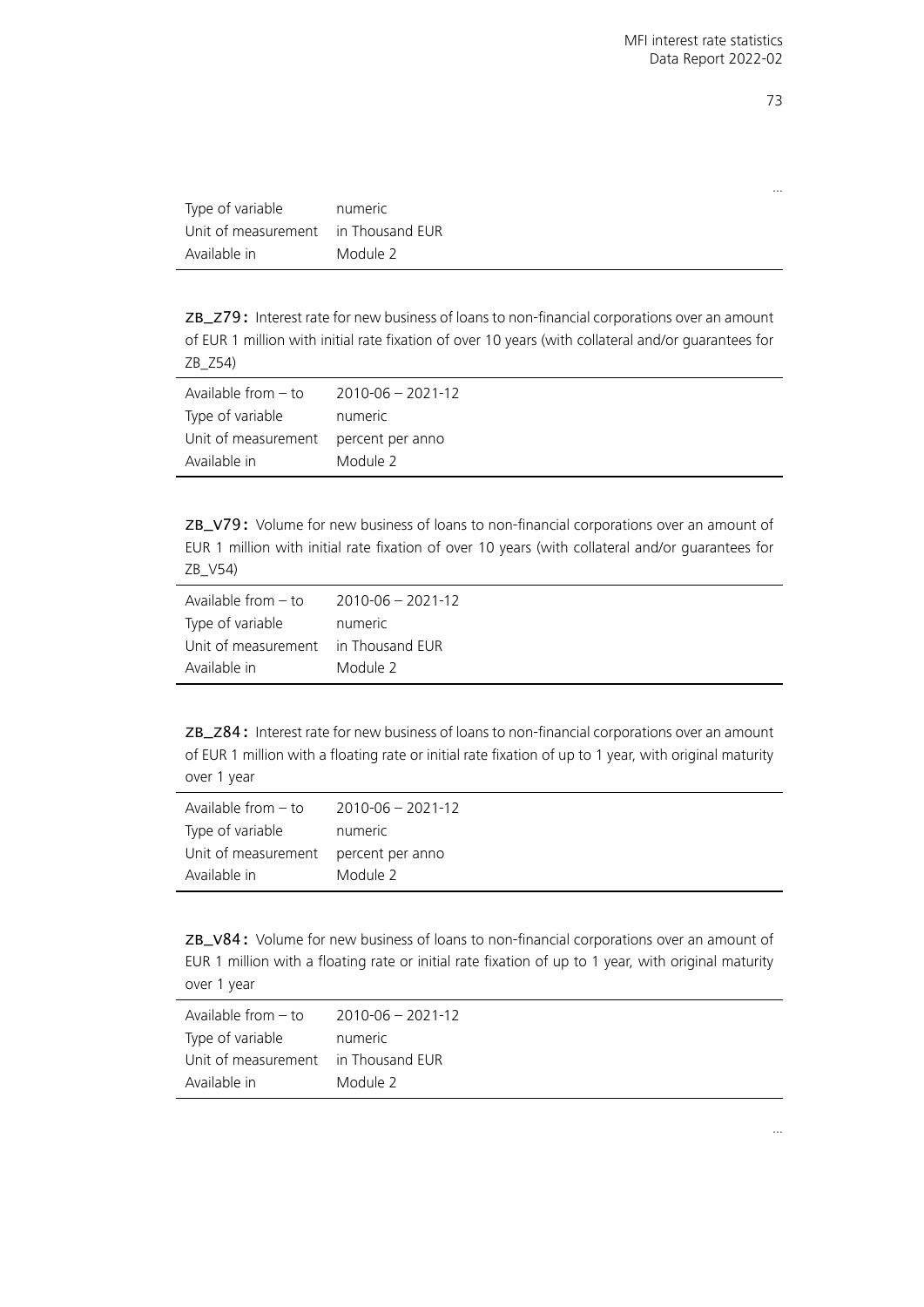...

| | |
|---|---|
| Type of variable | numeric |
| Unit of measurement | in Thousand EUR |
| Available in | Module 2 |

**ZB_Z79:** Interest rate for new business of loans to non-financial corporations over an amount of EUR 1 million with initial rate fixation of over 10 years (with collateral and/or guarantees for ZB_Z54)

| | |
|---|---|
| Available from – to | 2010-06 – 2021-12 |
| Type of variable | numeric |
| Unit of measurement | percent per anno |
| Available in | Module 2 |

**ZB_V79:** Volume for new business of loans to non-financial corporations over an amount of EUR 1 million with initial rate fixation of over 10 years (with collateral and/or guarantees for ZB_V54)

| | |
|---|---|
| Available from – to | 2010-06 – 2021-12 |
| Type of variable | numeric |
| Unit of measurement | in Thousand EUR |
| Available in | Module 2 |

**ZB_Z84:** Interest rate for new business of loans to non-financial corporations over an amount of EUR 1 million with a floating rate or initial rate fixation of up to 1 year, with original maturity over 1 year

| | |
|---|---|
| Available from – to | 2010-06 – 2021-12 |
| Type of variable | numeric |
| Unit of measurement | percent per anno |
| Available in | Module 2 |

**ZB_V84:** Volume for new business of loans to non-financial corporations over an amount of EUR 1 million with a floating rate or initial rate fixation of up to 1 year, with original maturity over 1 year

| | |
|---|---|
| Available from – to | 2010-06 – 2021-12 |
| Type of variable | numeric |
| Unit of measurement | in Thousand EUR |
| Available in | Module 2 |

...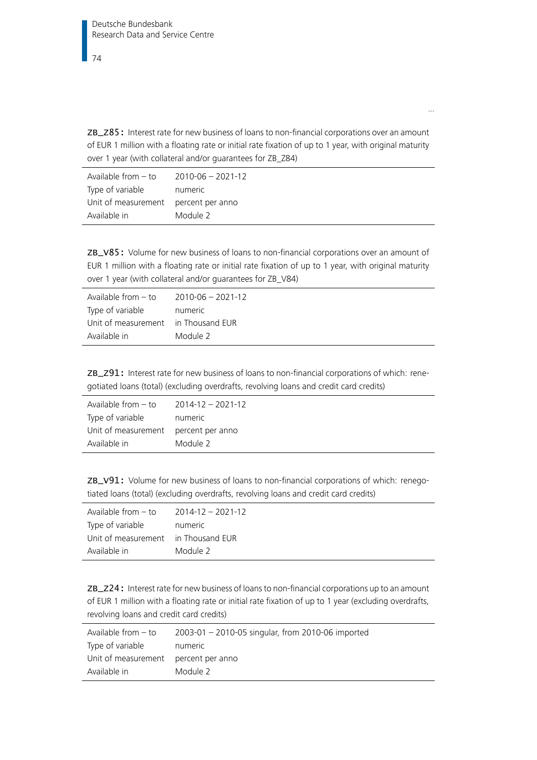...

**ZB_Z85:** Interest rate for new business of loans to non-financial corporations over an amount of EUR 1 million with a floating rate or initial rate fixation of up to 1 year, with original maturity over 1 year (with collateral and/or guarantees for ZB_Z84)

| | |
|---|---|
| Available from – to | 2010-06 – 2021-12 |
| Type of variable | numeric |
| Unit of measurement | percent per anno |
| Available in | Module 2 |

**ZB_V85:** Volume for new business of loans to non-financial corporations over an amount of EUR 1 million with a floating rate or initial rate fixation of up to 1 year, with original maturity over 1 year (with collateral and/or guarantees for ZB_V84)

| | |
|---|---|
| Available from – to | 2010-06 – 2021-12 |
| Type of variable | numeric |
| Unit of measurement | in Thousand EUR |
| Available in | Module 2 |

**ZB_Z91:** Interest rate for new business of loans to non-financial corporations of which: renegotiated loans (total) (excluding overdrafts, revolving loans and credit card credits)

| | |
|---|---|
| Available from – to | 2014-12 – 2021-12 |
| Type of variable | numeric |
| Unit of measurement | percent per anno |
| Available in | Module 2 |

**ZB_V91:** Volume for new business of loans to non-financial corporations of which: renegotiated loans (total) (excluding overdrafts, revolving loans and credit card credits)

| | |
|---|---|
| Available from – to | 2014-12 – 2021-12 |
| Type of variable | numeric |
| Unit of measurement | in Thousand EUR |
| Available in | Module 2 |

**ZB_Z24:** Interest rate for new business of loans to non-financial corporations up to an amount of EUR 1 million with a floating rate or initial rate fixation of up to 1 year (excluding overdrafts, revolving loans and credit card credits)

| | |
|---|---|
| Available from – to | 2003-01 – 2010-05 singular, from 2010-06 imported |
| Type of variable | numeric |
| Unit of measurement | percent per anno |
| Available in | Module 2 |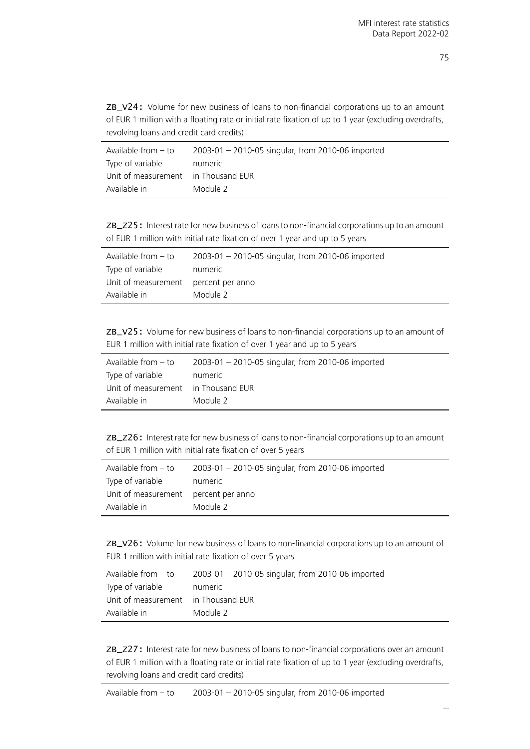**ZB_V24:** Volume for new business of loans to non-financial corporations up to an amount of EUR 1 million with a floating rate or initial rate fixation of up to 1 year (excluding overdrafts, revolving loans and credit card credits)

| | |
|---|---|
| Available from – to | 2003-01 – 2010-05 singular, from 2010-06 imported |
| Type of variable | numeric |
| Unit of measurement | in Thousand EUR |
| Available in | Module 2 |

**ZB_Z25:** Interest rate for new business of loans to non-financial corporations up to an amount of EUR 1 million with initial rate fixation of over 1 year and up to 5 years

| | |
|---|---|
| Available from – to | 2003-01 – 2010-05 singular, from 2010-06 imported |
| Type of variable | numeric |
| Unit of measurement | percent per anno |
| Available in | Module 2 |

**ZB_V25:** Volume for new business of loans to non-financial corporations up to an amount of EUR 1 million with initial rate fixation of over 1 year and up to 5 years

| | |
|---|---|
| Available from – to | 2003-01 – 2010-05 singular, from 2010-06 imported |
| Type of variable | numeric |
| Unit of measurement | in Thousand EUR |
| Available in | Module 2 |

**ZB_Z26:** Interest rate for new business of loans to non-financial corporations up to an amount of EUR 1 million with initial rate fixation of over 5 years

| | |
|---|---|
| Available from – to | 2003-01 – 2010-05 singular, from 2010-06 imported |
| Type of variable | numeric |
| Unit of measurement | percent per anno |
| Available in | Module 2 |

**ZB_V26:** Volume for new business of loans to non-financial corporations up to an amount of EUR 1 million with initial rate fixation of over 5 years

| | |
|---|---|
| Available from – to | 2003-01 – 2010-05 singular, from 2010-06 imported |
| Type of variable | numeric |
| Unit of measurement | in Thousand EUR |
| Available in | Module 2 |

**ZB_Z27:** Interest rate for new business of loans to non-financial corporations over an amount of EUR 1 million with a floating rate or initial rate fixation of up to 1 year (excluding overdrafts, revolving loans and credit card credits)

| | |
|---|---|
| Available from – to | 2003-01 – 2010-05 singular, from 2010-06 imported |

...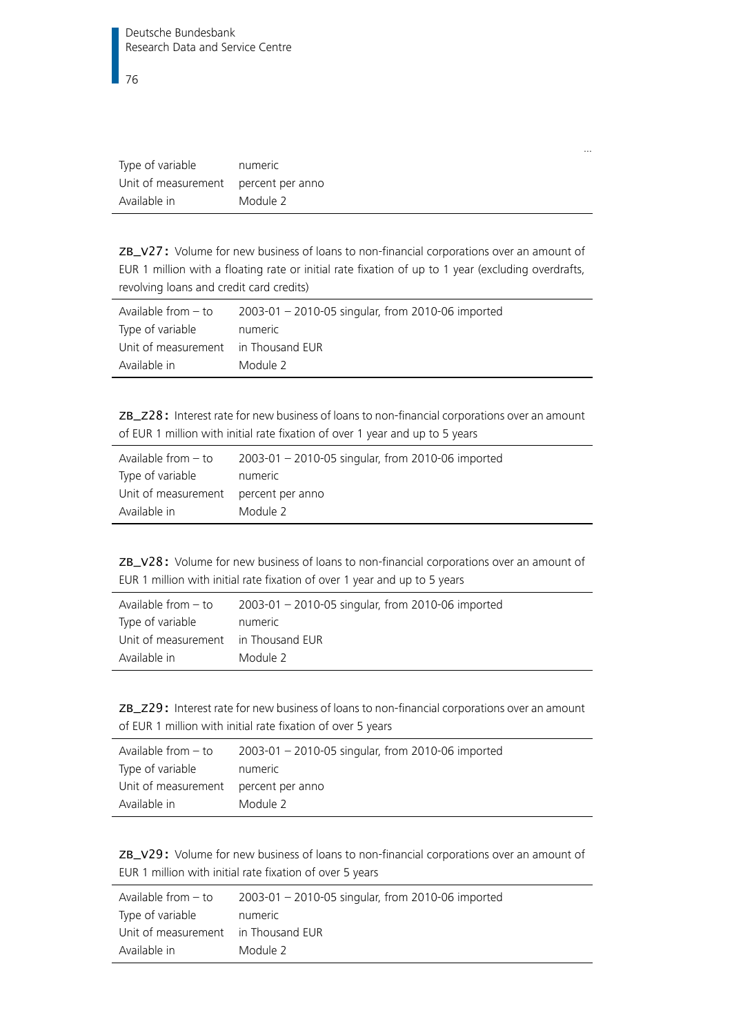...

| Type of variable | numeric |
|---|---|
| Unit of measurement | percent per anno |
| Available in | Module 2 |

**ZB_V27:** Volume for new business of loans to non-financial corporations over an amount of EUR 1 million with a floating rate or initial rate fixation of up to 1 year (excluding overdrafts, revolving loans and credit card credits)

| Available from – to | 2003-01 – 2010-05 singular, from 2010-06 imported |
|---|---|
| Type of variable | numeric |
| Unit of measurement | in Thousand EUR |
| Available in | Module 2 |

**ZB_Z28:** Interest rate for new business of loans to non-financial corporations over an amount of EUR 1 million with initial rate fixation of over 1 year and up to 5 years

| Available from – to | 2003-01 – 2010-05 singular, from 2010-06 imported |
|---|---|
| Type of variable | numeric |
| Unit of measurement | percent per anno |
| Available in | Module 2 |

**ZB_V28:** Volume for new business of loans to non-financial corporations over an amount of EUR 1 million with initial rate fixation of over 1 year and up to 5 years

| Available from – to | 2003-01 – 2010-05 singular, from 2010-06 imported |
|---|---|
| Type of variable | numeric |
| Unit of measurement | in Thousand EUR |
| Available in | Module 2 |

**ZB_Z29:** Interest rate for new business of loans to non-financial corporations over an amount of EUR 1 million with initial rate fixation of over 5 years

| Available from – to | 2003-01 – 2010-05 singular, from 2010-06 imported |
|---|---|
| Type of variable | numeric |
| Unit of measurement | percent per anno |
| Available in | Module 2 |

**ZB_V29:** Volume for new business of loans to non-financial corporations over an amount of EUR 1 million with initial rate fixation of over 5 years

| Available from – to | 2003-01 – 2010-05 singular, from 2010-06 imported |
|---|---|
| Type of variable | numeric |
| Unit of measurement | in Thousand EUR |
| Available in | Module 2 |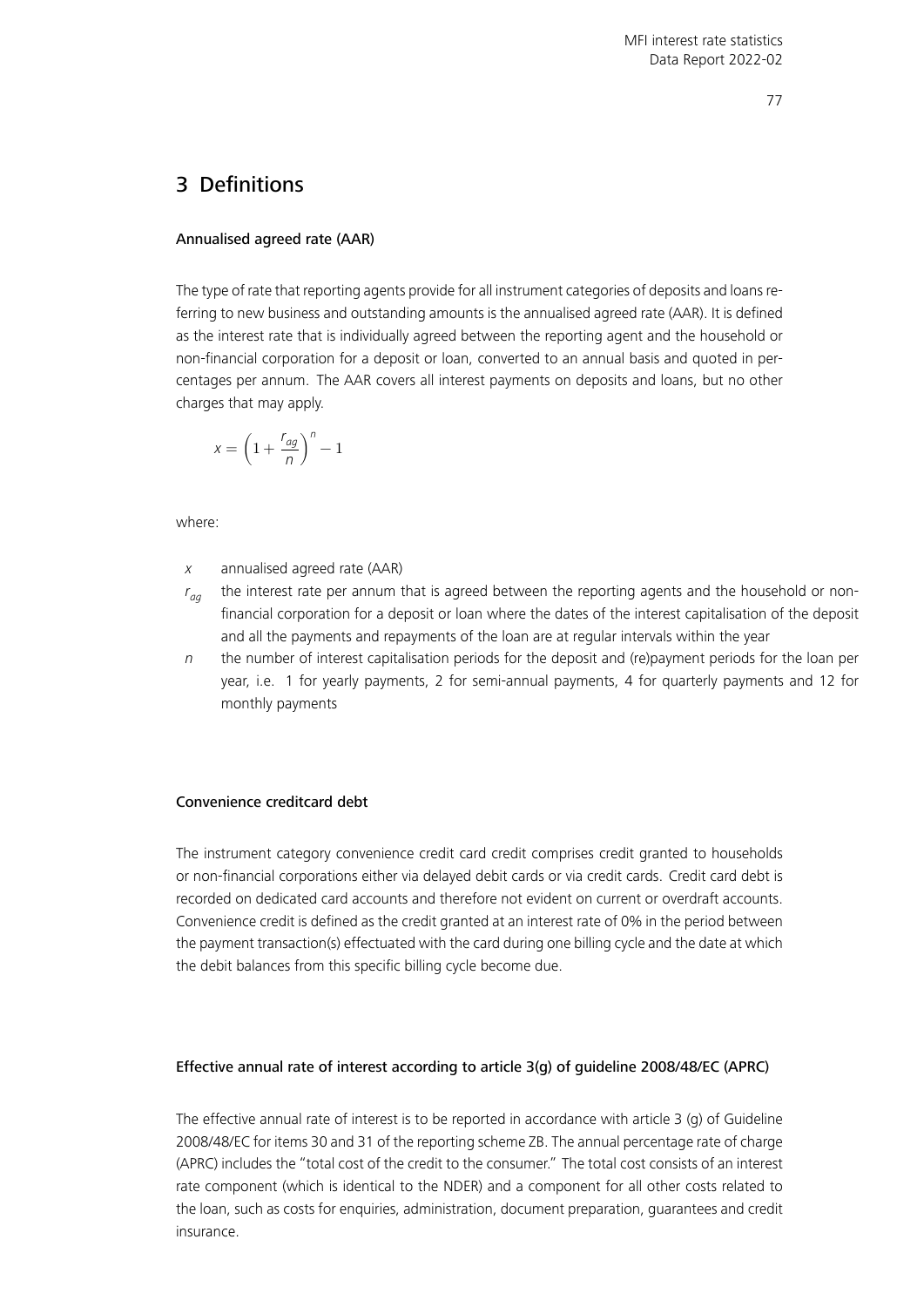# 3 Definitions

### Annualised agreed rate (AAR)

The type of rate that reporting agents provide for all instrument categories of deposits and loans referring to new business and outstanding amounts is the annualised agreed rate (AAR). It is defined as the interest rate that is individually agreed between the reporting agent and the household or non-financial corporation for a deposit or loan, converted to an annual basis and quoted in percentages per annum. The AAR covers all interest payments on deposits and loans, but no other charges that may apply.

$$x = \left(1 + \frac{r_{ag}}{n}\right)^n - 1$$

where:

- $x$ annualised agreed rate (AAR)
- $r_{ag}$ the interest rate per annum that is agreed between the reporting agents and the household or non-financial corporation for a deposit or loan where the dates of the interest capitalisation of the deposit and all the payments and repayments of the loan are at regular intervals within the year
- $n$ the number of interest capitalisation periods for the deposit and (re)payment periods for the loan per year, i.e. 1 for yearly payments, 2 for semi-annual payments, 4 for quarterly payments and 12 for monthly payments

### Convenience creditcard debt

The instrument category convenience credit card credit comprises credit granted to households or non-financial corporations either via delayed debit cards or via credit cards. Credit card debt is recorded on dedicated card accounts and therefore not evident on current or overdraft accounts. Convenience credit is defined as the credit granted at an interest rate of 0% in the period between the payment transaction(s) effectuated with the card during one billing cycle and the date at which the debit balances from this specific billing cycle become due.

### Effective annual rate of interest according to article 3(g) of guideline 2008/48/EC (APRC)

The effective annual rate of interest is to be reported in accordance with article 3 (g) of Guideline 2008/48/EC for items 30 and 31 of the reporting scheme ZB. The annual percentage rate of charge (APRC) includes the "total cost of the credit to the consumer." The total cost consists of an interest rate component (which is identical to the NDER) and a component for all other costs related to the loan, such as costs for enquiries, administration, document preparation, guarantees and credit insurance.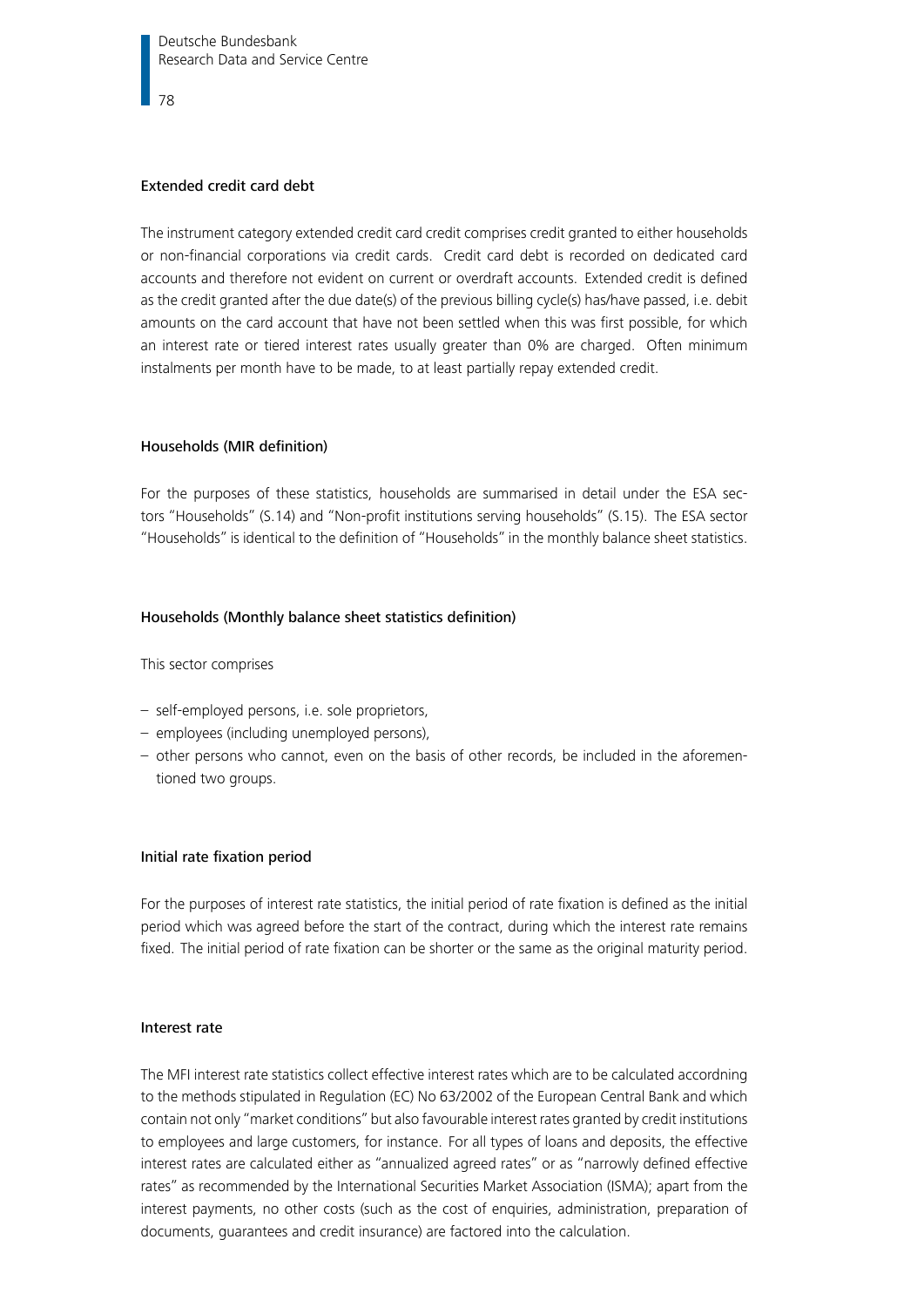## Extended credit card debt

The instrument category extended credit card credit comprises credit granted to either households or non-financial corporations via credit cards. Credit card debt is recorded on dedicated card accounts and therefore not evident on current or overdraft accounts. Extended credit is defined as the credit granted after the due date(s) of the previous billing cycle(s) has/have passed, i.e. debit amounts on the card account that have not been settled when this was first possible, for which an interest rate or tiered interest rates usually greater than 0% are charged. Often minimum instalments per month have to be made, to at least partially repay extended credit.

## Households (MIR definition)

For the purposes of these statistics, households are summarised in detail under the ESA sectors "Households" (S.14) and "Non-profit institutions serving households" (S.15). The ESA sector "Households" is identical to the definition of "Households" in the monthly balance sheet statistics.

## Households (Monthly balance sheet statistics definition)

This sector comprises

- self-employed persons, i.e. sole proprietors,
- employees (including unemployed persons),
- other persons who cannot, even on the basis of other records, be included in the aforementioned two groups.

## Initial rate fixation period

For the purposes of interest rate statistics, the initial period of rate fixation is defined as the initial period which was agreed before the start of the contract, during which the interest rate remains fixed. The initial period of rate fixation can be shorter or the same as the original maturity period.

## Interest rate

The MFI interest rate statistics collect effective interest rates which are to be calculated accordning to the methods stipulated in Regulation (EC) No 63/2002 of the European Central Bank and which contain not only "market conditions" but also favourable interest rates granted by credit institutions to employees and large customers, for instance. For all types of loans and deposits, the effective interest rates are calculated either as "annualized agreed rates" or as "narrowly defined effective rates" as recommended by the International Securities Market Association (ISMA); apart from the interest payments, no other costs (such as the cost of enquiries, administration, preparation of documents, guarantees and credit insurance) are factored into the calculation.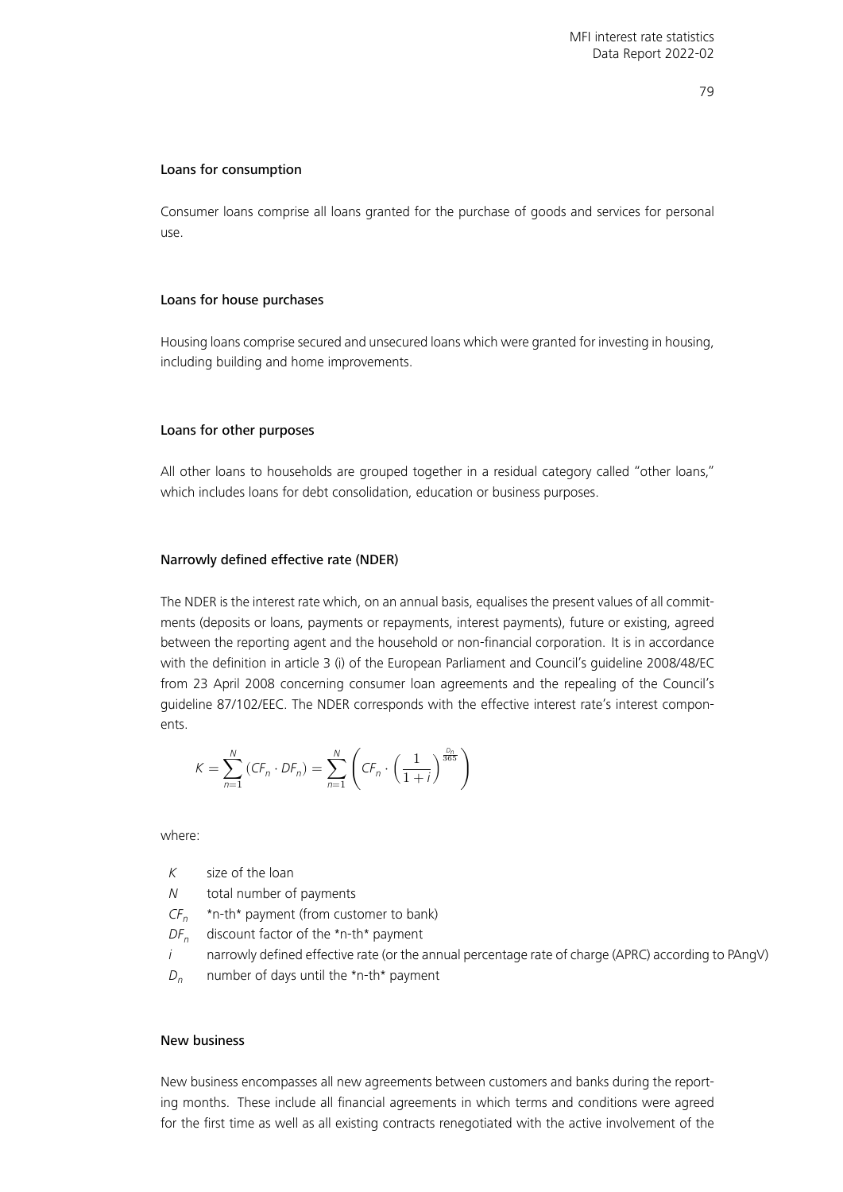#### Loans for consumption

Consumer loans comprise all loans granted for the purchase of goods and services for personal use.

#### Loans for house purchases

Housing loans comprise secured and unsecured loans which were granted for investing in housing, including building and home improvements.

#### Loans for other purposes

All other loans to households are grouped together in a residual category called "other loans," which includes loans for debt consolidation, education or business purposes.

#### Narrowly defined effective rate (NDER)

The NDER is the interest rate which, on an annual basis, equalises the present values of all commitments (deposits or loans, payments or repayments, interest payments), future or existing, agreed between the reporting agent and the household or non-financial corporation. It is in accordance with the definition in article 3 (i) of the European Parliament and Council's guideline 2008/48/EC from 23 April 2008 concerning consumer loan agreements and the repealing of the Council's guideline 87/102/EEC. The NDER corresponds with the effective interest rate's interest components.

$$K = \sum_{n=1}^{N} (CF_n \cdot DF_n) = \sum_{n=1}^{N} \left( CF_n \cdot \left( \frac{1}{1+i} \right)^{\frac{D_n}{365}} \right)$$

where:

- $K$ size of the loan
- $N$ total number of payments
- $CF_n$ *n-th* payment (from customer to bank)
- $DF_n$ discount factor of the *n-th* payment
- $i$ narrowly defined effective rate (or the annual percentage rate of charge (APRC) according to PAngV)
- $D_n$ number of days until the *n-th* payment

#### New business

New business encompasses all new agreements between customers and banks during the reporting months. These include all financial agreements in which terms and conditions were agreed for the first time as well as all existing contracts renegotiated with the active involvement of the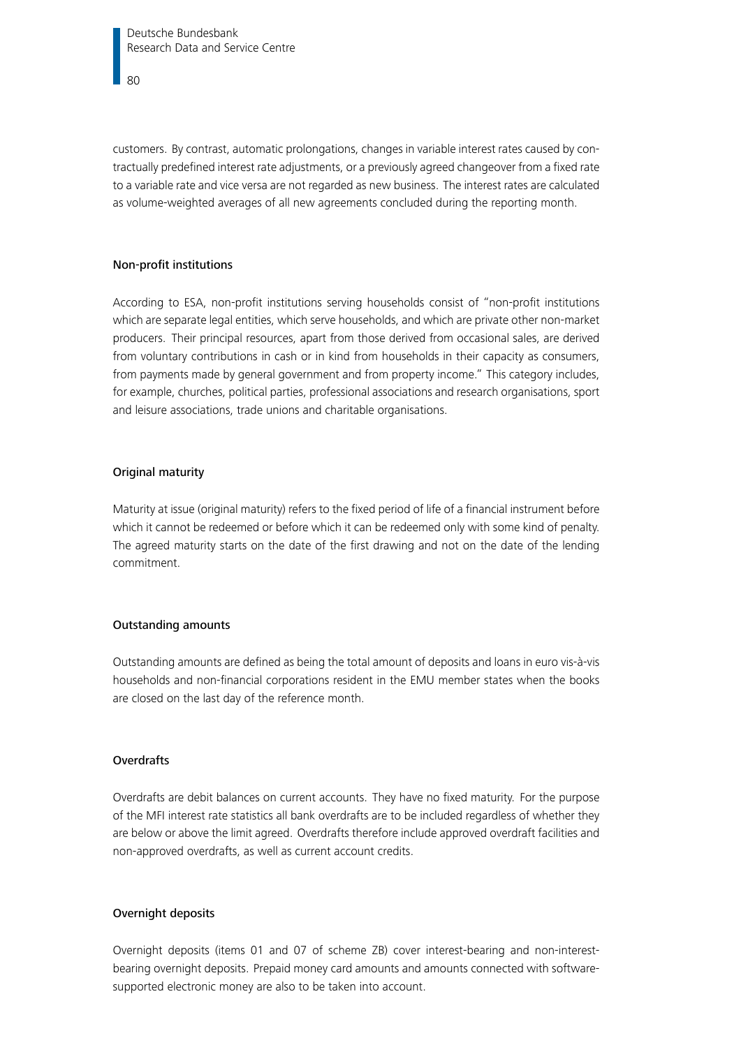customers. By contrast, automatic prolongations, changes in variable interest rates caused by contractually predefined interest rate adjustments, or a previously agreed changeover from a fixed rate to a variable rate and vice versa are not regarded as new business. The interest rates are calculated as volume-weighted averages of all new agreements concluded during the reporting month.

### Non-profit institutions

According to ESA, non-profit institutions serving households consist of "non-profit institutions which are separate legal entities, which serve households, and which are private other non-market producers. Their principal resources, apart from those derived from occasional sales, are derived from voluntary contributions in cash or in kind from households in their capacity as consumers, from payments made by general government and from property income." This category includes, for example, churches, political parties, professional associations and research organisations, sport and leisure associations, trade unions and charitable organisations.

### Original maturity

Maturity at issue (original maturity) refers to the fixed period of life of a financial instrument before which it cannot be redeemed or before which it can be redeemed only with some kind of penalty. The agreed maturity starts on the date of the first drawing and not on the date of the lending commitment.

### Outstanding amounts

Outstanding amounts are defined as being the total amount of deposits and loans in euro vis-à-vis households and non-financial corporations resident in the EMU member states when the books are closed on the last day of the reference month.

### Overdrafts

Overdrafts are debit balances on current accounts. They have no fixed maturity. For the purpose of the MFI interest rate statistics all bank overdrafts are to be included regardless of whether they are below or above the limit agreed. Overdrafts therefore include approved overdraft facilities and non-approved overdrafts, as well as current account credits.

### Overnight deposits

Overnight deposits (items 01 and 07 of scheme ZB) cover interest-bearing and non-interest-bearing overnight deposits. Prepaid money card amounts and amounts connected with software-supported electronic money are also to be taken into account.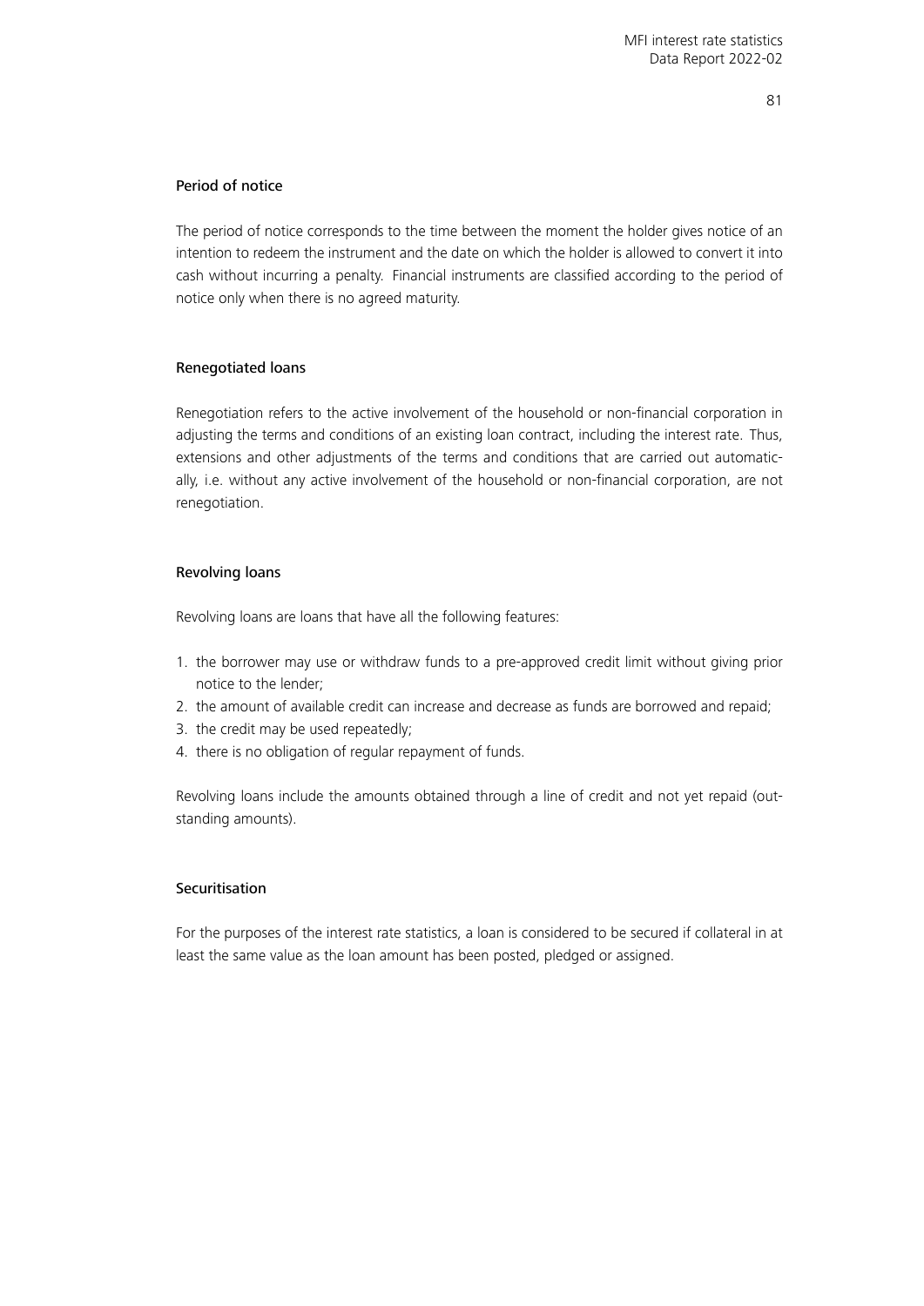### Period of notice

The period of notice corresponds to the time between the moment the holder gives notice of an intention to redeem the instrument and the date on which the holder is allowed to convert it into cash without incurring a penalty. Financial instruments are classified according to the period of notice only when there is no agreed maturity.

### Renegotiated loans

Renegotiation refers to the active involvement of the household or non-financial corporation in adjusting the terms and conditions of an existing loan contract, including the interest rate. Thus, extensions and other adjustments of the terms and conditions that are carried out automatically, i.e. without any active involvement of the household or non-financial corporation, are not renegotiation.

### Revolving loans

Revolving loans are loans that have all the following features:

1. the borrower may use or withdraw funds to a pre-approved credit limit without giving prior notice to the lender;
2. the amount of available credit can increase and decrease as funds are borrowed and repaid;
3. the credit may be used repeatedly;
4. there is no obligation of regular repayment of funds.

Revolving loans include the amounts obtained through a line of credit and not yet repaid (outstanding amounts).

### Securitisation

For the purposes of the interest rate statistics, a loan is considered to be secured if collateral in at least the same value as the loan amount has been posted, pledged or assigned.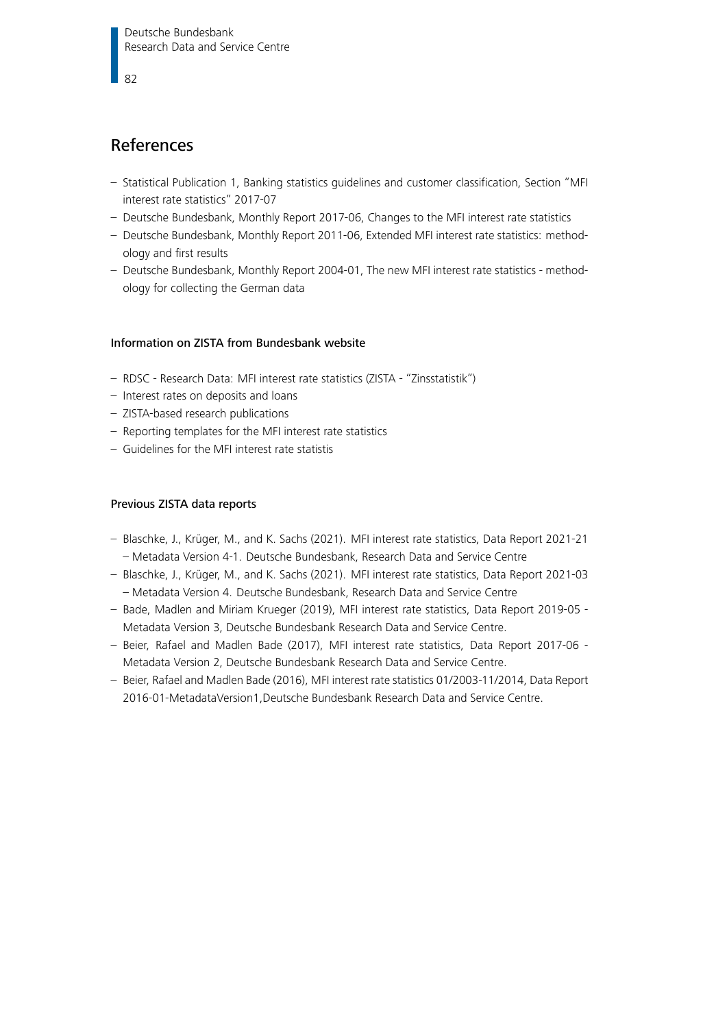# References

- Statistical Publication 1, Banking statistics guidelines and customer classification, Section "MFI interest rate statistics" 2017-07
- Deutsche Bundesbank, Monthly Report 2017-06, Changes to the MFI interest rate statistics
- Deutsche Bundesbank, Monthly Report 2011-06, Extended MFI interest rate statistics: methodology and first results
- Deutsche Bundesbank, Monthly Report 2004-01, The new MFI interest rate statistics - methodology for collecting the German data

### Information on ZISTA from Bundesbank website

- RDSC - Research Data: MFI interest rate statistics (ZISTA - "Zinsstatistik")
- Interest rates on deposits and loans
- ZISTA-based research publications
- Reporting templates for the MFI interest rate statistics
- Guidelines for the MFI interest rate statistis

### Previous ZISTA data reports

- Blaschke, J., Krüger, M., and K. Sachs (2021). MFI interest rate statistics, Data Report 2021-21 – Metadata Version 4-1. Deutsche Bundesbank, Research Data and Service Centre
- Blaschke, J., Krüger, M., and K. Sachs (2021). MFI interest rate statistics, Data Report 2021-03 – Metadata Version 4. Deutsche Bundesbank, Research Data and Service Centre
- Bade, Madlen and Miriam Krueger (2019), MFI interest rate statistics, Data Report 2019-05 - Metadata Version 3, Deutsche Bundesbank Research Data and Service Centre.
- Beier, Rafael and Madlen Bade (2017), MFI interest rate statistics, Data Report 2017-06 - Metadata Version 2, Deutsche Bundesbank Research Data and Service Centre.
- Beier, Rafael and Madlen Bade (2016), MFI interest rate statistics 01/2003-11/2014, Data Report 2016-01-MetadataVersion1,Deutsche Bundesbank Research Data and Service Centre.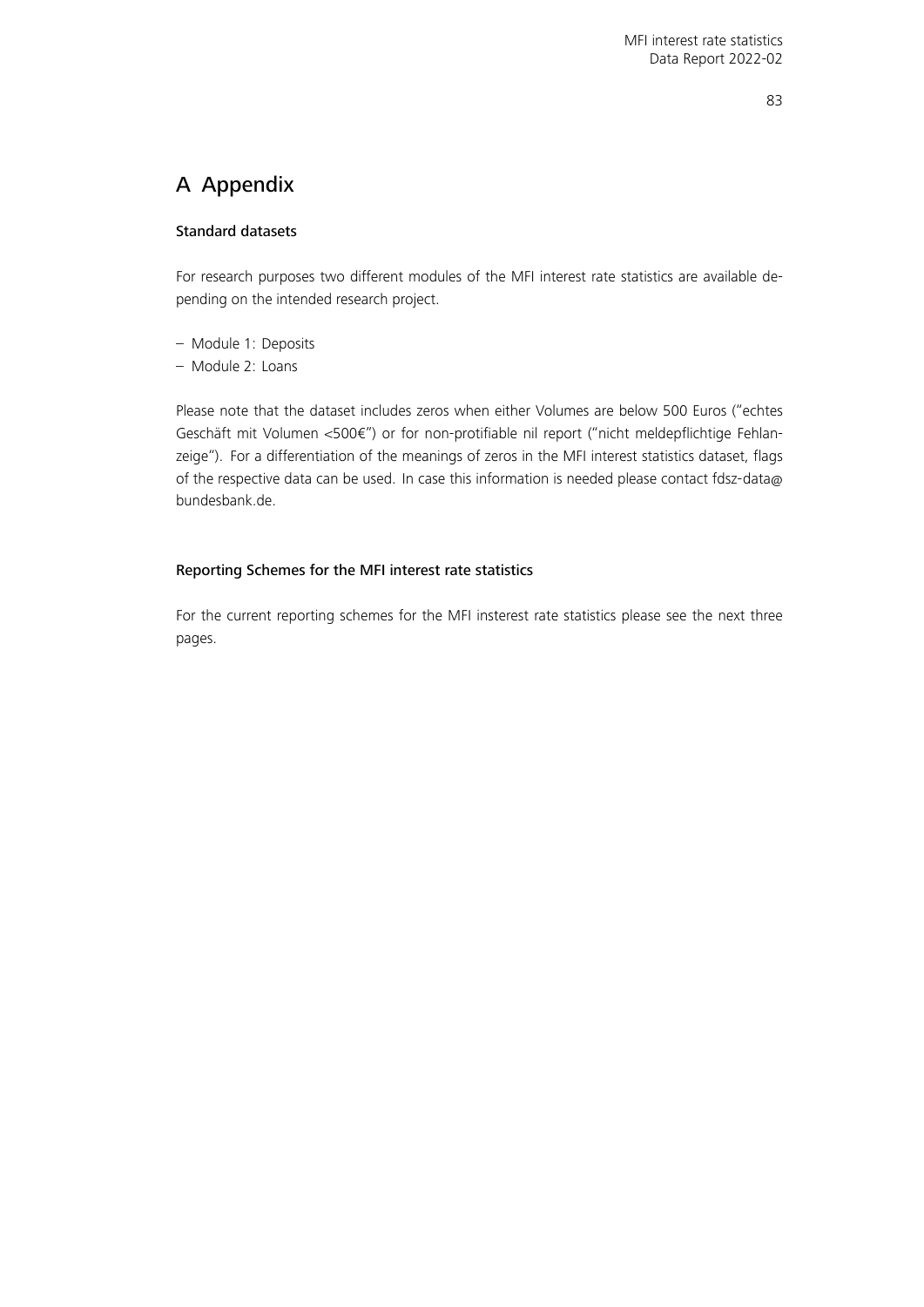# A Appendix

### Standard datasets

For research purposes two different modules of the MFI interest rate statistics are available depending on the intended research project.

- Module 1: Deposits
- Module 2: Loans

Please note that the dataset includes zeros when either Volumes are below 500 Euros ("echtes Geschäft mit Volumen <500€") or for non-protifiable nil report ("nicht meldepflichtige Fehlanzeige"). For a differentiation of the meanings of zeros in the MFI interest statistics dataset, flags of the respective data can be used. In case this information is needed please contact fdsz-data@bundesbank.de.

### Reporting Schemes for the MFI interest rate statistics

For the current reporting schemes for the MFI insterest rate statistics please see the next three pages.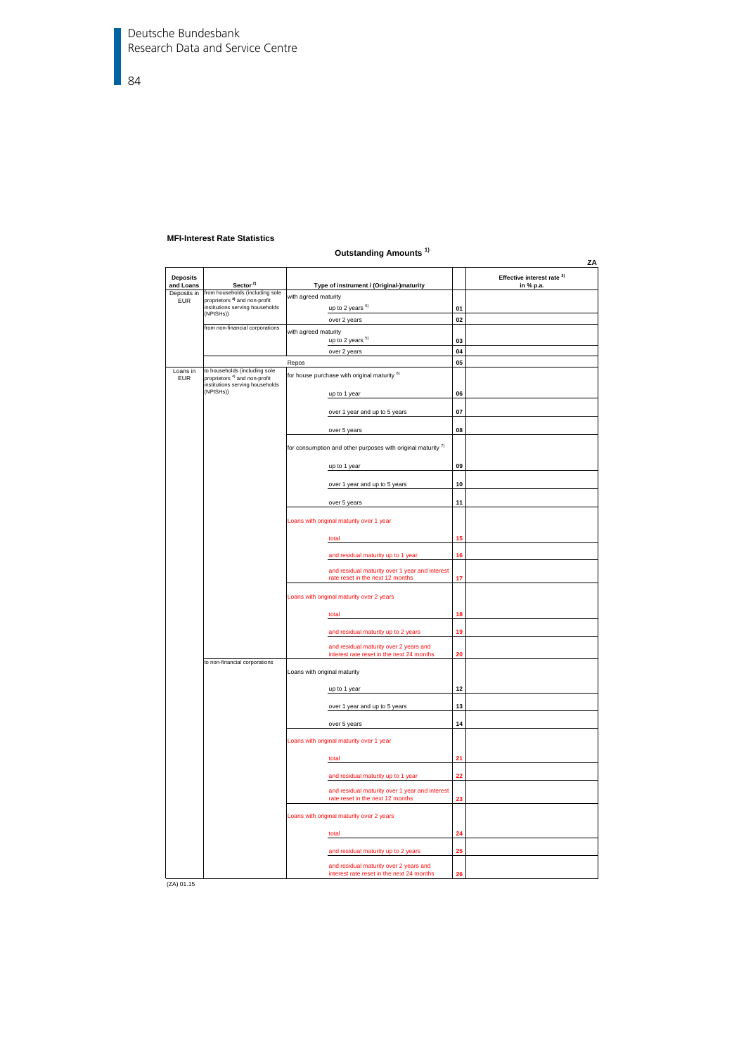**MFI-Interest Rate Statistics**

**Outstanding Amounts** [1)]

ZA

| Deposits and Loans | Sector [2)] | Type of instrument / (Original-)maturity | | | Effective interest rate [3)] in % p.a. |
|---|---|---|---|---|---|
| Deposits in EUR | from households (including sole proprietors [4)] and non-profit institutions serving households (NPISHs)) | with agreed maturity | | | |
| | | | up to 2 years [5)] | 01 | |
| | | | over 2 years | 02 | |
| | from non-financial corporations | with agreed maturity | | | |
| | | | up to 2 years [5)] | 03 | |
| | | | over 2 years | 04 | |
| | | Repos | | 05 | |
| Loans in EUR | to households (including sole proprietors [4)] and non-profit institutions serving households (NPISHs)) | for house purchase with original maturity [6)] | | | |
| | | | up to 1 year | 06 | |
| | | | over 1 year and up to 5 years | 07 | |
| | | | over 5 years | 08 | |
| | | for consumption and other purposes with original maturity [7)] | | | |
| | | | up to 1 year | 09 | |
| | | | over 1 year and up to 5 years | 10 | |
| | | | over 5 years | 11 | |
| | | Loans with original maturity over 1 year | | | |
| | | | total | 15 | |
| | | | and residual maturity up to 1 year | 16 | |
| | | | and residual maturity over 1 year and interest rate reset in the next 12 months | 17 | |
| | | Loans with original maturity over 2 years | | | |
| | | | total | 18 | |
| | | | and residual maturity up to 2 years | 19 | |
| | | | and residual maturity over 2 years and interest rate reset in the next 24 months | 20 | |
| | to non-financial corporations | Loans with original maturity | | | |
| | | | up to 1 year | 12 | |
| | | | over 1 year and up to 5 years | 13 | |
| | | | over 5 years | 14 | |
| | | Loans with original maturity over 1 year | | | |
| | | | total | 21 | |
| | | | and residual maturity up to 1 year | 22 | |
| | | | and residual maturity over 1 year and interest rate reset in the next 12 months | 23 | |
| | | Loans with original maturity over 2 years | | | |
| | | | total | 24 | |
| | | | and residual maturity up to 2 years | 25 | |
| | | | and residual maturity over 2 years and interest rate reset in the next 24 months | 26 | |

(ZA) 01.15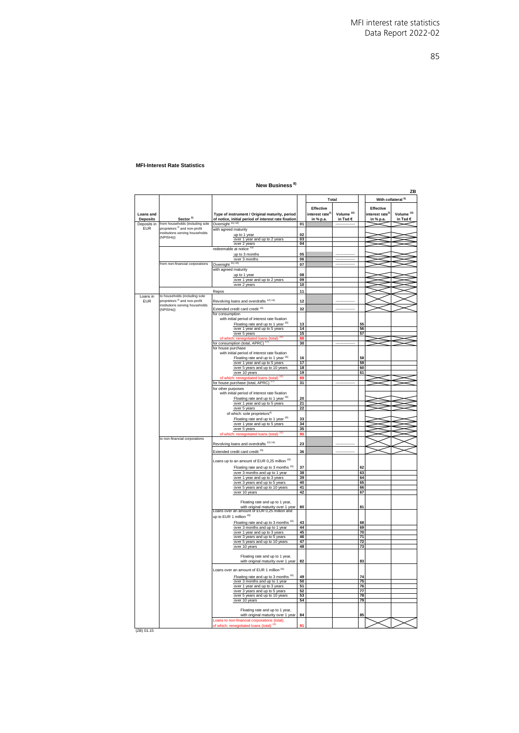**MFI-Interest Rate Statistics**

**New Business [8)]**

**ZB**

| Loans and Deposits | Sector [2)] | Type of instrument / Original maturity, period of notice, initial period of interest rate fixation | | Total: Effective interest rate[3)] in % p.a. | Total: Volume [10)] in Tsd € | | With collateral [9)]: Effective interest rate[3)] in % p.a. | With collateral [9)]: Volume [10)] in Tsd € |
|---|---|---|---|---|---|---|---|---|
| Deposits in EUR | from households (including sole proprietors [4)] and non-profit institutions serving households (NPISHs)) | Overnight [11) 12)] | 01 | | --------------- | | | |
| | | with agreed maturity | | | | | | |
| | | up to 1 year | 02 | | | | | |
| | | over 1 year and up to 2 years | 03 | | | | | |
| | | over 2 years | 04 | | | | | |
| | | redeemable at notice [13)] | | | | | | |
| | | up to 3 months | 05 | | --------------- | | | |
| | | over 3 months | 06 | | --------------- | | | |
| | from non-financial corporations | Overnight [11) 12)] | 07 | | --------------- | | | |
| | | with agreed maturity | | | | | | |
| | | up to 1 year | 08 | | | | | |
| | | over 1 year and up to 2 years | 09 | | | | | |
| | | over 2 years | 10 | | | | | |
| | | Repos | 11 | | | | | |
| Loans in EUR | to households (including sole proprietors [4)] and non-profit institutions serving households (NPISHs)) | Revolving loans and overdrafts [12) 14)] | 12 | | --------------- | | | |
| | | Extended credit card credit [15)] | 32 | | --------------- | | | |
| | | for consumption | | | | | | |
| | | with initial period of interest rate fixation | | | | | | |
| | | Floating rate and up to 1 year [16)] | 13 | | | 55 | | |
| | | over 1 year and up to 5 years | 14 | | | 56 | | |
| | | over 5 years | 15 | | | 57 | | |
| | | of which: renegotiated loans (total) [16)] | 88 | | | | | |
| | | for consumption (total, APRC) [17)] | 30 | | --------------- | | | |
| | | for house purchase | | | | | | |
| | | with initial period of interest rate fixation | | | | | | |
| | | Floating rate and up to 1 year [16)] | 16 | | | 58 | | |
| | | over 1 year and up to 5 years | 17 | | | 59 | | |
| | | over 5 years and up to 10 years | 18 | | | 60 | | |
| | | over 10 years | 19 | | | 61 | | |
| | | of which: renegotiated loans (total) [16)] | 89 | | | | | |
| | | for house purchase (total, APRC) [17)] | 31 | | --------------- | | | |
| | | for other purposes | | | | | | |
| | | with initial period of interest rate fixation | | | | | | |
| | | Floating rate and up to 1 year [16)] | 20 | | | | | |
| | | over 1 year and up to 5 years | 21 | | | | | |
| | | over 5 years | 22 | | | | | |
| | | of which: sole proprietors[4)] | | | | | | |
| | | Floating rate and up to 1 year [16)] | 33 | | | | | |
| | | over 1 year and up to 5 years | 34 | | | | | |
| | | over 5 years | 35 | | | | | |
| | | of which: renegotiated loans (total) [16)] | 90 | | | | | |
| | to non-financial corporations | Revolving loans and overdrafts [12) 14)] | 23 | | --------------- | | | |
| | | Extended credit card credit [15)] | 36 | | --------------- | | | |
| | | Loans up to an amount of EUR 0,25 million [18)] | | | | | | |
| | | Floating rate and up to 3 months [16)] | 37 | | | 62 | | |
| | | over 3 months and up to 1 year | 38 | | | 63 | | |
| | | over 1 year and up to 3 years | 39 | | | 64 | | |
| | | over 3 years and up to 5 years | 40 | | | 65 | | |
| | | over 5 years and up to 10 years | 41 | | | 66 | | |
| | | over 10 years | 42 | | | 67 | | |
| | | Floating rate and up to 1 year, with original maturity over 1 year | 80 | | | 81 | | |
| | | Loans over an amount of EUR 0,25 million and up to EUR 1 million [18)] | | | | | | |
| | | Floating rate and up to 3 months [16)] | 43 | | | 68 | | |
| | | over 3 months and up to 1 year | 44 | | | 69 | | |
| | | over 1 year and up to 3 years | 45 | | | 70 | | |
| | | over 3 years and up to 5 years | 46 | | | 71 | | |
| | | over 5 years and up to 10 years | 47 | | | 72 | | |
| | | over 10 years | 48 | | | 73 | | |
| | | Floating rate and up to 1 year, with original maturity over 1 year | 82 | | | 83 | | |
| | | Loans over an amount of EUR 1 million [18)] | | | | | | |
| | | Floating rate and up to 3 months [16)] | 49 | | | 74 | | |
| | | over 3 months and up to 1 year | 50 | | | 75 | | |
| | | over 1 year and up to 3 years | 51 | | | 76 | | |
| | | over 3 years and up to 5 years | 52 | | | 77 | | |
| | | over 5 years and up to 10 years | 53 | | | 78 | | |
| | | over 10 years | 54 | | | 79 | | |
| | | Floating rate and up to 1 year, with original maturity over 1 year | 84 | | | 85 | | |
| | | Loans to non-financial corporations (total); of which: renegotiated loans (total) [16)] | 91 | | | | | |

(ZB) 01.15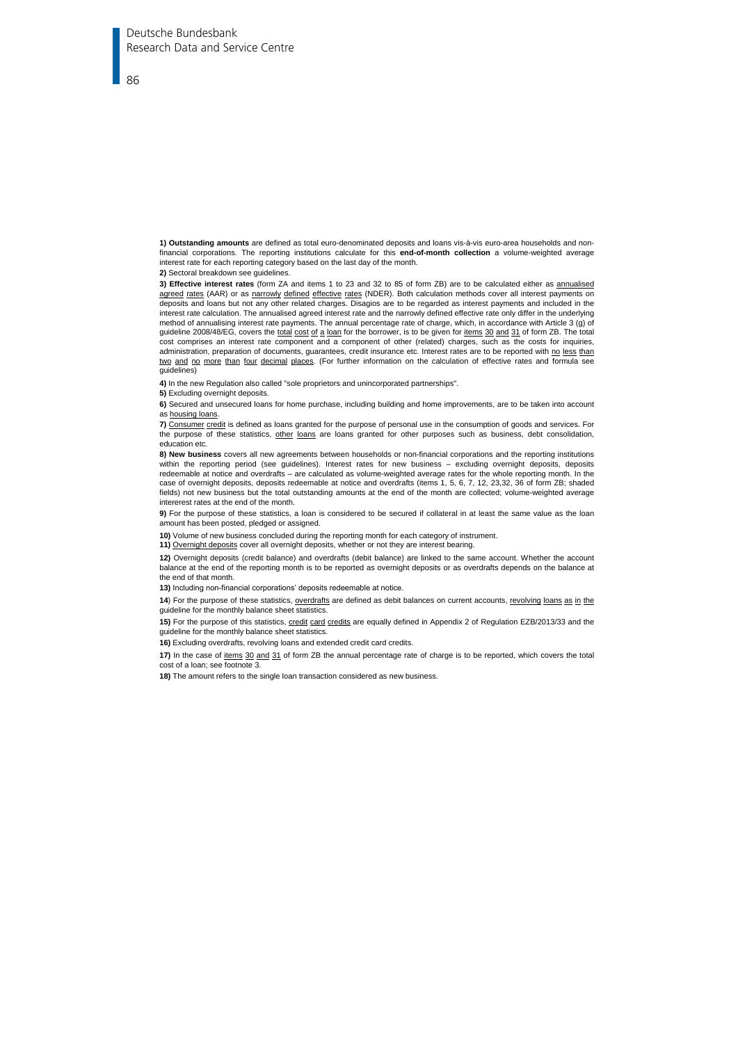**1) Outstanding amounts** are defined as total euro-denominated deposits and loans vis-à-vis euro-area households and non-financial corporations. The reporting institutions calculate for this **end-of-month collection** a volume-weighted average interest rate for each reporting category based on the last day of the month.

**2)** Sectoral breakdown see guidelines.

**3) Effective interest rates** (form ZA and items 1 to 23 and 32 to 85 of form ZB) are to be calculated either as annualised agreed rates (AAR) or as narrowly defined effective rates (NDER). Both calculation methods cover all interest payments on deposits and loans but not any other related charges. Disagios are to be regarded as interest payments and included in the interest rate calculation. The annualised agreed interest rate and the narrowly defined effective rate only differ in the underlying method of annualising interest rate payments. The annual percentage rate of charge, which, in accordance with Article 3 (g) of guideline 2008/48/EG, covers the total cost of a loan for the borrower, is to be given for items 30 and 31 of form ZB. The total cost comprises an interest rate component and a component of other (related) charges, such as the costs for inquiries, administration, preparation of documents, guarantees, credit insurance etc. Interest rates are to be reported with no less than two and no more than four decimal places. (For further information on the calculation of effective rates and formula see guidelines)

**4)** In the new Regulation also called "sole proprietors and unincorporated partnerships".

**5)** Excluding overnight deposits.

**6)** Secured and unsecured loans for home purchase, including building and home improvements, are to be taken into account as housing loans.

**7)** Consumer credit is defined as loans granted for the purpose of personal use in the consumption of goods and services. For the purpose of these statistics, other loans are loans granted for other purposes such as business, debt consolidation, education etc.

**8) New business** covers all new agreements between households or non-financial corporations and the reporting institutions within the reporting period (see guidelines). Interest rates for new business – excluding overnight deposits, deposits redeemable at notice and overdrafts – are calculated as volume-weighted average rates for the whole reporting month. In the case of overnight deposits, deposits redeemable at notice and overdrafts (items 1, 5, 6, 7, 12, 23,32, 36 of form ZB; shaded fields) not new business but the total outstanding amounts at the end of the month are collected; volume-weighted average intererest rates at the end of the month.

**9)** For the purpose of these statistics, a loan is considered to be secured if collateral in at least the same value as the loan amount has been posted, pledged or assigned.

**10)** Volume of new business concluded during the reporting month for each category of instrument.

**11)** Overnight deposits cover all overnight deposits, whether or not they are interest bearing.

**12)** Overnight deposits (credit balance) and overdrafts (debit balance) are linked to the same account. Whether the account balance at the end of the reporting month is to be reported as overnight deposits or as overdrafts depends on the balance at the end of that month.

**13)** Including non-financial corporations' deposits redeemable at notice.

**14**) For the purpose of these statistics, overdrafts are defined as debit balances on current accounts, revolving loans as in the guideline for the monthly balance sheet statistics.

**15)** For the purpose of this statistics, credit card credits are equally defined in Appendix 2 of Regulation EZB/2013/33 and the guideline for the monthly balance sheet statistics.

**16)** Excluding overdrafts, revolving loans and extended credit card credits.

**17)** In the case of items 30 and 31 of form ZB the annual percentage rate of charge is to be reported, which covers the total cost of a loan; see footnote 3.

**18)** The amount refers to the single loan transaction considered as new business.